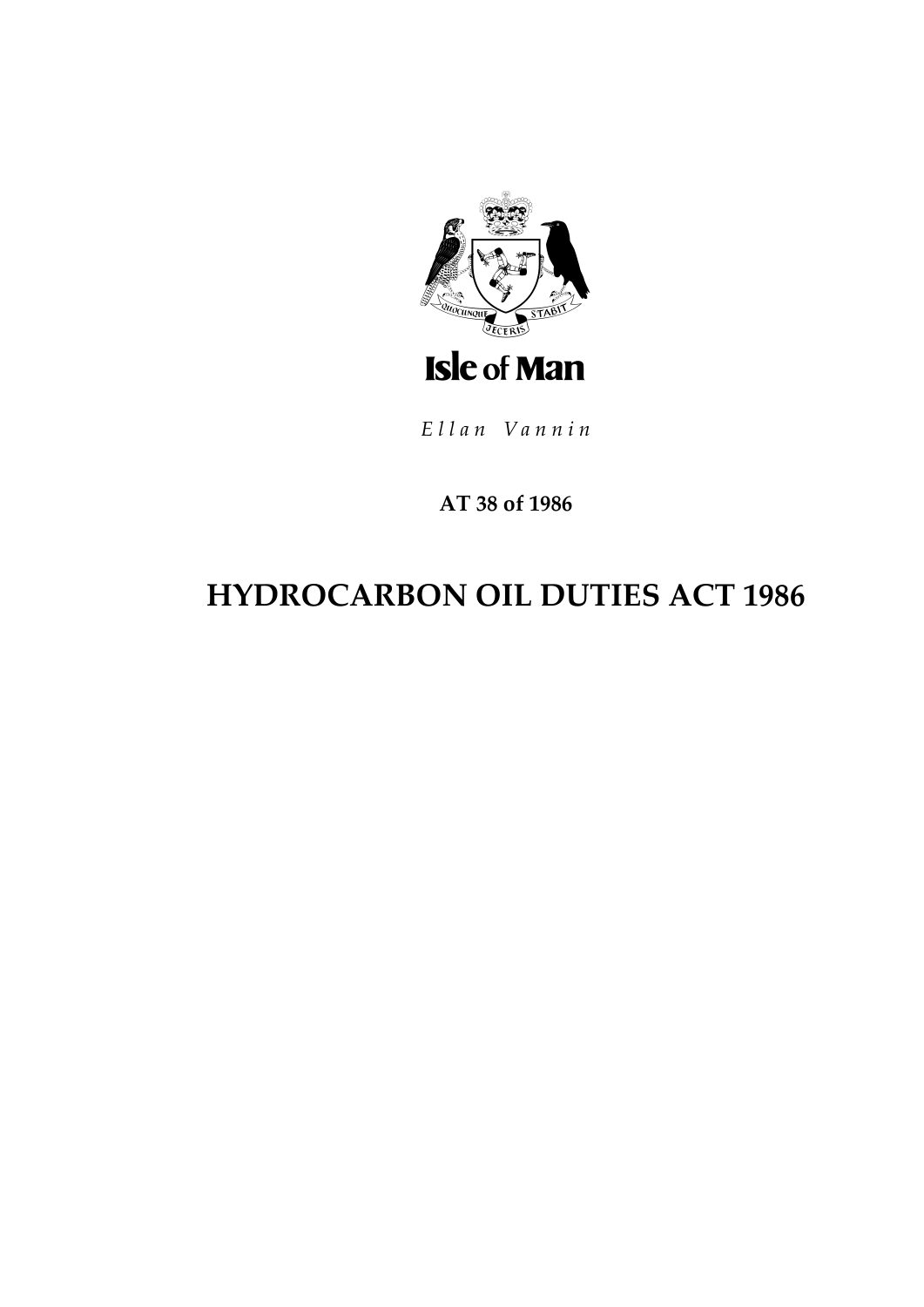Isle of Man

*Ellan Vannin*

**AT 38 of 1986**

# HYDROCARBON OIL DUTIES ACT 1986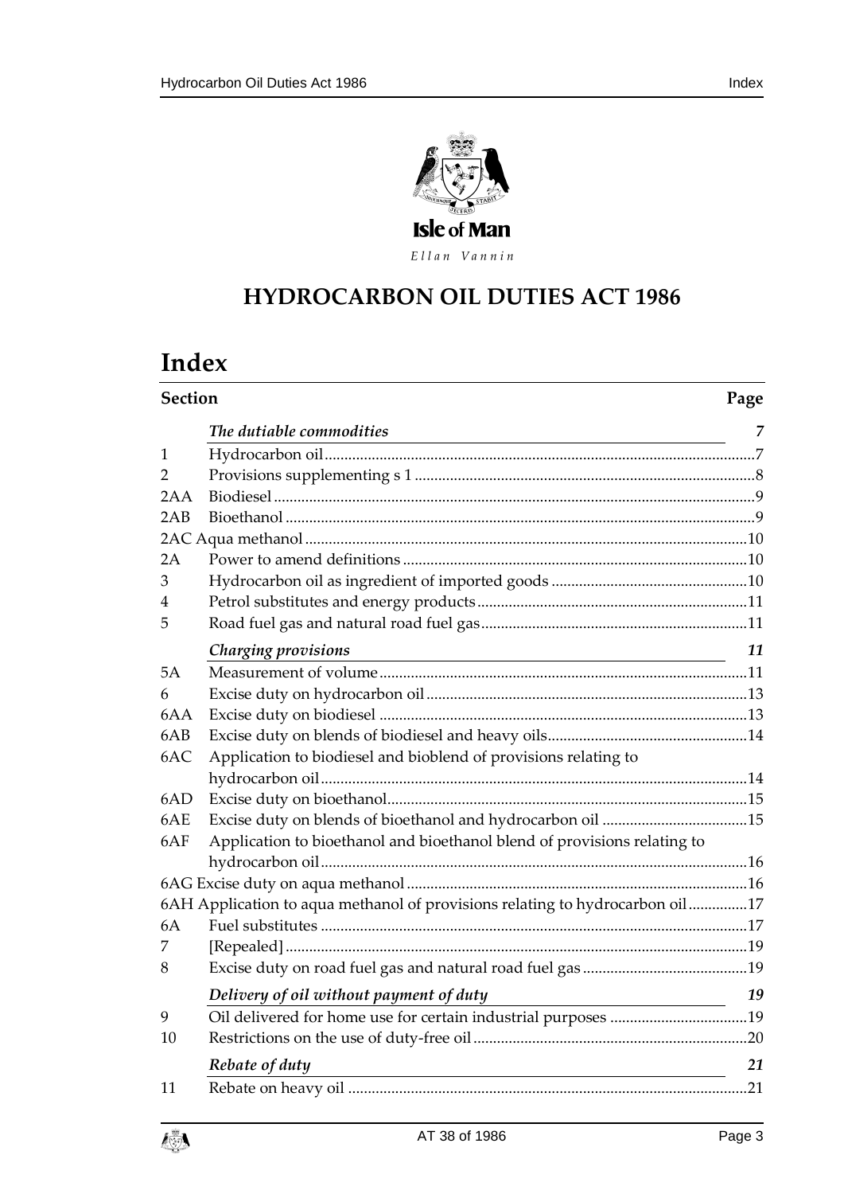Isle of Man

Ellan Vannin

# HYDROCARBON OIL DUTIES ACT 1986

# Index

| Section | | Page |
|---|---|---|
| | ***The dutiable commodities*** | ***7*** |
| 1 | Hydrocarbon oil | 7 |
| 2 | Provisions supplementing s 1 | 8 |
| 2AA | Biodiesel | 9 |
| 2AB | Bioethanol | 9 |
| 2AC | Aqua methanol | 10 |
| 2A | Power to amend definitions | 10 |
| 3 | Hydrocarbon oil as ingredient of imported goods | 10 |
| 4 | Petrol substitutes and energy products | 11 |
| 5 | Road fuel gas and natural road fuel gas | 11 |
| | ***Charging provisions*** | ***11*** |
| 5A | Measurement of volume | 11 |
| 6 | Excise duty on hydrocarbon oil | 13 |
| 6AA | Excise duty on biodiesel | 13 |
| 6AB | Excise duty on blends of biodiesel and heavy oils | 14 |
| 6AC | Application to biodiesel and bioblend of provisions relating to hydrocarbon oil | 14 |
| 6AD | Excise duty on bioethanol | 15 |
| 6AE | Excise duty on blends of bioethanol and hydrocarbon oil | 15 |
| 6AF | Application to bioethanol and bioethanol blend of provisions relating to hydrocarbon oil | 16 |
| 6AG | Excise duty on aqua methanol | 16 |
| 6AH | Application to aqua methanol of provisions relating to hydrocarbon oil | 17 |
| 6A | Fuel substitutes | 17 |
| 7 | [Repealed] | 19 |
| 8 | Excise duty on road fuel gas and natural road fuel gas | 19 |
| | ***Delivery of oil without payment of duty*** | ***19*** |
| 9 | Oil delivered for home use for certain industrial purposes | 19 |
| 10 | Restrictions on the use of duty-free oil | 20 |
| | ***Rebate of duty*** | ***21*** |
| 11 | Rebate on heavy oil | 21 |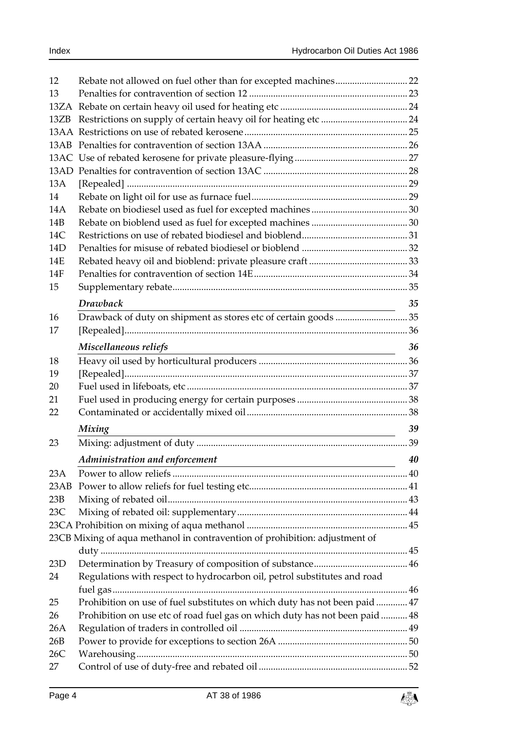| | | |
|---|---|---|
| 12 | Rebate not allowed on fuel other than for excepted machines | 22 |
| 13 | Penalties for contravention of section 12 | 23 |
| 13ZA | Rebate on certain heavy oil used for heating etc | 24 |
| 13ZB | Restrictions on supply of certain heavy oil for heating etc | 24 |
| 13AA | Restrictions on use of rebated kerosene | 25 |
| 13AB | Penalties for contravention of section 13AA | 26 |
| 13AC | Use of rebated kerosene for private pleasure-flying | 27 |
| 13AD | Penalties for contravention of section 13AC | 28 |
| 13A | [Repealed] | 29 |
| 14 | Rebate on light oil for use as furnace fuel | 29 |
| 14A | Rebate on biodiesel used as fuel for excepted machines | 30 |
| 14B | Rebate on bioblend used as fuel for excepted machines | 30 |
| 14C | Restrictions on use of rebated biodiesel and bioblend | 31 |
| 14D | Penalties for misuse of rebated biodiesel or bioblend | 32 |
| 14E | Rebated heavy oil and bioblend: private pleasure craft | 33 |
| 14F | Penalties for contravention of section 14E | 34 |
| 15 | Supplementary rebate | 35 |
| | ***Drawback*** | ***35*** |
| 16 | Drawback of duty on shipment as stores etc of certain goods | 35 |
| 17 | [Repealed] | 36 |
| | ***Miscellaneous reliefs*** | ***36*** |
| 18 | Heavy oil used by horticultural producers | 36 |
| 19 | [Repealed] | 37 |
| 20 | Fuel used in lifeboats, etc | 37 |
| 21 | Fuel used in producing energy for certain purposes | 38 |
| 22 | Contaminated or accidentally mixed oil | 38 |
| | ***Mixing*** | ***39*** |
| 23 | Mixing: adjustment of duty | 39 |
| | ***Administration and enforcement*** | ***40*** |
| 23A | Power to allow reliefs | 40 |
| 23AB | Power to allow reliefs for fuel testing etc | 41 |
| 23B | Mixing of rebated oil | 43 |
| 23C | Mixing of rebated oil: supplementary | 44 |
| 23CA | Prohibition on mixing of aqua methanol | 45 |
| 23CB | Mixing of aqua methanol in contravention of prohibition: adjustment of duty | 45 |
| 23D | Determination by Treasury of composition of substance | 46 |
| 24 | Regulations with respect to hydrocarbon oil, petrol substitutes and road fuel gas | 46 |
| 25 | Prohibition on use of fuel substitutes on which duty has not been paid | 47 |
| 26 | Prohibition on use etc of road fuel gas on which duty has not been paid | 48 |
| 26A | Regulation of traders in controlled oil | 49 |
| 26B | Power to provide for exceptions to section 26A | 50 |
| 26C | Warehousing | 50 |
| 27 | Control of use of duty-free and rebated oil | 52 |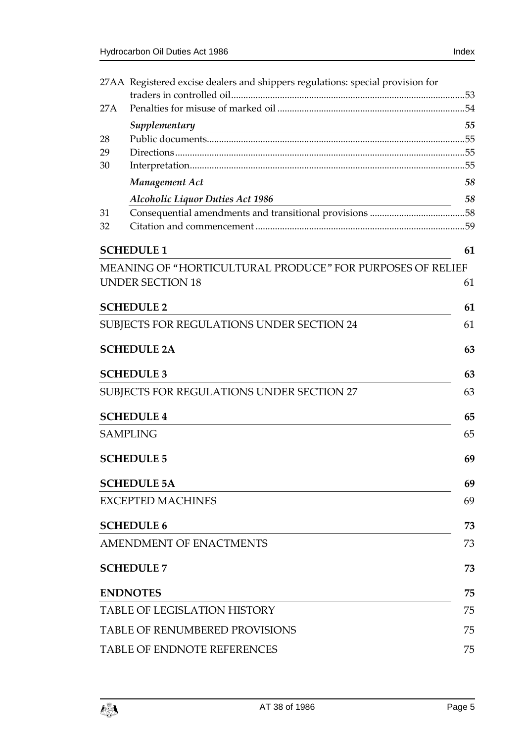27AA Registered excise dealers and shippers regulations: special provision for traders in controlled oil ..... 53
27A Penalties for misuse of marked oil ..... 54

*Supplementary* 55

28 Public documents ..... 55
29 Directions ..... 55
30 Interpretation ..... 55

*Management Act* 58

*Alcoholic Liquor Duties Act 1986* 58

31 Consequential amendments and transitional provisions ..... 58
32 Citation and commencement ..... 59

**SCHEDULE 1** 61

MEANING OF "HORTICULTURAL PRODUCE" FOR PURPOSES OF RELIEF UNDER SECTION 18 61

**SCHEDULE 2** 61

SUBJECTS FOR REGULATIONS UNDER SECTION 24 61

**SCHEDULE 2A** 63

**SCHEDULE 3** 63

SUBJECTS FOR REGULATIONS UNDER SECTION 27 63

**SCHEDULE 4** 65

SAMPLING 65

**SCHEDULE 5** 69

**SCHEDULE 5A** 69

EXCEPTED MACHINES 69

**SCHEDULE 6** 73

AMENDMENT OF ENACTMENTS 73

**SCHEDULE 7** 73

**ENDNOTES** 75

TABLE OF LEGISLATION HISTORY 75

TABLE OF RENUMBERED PROVISIONS 75

TABLE OF ENDNOTE REFERENCES 75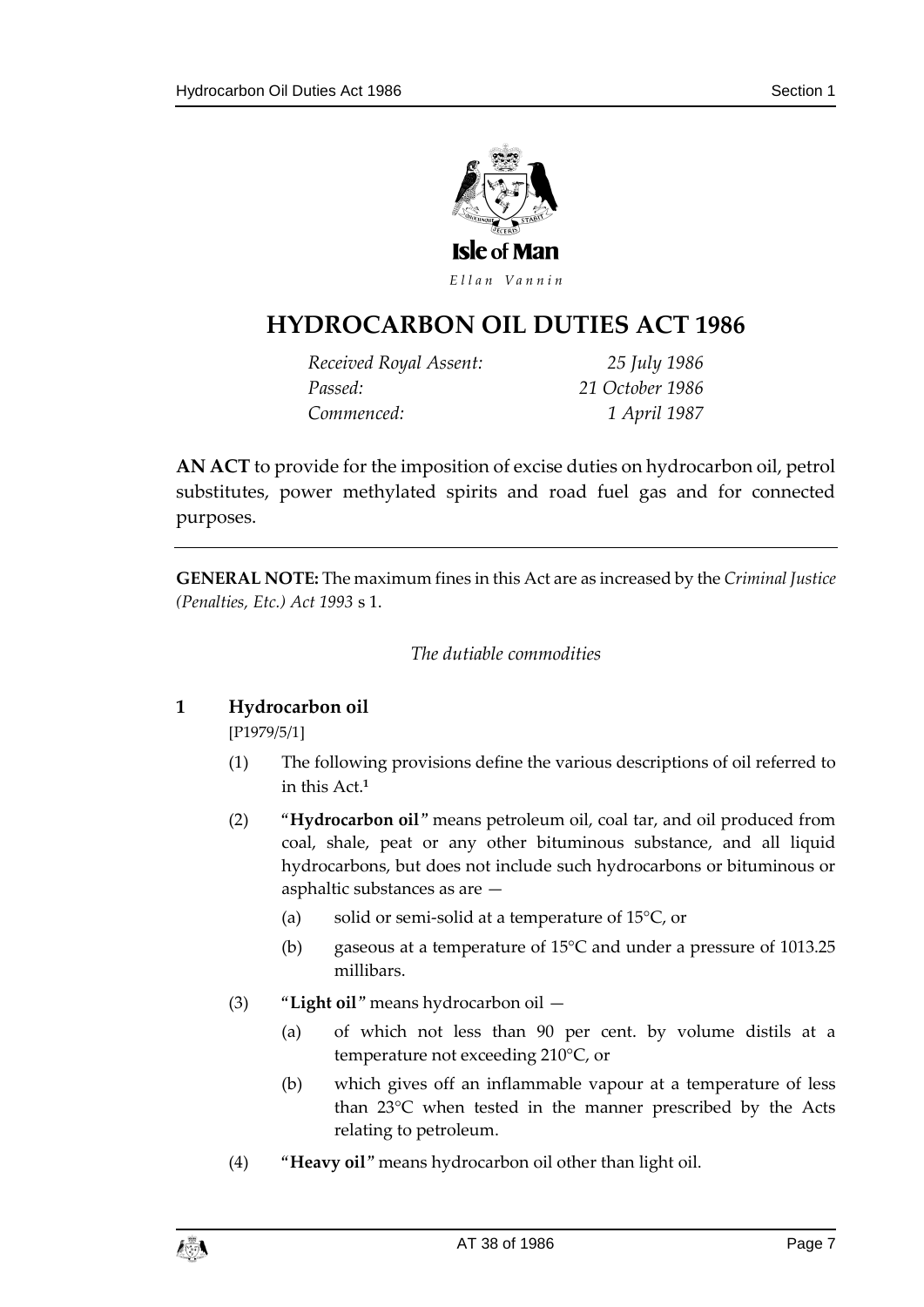Isle of Man

*Ellan Vannin*

# HYDROCARBON OIL DUTIES ACT 1986

| | |
|---|---|
| *Received Royal Assent:* | *25 July 1986* |
| *Passed:* | *21 October 1986* |
| *Commenced:* | *1 April 1987* |

**AN ACT** to provide for the imposition of excise duties on hydrocarbon oil, petrol substitutes, power methylated spirits and road fuel gas and for connected purposes.

---

**GENERAL NOTE:** The maximum fines in this Act are as increased by the *Criminal Justice (Penalties, Etc.) Act 1993* s 1.

*The dutiable commodities*

## 1 Hydrocarbon oil

[P1979/5/1]

(1) The following provisions define the various descriptions of oil referred to in this Act.[1]

(2) "**Hydrocarbon oil**" means petroleum oil, coal tar, and oil produced from coal, shale, peat or any other bituminous substance, and all liquid hydrocarbons, but does not include such hydrocarbons or bituminous or asphaltic substances as are —

(a) solid or semi-solid at a temperature of 15°C, or

(b) gaseous at a temperature of 15°C and under a pressure of 1013.25 millibars.

(3) "**Light oil**" means hydrocarbon oil —

(a) of which not less than 90 per cent. by volume distils at a temperature not exceeding 210°C, or

(b) which gives off an inflammable vapour at a temperature of less than 23°C when tested in the manner prescribed by the Acts relating to petroleum.

(4) "**Heavy oil**" means hydrocarbon oil other than light oil.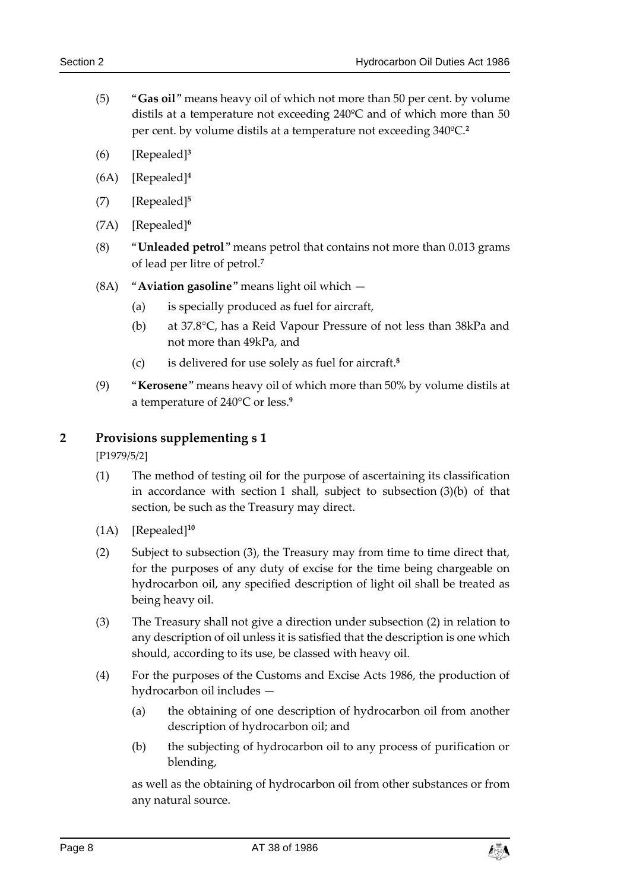(5) "**Gas oil**" means heavy oil of which not more than 50 per cent. by volume distils at a temperature not exceeding 240ºC and of which more than 50 per cent. by volume distils at a temperature not exceeding 340ºC.[2]

(6) [Repealed][3]

(6A) [Repealed][4]

(7) [Repealed][5]

(7A) [Repealed][6]

(8) "**Unleaded petrol**" means petrol that contains not more than 0.013 grams of lead per litre of petrol.[7]

(8A) "**Aviation gasoline**" means light oil which —

- (a) is specially produced as fuel for aircraft,
- (b) at 37.8°C, has a Reid Vapour Pressure of not less than 38kPa and not more than 49kPa, and
- (c) is delivered for use solely as fuel for aircraft.[8]

(9) "**Kerosene**" means heavy oil of which more than 50% by volume distils at a temperature of 240°C or less.[9]

## 2 Provisions supplementing s 1

[P1979/5/2]

(1) The method of testing oil for the purpose of ascertaining its classification in accordance with section 1 shall, subject to subsection (3)(b) of that section, be such as the Treasury may direct.

(1A) [Repealed][10]

(2) Subject to subsection (3), the Treasury may from time to time direct that, for the purposes of any duty of excise for the time being chargeable on hydrocarbon oil, any specified description of light oil shall be treated as being heavy oil.

(3) The Treasury shall not give a direction under subsection (2) in relation to any description of oil unless it is satisfied that the description is one which should, according to its use, be classed with heavy oil.

(4) For the purposes of the Customs and Excise Acts 1986, the production of hydrocarbon oil includes —

- (a) the obtaining of one description of hydrocarbon oil from another description of hydrocarbon oil; and
- (b) the subjecting of hydrocarbon oil to any process of purification or blending,

as well as the obtaining of hydrocarbon oil from other substances or from any natural source.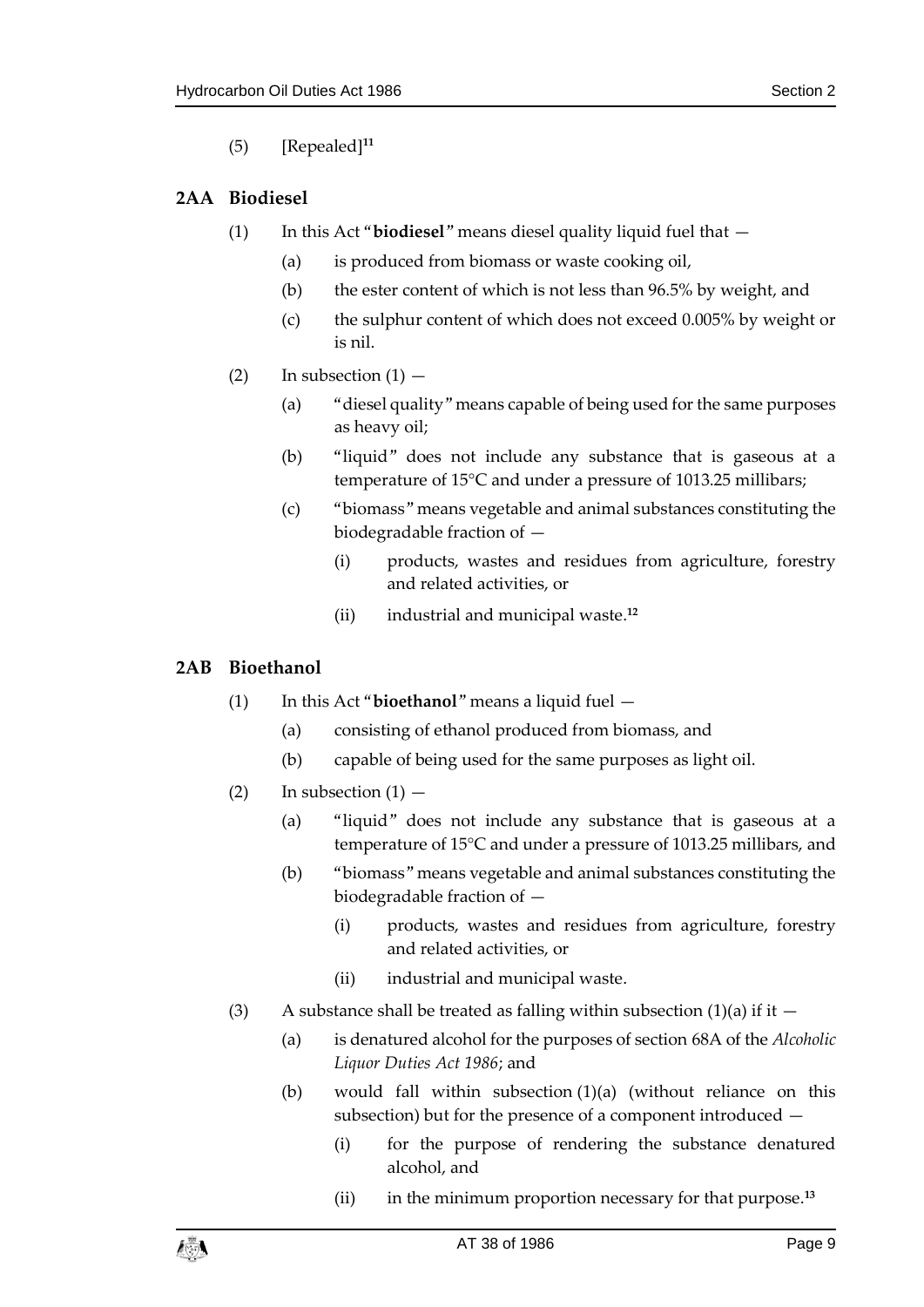(5) [Repealed][11]

## 2AA Biodiesel

(1) In this Act "**biodiesel**" means diesel quality liquid fuel that —

(a) is produced from biomass or waste cooking oil,

(b) the ester content of which is not less than 96.5% by weight, and

(c) the sulphur content of which does not exceed 0.005% by weight or is nil.

(2) In subsection (1) —

(a) "diesel quality" means capable of being used for the same purposes as heavy oil;

(b) "liquid" does not include any substance that is gaseous at a temperature of 15°C and under a pressure of 1013.25 millibars;

(c) "biomass" means vegetable and animal substances constituting the biodegradable fraction of —

(i) products, wastes and residues from agriculture, forestry and related activities, or

(ii) industrial and municipal waste.[12]

## 2AB Bioethanol

(1) In this Act "**bioethanol**" means a liquid fuel —

(a) consisting of ethanol produced from biomass, and

(b) capable of being used for the same purposes as light oil.

(2) In subsection (1) —

(a) "liquid" does not include any substance that is gaseous at a temperature of 15°C and under a pressure of 1013.25 millibars, and

(b) "biomass" means vegetable and animal substances constituting the biodegradable fraction of —

(i) products, wastes and residues from agriculture, forestry and related activities, or

(ii) industrial and municipal waste.

(3) A substance shall be treated as falling within subsection (1)(a) if it —

(a) is denatured alcohol for the purposes of section 68A of the *Alcoholic Liquor Duties Act 1986*; and

(b) would fall within subsection (1)(a) (without reliance on this subsection) but for the presence of a component introduced —

(i) for the purpose of rendering the substance denatured alcohol, and

(ii) in the minimum proportion necessary for that purpose.[13]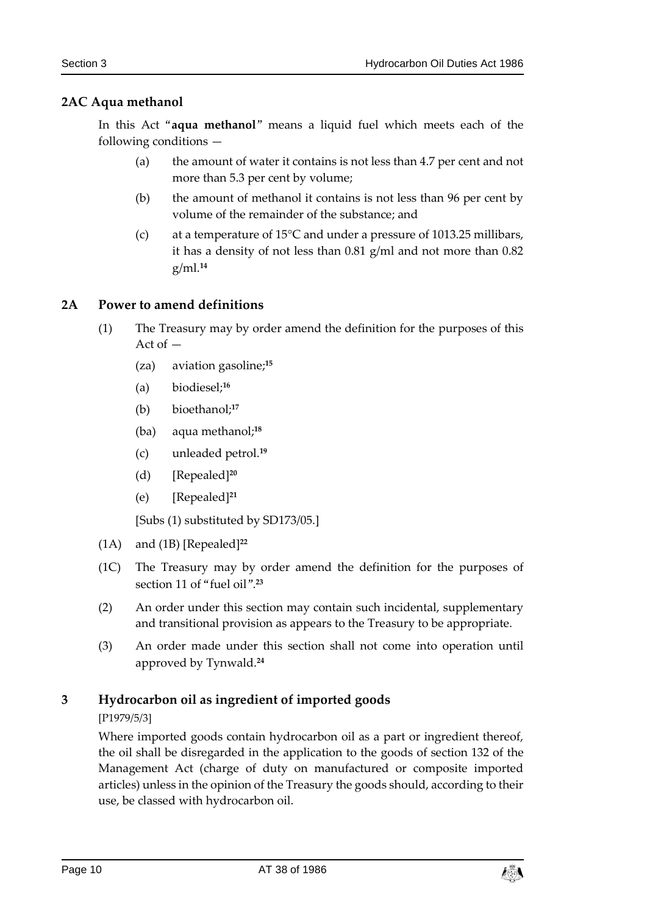## 2AC Aqua methanol

In this Act "**aqua methanol**" means a liquid fuel which meets each of the following conditions —

(a) the amount of water it contains is not less than 4.7 per cent and not more than 5.3 per cent by volume;

(b) the amount of methanol it contains is not less than 96 per cent by volume of the remainder of the substance; and

(c) at a temperature of 15°C and under a pressure of 1013.25 millibars, it has a density of not less than 0.81 g/ml and not more than 0.82 g/ml.[14]

## 2A Power to amend definitions

(1) The Treasury may by order amend the definition for the purposes of this Act of —

(za) aviation gasoline;[15]

(a) biodiesel;[16]

(b) bioethanol;[17]

(ba) aqua methanol;[18]

(c) unleaded petrol.[19]

(d) [Repealed][20]

(e) [Repealed][21]

[Subs (1) substituted by SD173/05.]

(1A) and (1B) [Repealed][22]

(1C) The Treasury may by order amend the definition for the purposes of section 11 of "fuel oil".[23]

(2) An order under this section may contain such incidental, supplementary and transitional provision as appears to the Treasury to be appropriate.

(3) An order made under this section shall not come into operation until approved by Tynwald.[24]

## 3 Hydrocarbon oil as ingredient of imported goods

[P1979/5/3]

Where imported goods contain hydrocarbon oil as a part or ingredient thereof, the oil shall be disregarded in the application to the goods of section 132 of the Management Act (charge of duty on manufactured or composite imported articles) unless in the opinion of the Treasury the goods should, according to their use, be classed with hydrocarbon oil.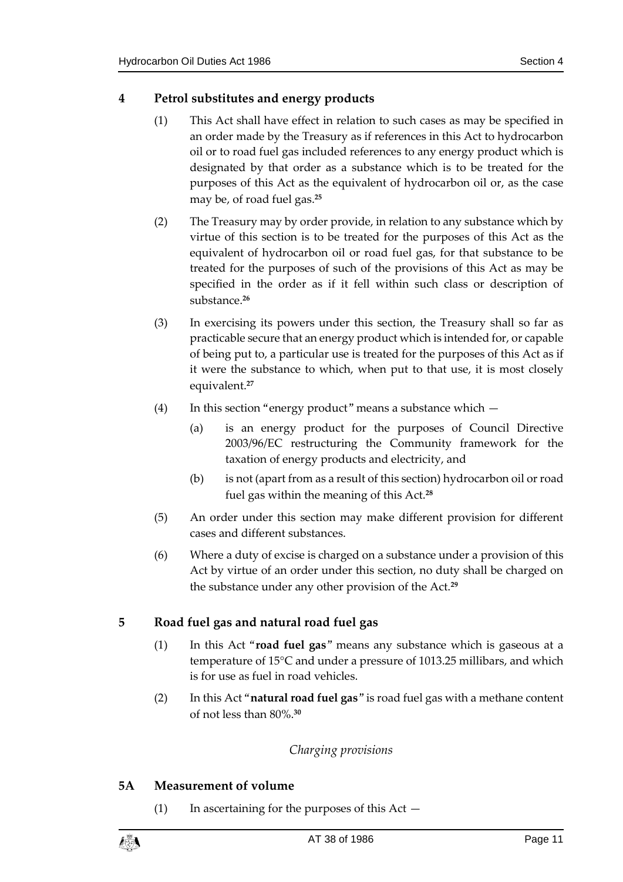## 4 Petrol substitutes and energy products

(1) This Act shall have effect in relation to such cases as may be specified in an order made by the Treasury as if references in this Act to hydrocarbon oil or to road fuel gas included references to any energy product which is designated by that order as a substance which is to be treated for the purposes of this Act as the equivalent of hydrocarbon oil or, as the case may be, of road fuel gas.[25]

(2) The Treasury may by order provide, in relation to any substance which by virtue of this section is to be treated for the purposes of this Act as the equivalent of hydrocarbon oil or road fuel gas, for that substance to be treated for the purposes of such of the provisions of this Act as may be specified in the order as if it fell within such class or description of substance.[26]

(3) In exercising its powers under this section, the Treasury shall so far as practicable secure that an energy product which is intended for, or capable of being put to, a particular use is treated for the purposes of this Act as if it were the substance to which, when put to that use, it is most closely equivalent.[27]

(4) In this section "energy product" means a substance which —

- (a) is an energy product for the purposes of Council Directive 2003/96/EC restructuring the Community framework for the taxation of energy products and electricity, and
- (b) is not (apart from as a result of this section) hydrocarbon oil or road fuel gas within the meaning of this Act.[28]

(5) An order under this section may make different provision for different cases and different substances.

(6) Where a duty of excise is charged on a substance under a provision of this Act by virtue of an order under this section, no duty shall be charged on the substance under any other provision of the Act.[29]

## 5 Road fuel gas and natural road fuel gas

(1) In this Act "**road fuel gas**" means any substance which is gaseous at a temperature of 15°C and under a pressure of 1013.25 millibars, and which is for use as fuel in road vehicles.

(2) In this Act "**natural road fuel gas**" is road fuel gas with a methane content of not less than 80%.[30]

*Charging provisions*

## 5A Measurement of volume

(1) In ascertaining for the purposes of this Act —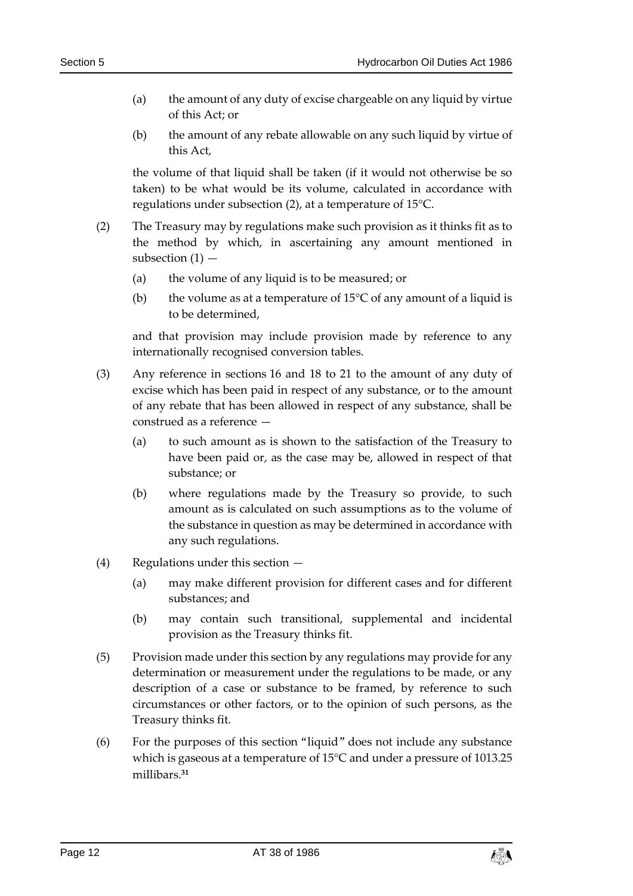(a) the amount of any duty of excise chargeable on any liquid by virtue of this Act; or

(b) the amount of any rebate allowable on any such liquid by virtue of this Act,

the volume of that liquid shall be taken (if it would not otherwise be so taken) to be what would be its volume, calculated in accordance with regulations under subsection (2), at a temperature of 15°C.

(2) The Treasury may by regulations make such provision as it thinks fit as to the method by which, in ascertaining any amount mentioned in subsection (1) —

(a) the volume of any liquid is to be measured; or

(b) the volume as at a temperature of 15°C of any amount of a liquid is to be determined,

and that provision may include provision made by reference to any internationally recognised conversion tables.

(3) Any reference in sections 16 and 18 to 21 to the amount of any duty of excise which has been paid in respect of any substance, or to the amount of any rebate that has been allowed in respect of any substance, shall be construed as a reference —

(a) to such amount as is shown to the satisfaction of the Treasury to have been paid or, as the case may be, allowed in respect of that substance; or

(b) where regulations made by the Treasury so provide, to such amount as is calculated on such assumptions as to the volume of the substance in question as may be determined in accordance with any such regulations.

(4) Regulations under this section —

(a) may make different provision for different cases and for different substances; and

(b) may contain such transitional, supplemental and incidental provision as the Treasury thinks fit.

(5) Provision made under this section by any regulations may provide for any determination or measurement under the regulations to be made, or any description of a case or substance to be framed, by reference to such circumstances or other factors, or to the opinion of such persons, as the Treasury thinks fit.

(6) For the purposes of this section "liquid" does not include any substance which is gaseous at a temperature of 15°C and under a pressure of 1013.25 millibars.[31]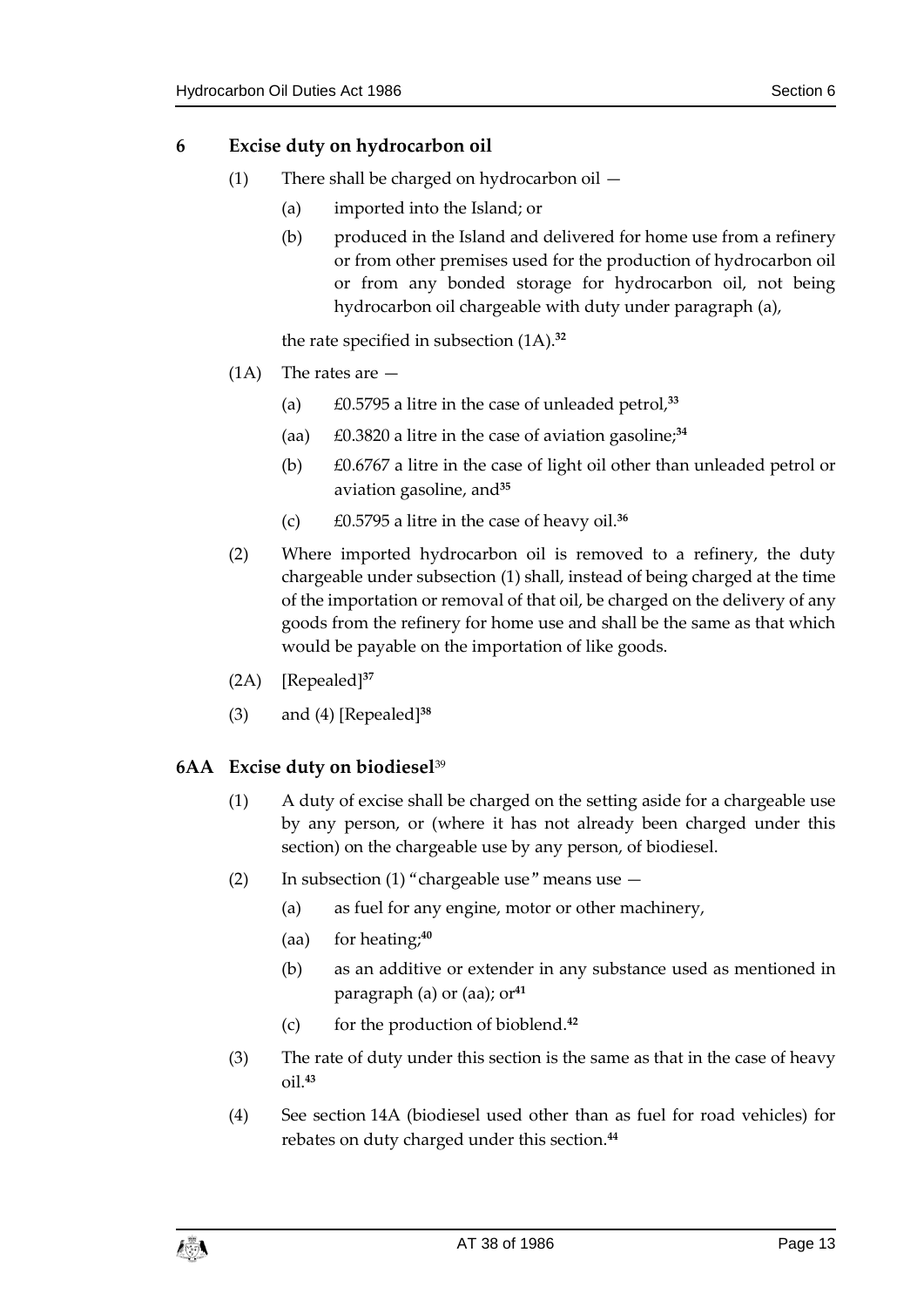## 6 Excise duty on hydrocarbon oil

(1) There shall be charged on hydrocarbon oil —

(a) imported into the Island; or

(b) produced in the Island and delivered for home use from a refinery or from other premises used for the production of hydrocarbon oil or from any bonded storage for hydrocarbon oil, not being hydrocarbon oil chargeable with duty under paragraph (a),

the rate specified in subsection (1A).[32]

(1A) The rates are —

(a) £0.5795 a litre in the case of unleaded petrol,[33]

(aa) £0.3820 a litre in the case of aviation gasoline;[34]

(b) £0.6767 a litre in the case of light oil other than unleaded petrol or aviation gasoline, and[35]

(c) £0.5795 a litre in the case of heavy oil.[36]

(2) Where imported hydrocarbon oil is removed to a refinery, the duty chargeable under subsection (1) shall, instead of being charged at the time of the importation or removal of that oil, be charged on the delivery of any goods from the refinery for home use and shall be the same as that which would be payable on the importation of like goods.

(2A) [Repealed][37]

(3) and (4) [Repealed][38]

## 6AA Excise duty on biodiesel[39]

(1) A duty of excise shall be charged on the setting aside for a chargeable use by any person, or (where it has not already been charged under this section) on the chargeable use by any person, of biodiesel.

(2) In subsection (1) "chargeable use" means use —

(a) as fuel for any engine, motor or other machinery,

(aa) for heating;[40]

(b) as an additive or extender in any substance used as mentioned in paragraph (a) or (aa); or[41]

(c) for the production of bioblend.[42]

(3) The rate of duty under this section is the same as that in the case of heavy oil.[43]

(4) See section 14A (biodiesel used other than as fuel for road vehicles) for rebates on duty charged under this section.[44]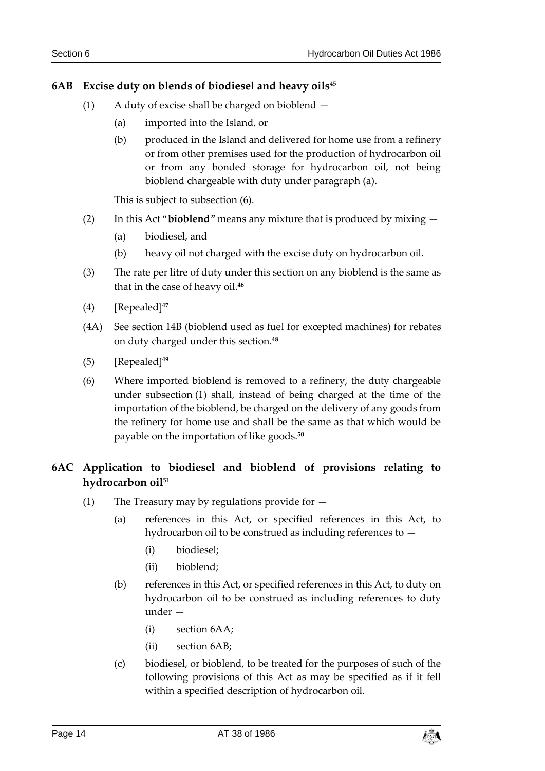### 6AB Excise duty on blends of biodiesel and heavy oils[45]

(1) A duty of excise shall be charged on bioblend —

(a) imported into the Island, or

(b) produced in the Island and delivered for home use from a refinery or from other premises used for the production of hydrocarbon oil or from any bonded storage for hydrocarbon oil, not being bioblend chargeable with duty under paragraph (a).

This is subject to subsection (6).

(2) In this Act "**bioblend**" means any mixture that is produced by mixing —

(a) biodiesel, and

(b) heavy oil not charged with the excise duty on hydrocarbon oil.

(3) The rate per litre of duty under this section on any bioblend is the same as that in the case of heavy oil.[46]

(4) [Repealed][47]

(4A) See section 14B (bioblend used as fuel for excepted machines) for rebates on duty charged under this section.[48]

(5) [Repealed][49]

(6) Where imported bioblend is removed to a refinery, the duty chargeable under subsection (1) shall, instead of being charged at the time of the importation of the bioblend, be charged on the delivery of any goods from the refinery for home use and shall be the same as that which would be payable on the importation of like goods.[50]

### 6AC Application to biodiesel and bioblend of provisions relating to hydrocarbon oil[51]

(1) The Treasury may by regulations provide for —

(a) references in this Act, or specified references in this Act, to hydrocarbon oil to be construed as including references to —

(i) biodiesel;

(ii) bioblend;

(b) references in this Act, or specified references in this Act, to duty on hydrocarbon oil to be construed as including references to duty under —

(i) section 6AA;

(ii) section 6AB;

(c) biodiesel, or bioblend, to be treated for the purposes of such of the following provisions of this Act as may be specified as if it fell within a specified description of hydrocarbon oil.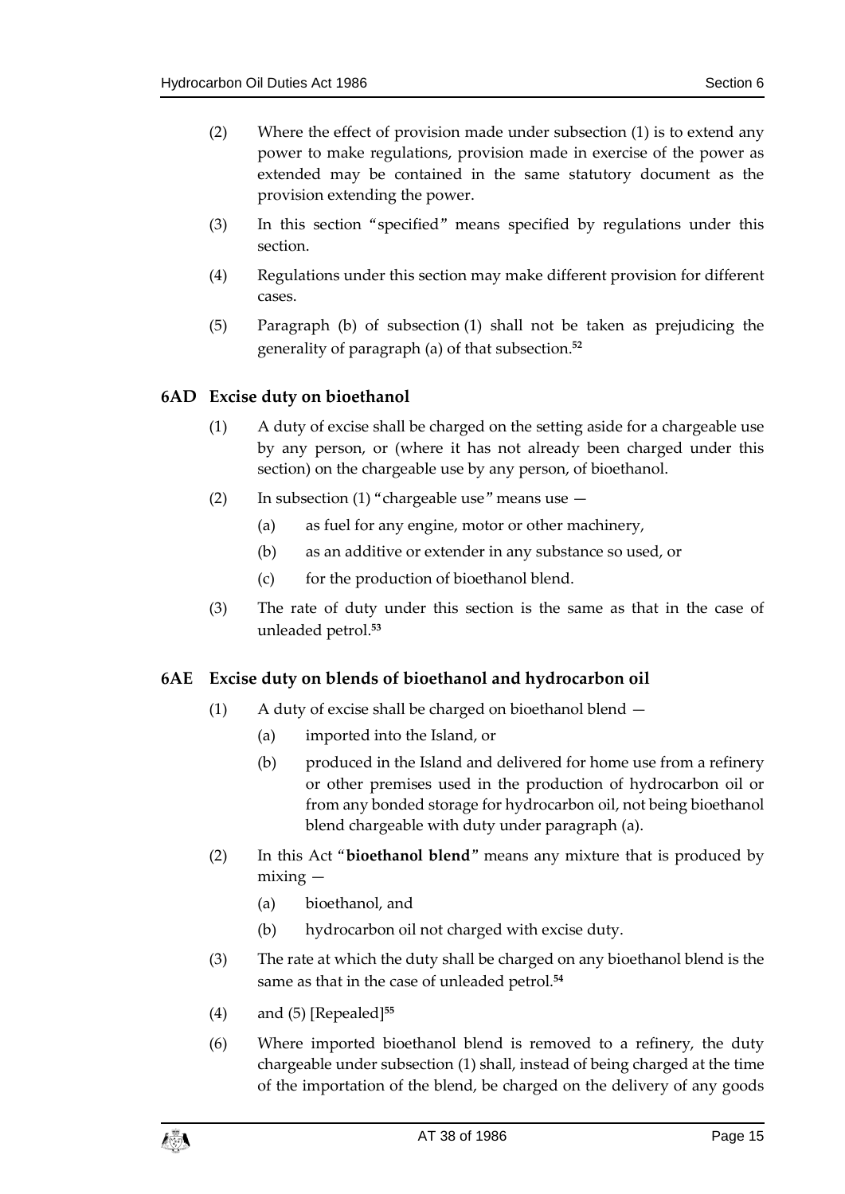(2) Where the effect of provision made under subsection (1) is to extend any power to make regulations, provision made in exercise of the power as extended may be contained in the same statutory document as the provision extending the power.

(3) In this section "specified" means specified by regulations under this section.

(4) Regulations under this section may make different provision for different cases.

(5) Paragraph (b) of subsection (1) shall not be taken as prejudicing the generality of paragraph (a) of that subsection.[52]

### 6AD Excise duty on bioethanol

(1) A duty of excise shall be charged on the setting aside for a chargeable use by any person, or (where it has not already been charged under this section) on the chargeable use by any person, of bioethanol.

(2) In subsection (1) "chargeable use" means use —

- (a) as fuel for any engine, motor or other machinery,
- (b) as an additive or extender in any substance so used, or
- (c) for the production of bioethanol blend.

(3) The rate of duty under this section is the same as that in the case of unleaded petrol.[53]

### 6AE Excise duty on blends of bioethanol and hydrocarbon oil

(1) A duty of excise shall be charged on bioethanol blend —

- (a) imported into the Island, or
- (b) produced in the Island and delivered for home use from a refinery or other premises used in the production of hydrocarbon oil or from any bonded storage for hydrocarbon oil, not being bioethanol blend chargeable with duty under paragraph (a).

(2) In this Act "**bioethanol blend**" means any mixture that is produced by mixing —

- (a) bioethanol, and
- (b) hydrocarbon oil not charged with excise duty.

(3) The rate at which the duty shall be charged on any bioethanol blend is the same as that in the case of unleaded petrol.[54]

(4) and (5) [Repealed][55]

(6) Where imported bioethanol blend is removed to a refinery, the duty chargeable under subsection (1) shall, instead of being charged at the time of the importation of the blend, be charged on the delivery of any goods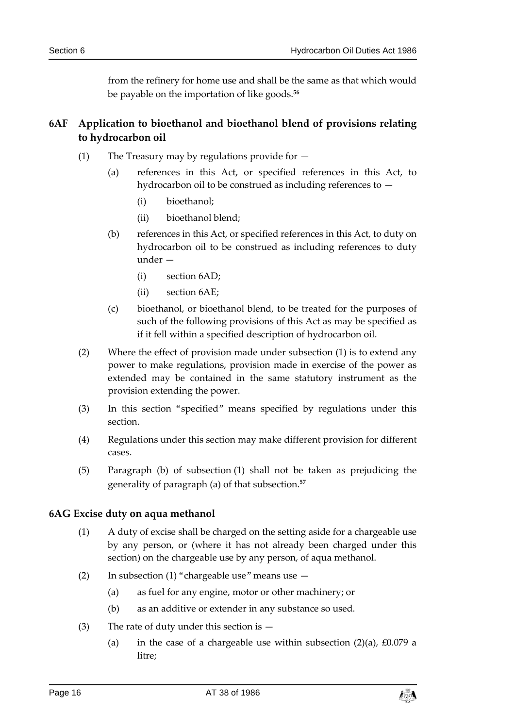from the refinery for home use and shall be the same as that which would be payable on the importation of like goods.[56]

## 6AF Application to bioethanol and bioethanol blend of provisions relating to hydrocarbon oil

(1) The Treasury may by regulations provide for —

(a) references in this Act, or specified references in this Act, to hydrocarbon oil to be construed as including references to —

(i) bioethanol;

(ii) bioethanol blend;

(b) references in this Act, or specified references in this Act, to duty on hydrocarbon oil to be construed as including references to duty under —

(i) section 6AD;

(ii) section 6AE;

(c) bioethanol, or bioethanol blend, to be treated for the purposes of such of the following provisions of this Act as may be specified as if it fell within a specified description of hydrocarbon oil.

(2) Where the effect of provision made under subsection (1) is to extend any power to make regulations, provision made in exercise of the power as extended may be contained in the same statutory instrument as the provision extending the power.

(3) In this section "specified" means specified by regulations under this section.

(4) Regulations under this section may make different provision for different cases.

(5) Paragraph (b) of subsection (1) shall not be taken as prejudicing the generality of paragraph (a) of that subsection.[57]

## 6AG Excise duty on aqua methanol

(1) A duty of excise shall be charged on the setting aside for a chargeable use by any person, or (where it has not already been charged under this section) on the chargeable use by any person, of aqua methanol.

(2) In subsection (1) "chargeable use" means use —

(a) as fuel for any engine, motor or other machinery; or

(b) as an additive or extender in any substance so used.

(3) The rate of duty under this section is —

(a) in the case of a chargeable use within subsection (2)(a), £0.079 a litre;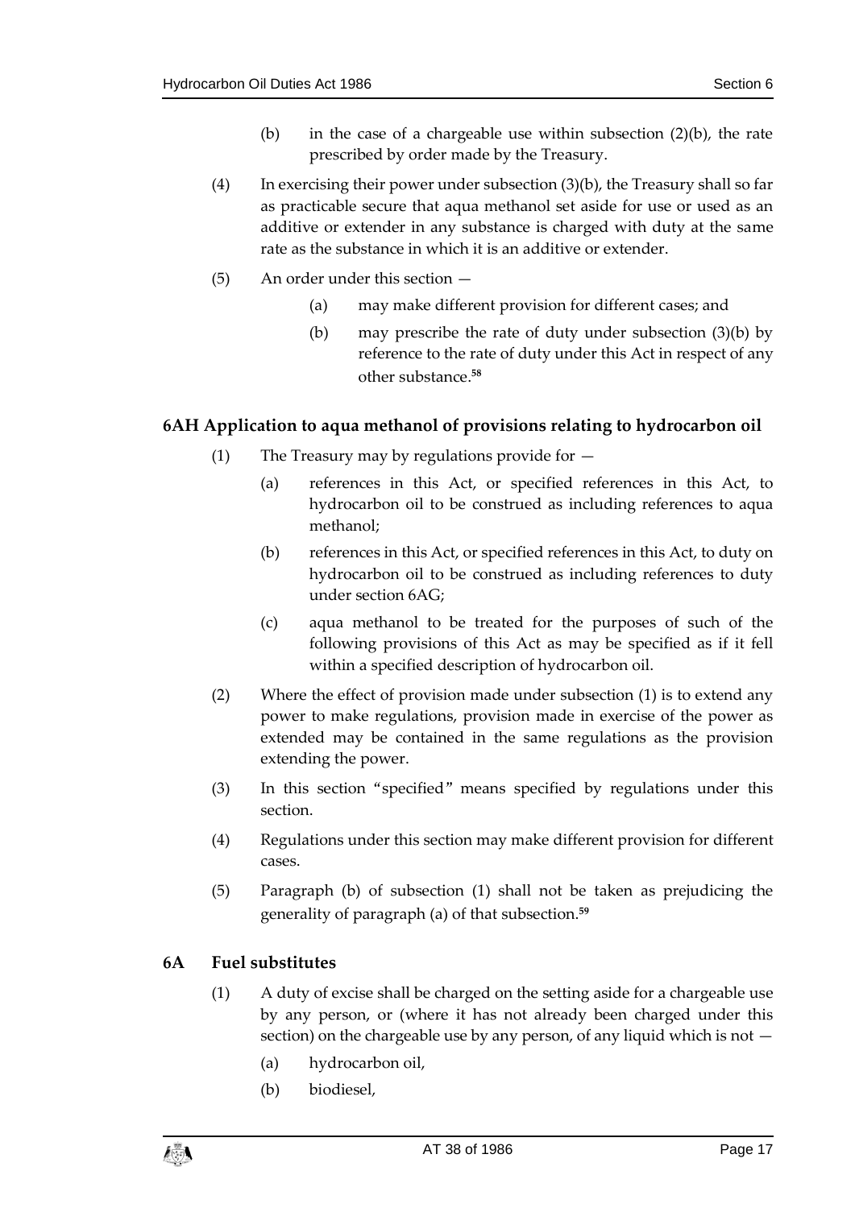(b) in the case of a chargeable use within subsection (2)(b), the rate prescribed by order made by the Treasury.

(4) In exercising their power under subsection (3)(b), the Treasury shall so far as practicable secure that aqua methanol set aside for use or used as an additive or extender in any substance is charged with duty at the same rate as the substance in which it is an additive or extender.

(5) An order under this section —

(a) may make different provision for different cases; and

(b) may prescribe the rate of duty under subsection (3)(b) by reference to the rate of duty under this Act in respect of any other substance.[58]

### 6AH Application to aqua methanol of provisions relating to hydrocarbon oil

(1) The Treasury may by regulations provide for —

(a) references in this Act, or specified references in this Act, to hydrocarbon oil to be construed as including references to aqua methanol;

(b) references in this Act, or specified references in this Act, to duty on hydrocarbon oil to be construed as including references to duty under section 6AG;

(c) aqua methanol to be treated for the purposes of such of the following provisions of this Act as may be specified as if it fell within a specified description of hydrocarbon oil.

(2) Where the effect of provision made under subsection (1) is to extend any power to make regulations, provision made in exercise of the power as extended may be contained in the same regulations as the provision extending the power.

(3) In this section "specified" means specified by regulations under this section.

(4) Regulations under this section may make different provision for different cases.

(5) Paragraph (b) of subsection (1) shall not be taken as prejudicing the generality of paragraph (a) of that subsection.[59]

### 6A Fuel substitutes

(1) A duty of excise shall be charged on the setting aside for a chargeable use by any person, or (where it has not already been charged under this section) on the chargeable use by any person, of any liquid which is not —

(a) hydrocarbon oil,

(b) biodiesel,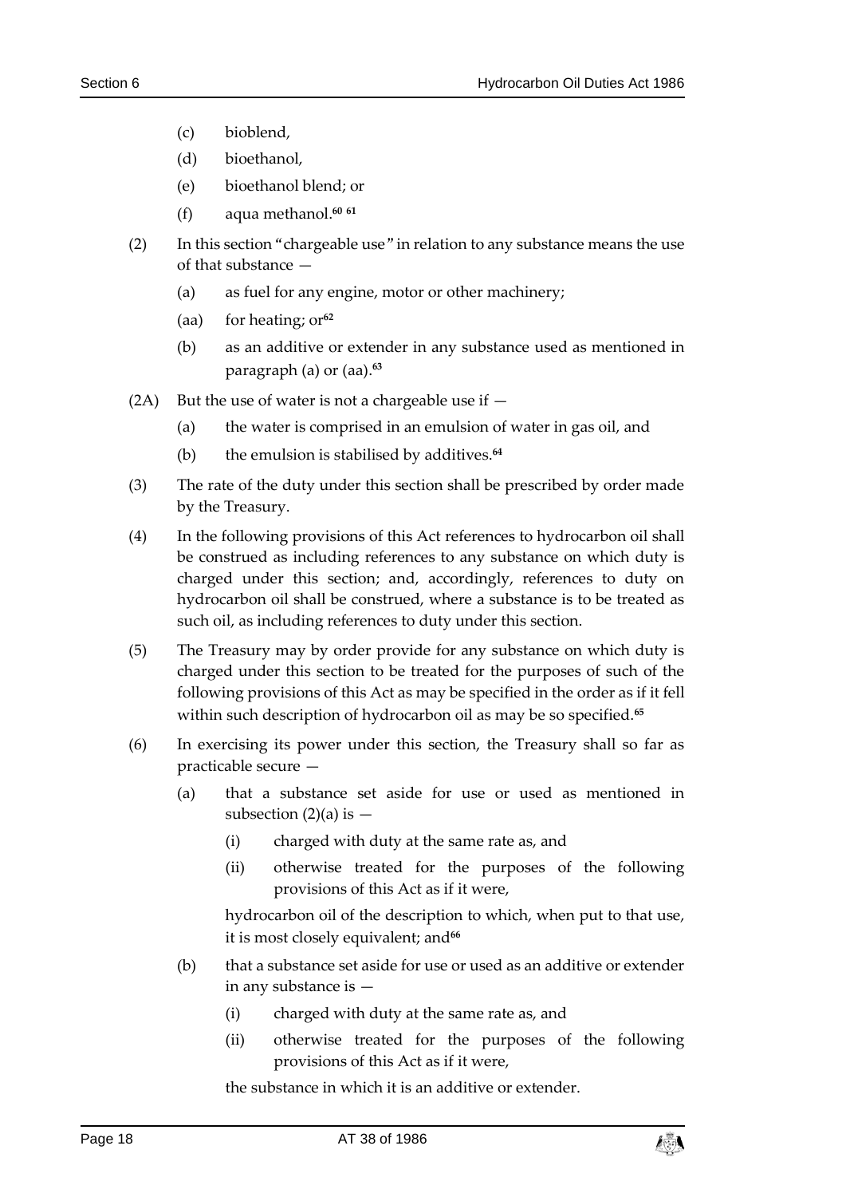(c) bioblend,

(d) bioethanol,

(e) bioethanol blend; or

(f) aqua methanol.[60 61]

(2) In this section "chargeable use" in relation to any substance means the use of that substance —

(a) as fuel for any engine, motor or other machinery;

(aa) for heating; or[62]

(b) as an additive or extender in any substance used as mentioned in paragraph (a) or (aa).[63]

(2A) But the use of water is not a chargeable use if —

(a) the water is comprised in an emulsion of water in gas oil, and

(b) the emulsion is stabilised by additives.[64]

(3) The rate of the duty under this section shall be prescribed by order made by the Treasury.

(4) In the following provisions of this Act references to hydrocarbon oil shall be construed as including references to any substance on which duty is charged under this section; and, accordingly, references to duty on hydrocarbon oil shall be construed, where a substance is to be treated as such oil, as including references to duty under this section.

(5) The Treasury may by order provide for any substance on which duty is charged under this section to be treated for the purposes of such of the following provisions of this Act as may be specified in the order as if it fell within such description of hydrocarbon oil as may be so specified.[65]

(6) In exercising its power under this section, the Treasury shall so far as practicable secure —

(a) that a substance set aside for use or used as mentioned in subsection (2)(a) is —

(i) charged with duty at the same rate as, and

(ii) otherwise treated for the purposes of the following provisions of this Act as if it were,

hydrocarbon oil of the description to which, when put to that use, it is most closely equivalent; and[66]

(b) that a substance set aside for use or used as an additive or extender in any substance is —

(i) charged with duty at the same rate as, and

(ii) otherwise treated for the purposes of the following provisions of this Act as if it were,

the substance in which it is an additive or extender.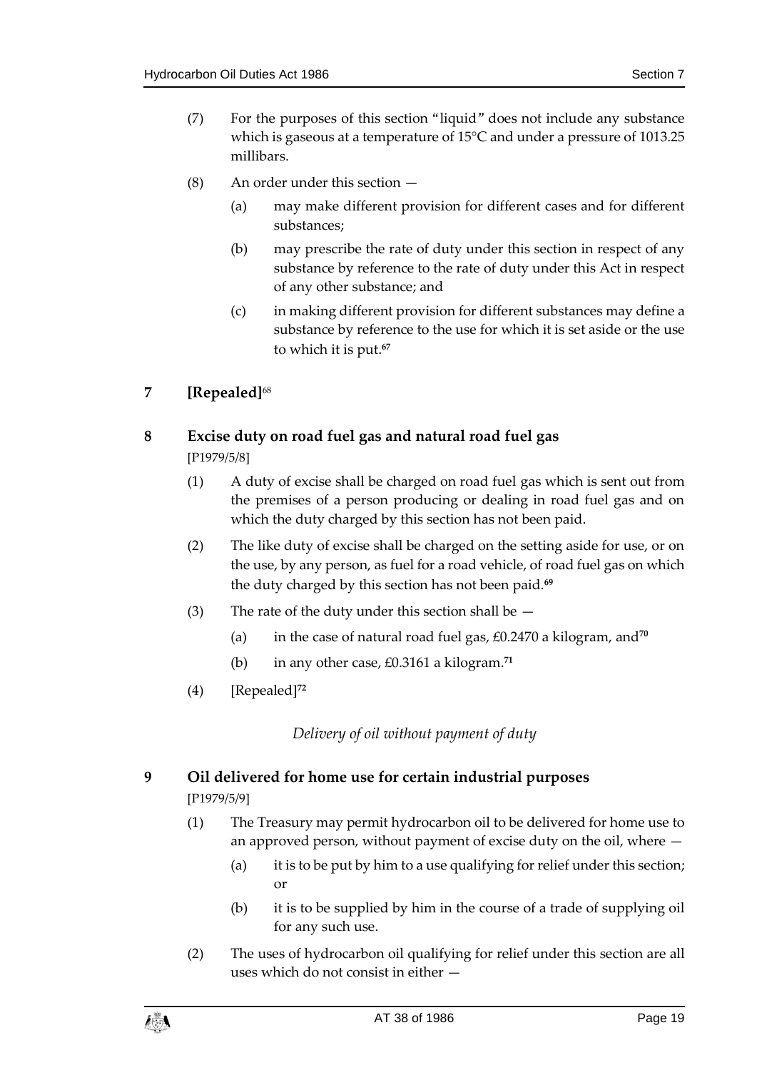(7) For the purposes of this section "liquid" does not include any substance which is gaseous at a temperature of 15°C and under a pressure of 1013.25 millibars.

(8) An order under this section —

(a) may make different provision for different cases and for different substances;

(b) may prescribe the rate of duty under this section in respect of any substance by reference to the rate of duty under this Act in respect of any other substance; and

(c) in making different provision for different substances may define a substance by reference to the use for which it is set aside or the use to which it is put.[67]

## 7 [Repealed][68]

## 8 Excise duty on road fuel gas and natural road fuel gas

[P1979/5/8]

(1) A duty of excise shall be charged on road fuel gas which is sent out from the premises of a person producing or dealing in road fuel gas and on which the duty charged by this section has not been paid.

(2) The like duty of excise shall be charged on the setting aside for use, or on the use, by any person, as fuel for a road vehicle, of road fuel gas on which the duty charged by this section has not been paid.[69]

(3) The rate of the duty under this section shall be —

(a) in the case of natural road fuel gas, £0.2470 a kilogram, and[70]

(b) in any other case, £0.3161 a kilogram.[71]

(4) [Repealed][72]

*Delivery of oil without payment of duty*

## 9 Oil delivered for home use for certain industrial purposes

[P1979/5/9]

(1) The Treasury may permit hydrocarbon oil to be delivered for home use to an approved person, without payment of excise duty on the oil, where —

(a) it is to be put by him to a use qualifying for relief under this section; or

(b) it is to be supplied by him in the course of a trade of supplying oil for any such use.

(2) The uses of hydrocarbon oil qualifying for relief under this section are all uses which do not consist in either —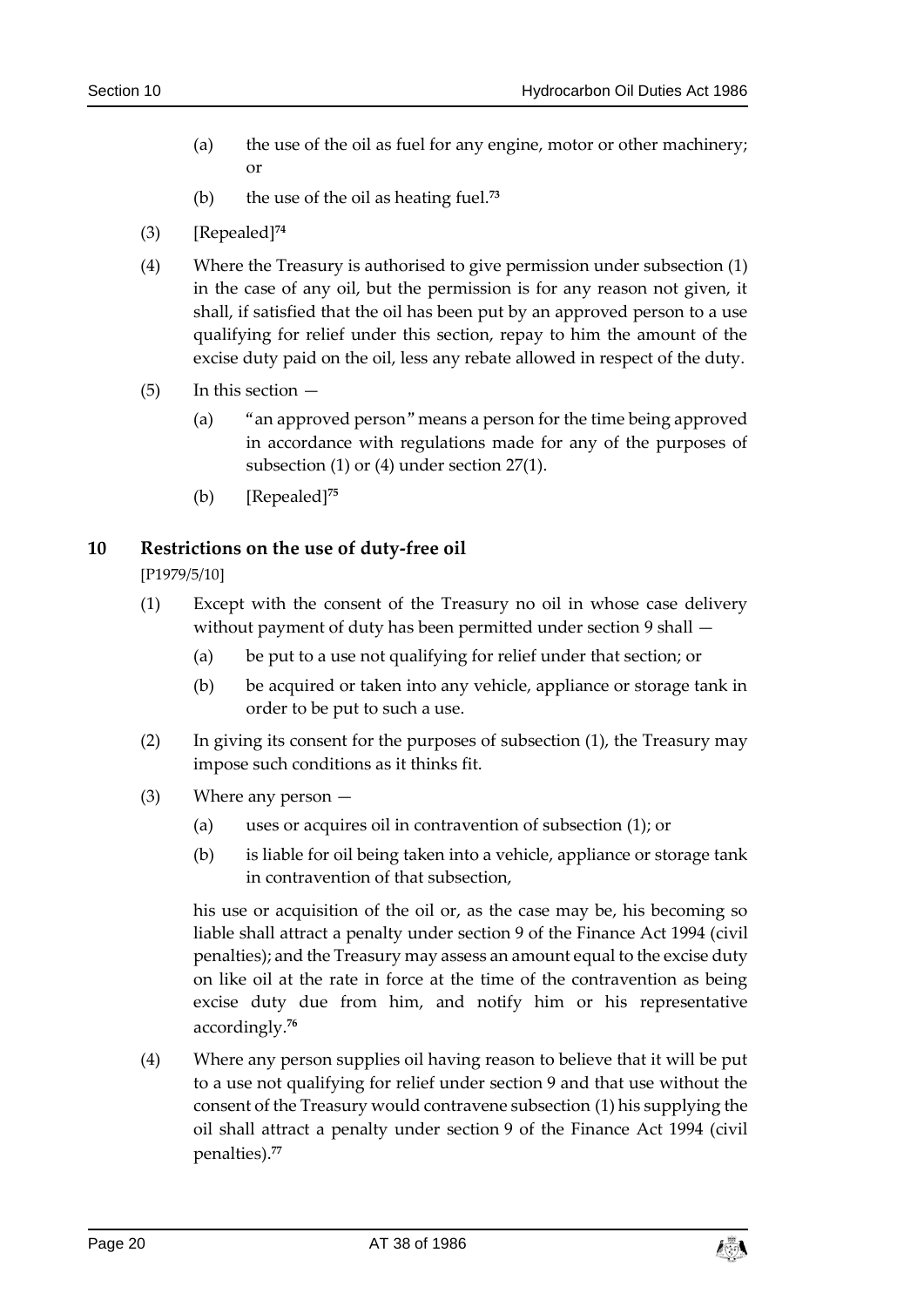(a) the use of the oil as fuel for any engine, motor or other machinery; or

(b) the use of the oil as heating fuel.[73]

(3) [Repealed][74]

(4) Where the Treasury is authorised to give permission under subsection (1) in the case of any oil, but the permission is for any reason not given, it shall, if satisfied that the oil has been put by an approved person to a use qualifying for relief under this section, repay to him the amount of the excise duty paid on the oil, less any rebate allowed in respect of the duty.

(5) In this section —

(a) "an approved person" means a person for the time being approved in accordance with regulations made for any of the purposes of subsection (1) or (4) under section 27(1).

(b) [Repealed][75]

## 10 Restrictions on the use of duty-free oil

[P1979/5/10]

(1) Except with the consent of the Treasury no oil in whose case delivery without payment of duty has been permitted under section 9 shall —

(a) be put to a use not qualifying for relief under that section; or

(b) be acquired or taken into any vehicle, appliance or storage tank in order to be put to such a use.

(2) In giving its consent for the purposes of subsection (1), the Treasury may impose such conditions as it thinks fit.

(3) Where any person —

(a) uses or acquires oil in contravention of subsection (1); or

(b) is liable for oil being taken into a vehicle, appliance or storage tank in contravention of that subsection,

his use or acquisition of the oil or, as the case may be, his becoming so liable shall attract a penalty under section 9 of the Finance Act 1994 (civil penalties); and the Treasury may assess an amount equal to the excise duty on like oil at the rate in force at the time of the contravention as being excise duty due from him, and notify him or his representative accordingly.[76]

(4) Where any person supplies oil having reason to believe that it will be put to a use not qualifying for relief under section 9 and that use without the consent of the Treasury would contravene subsection (1) his supplying the oil shall attract a penalty under section 9 of the Finance Act 1994 (civil penalties).[77]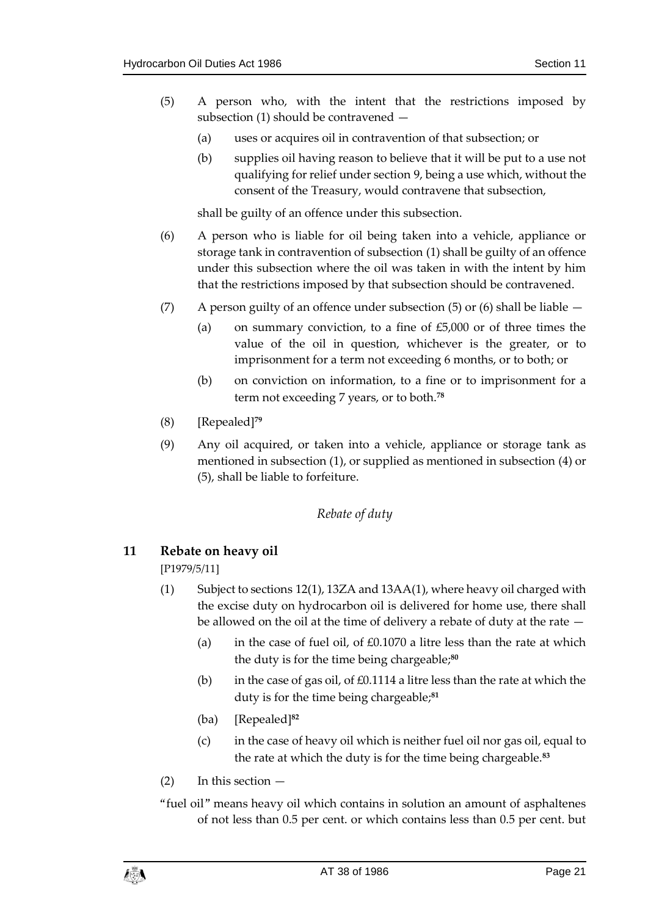(5) A person who, with the intent that the restrictions imposed by subsection (1) should be contravened —

(a) uses or acquires oil in contravention of that subsection; or

(b) supplies oil having reason to believe that it will be put to a use not qualifying for relief under section 9, being a use which, without the consent of the Treasury, would contravene that subsection,

shall be guilty of an offence under this subsection.

(6) A person who is liable for oil being taken into a vehicle, appliance or storage tank in contravention of subsection (1) shall be guilty of an offence under this subsection where the oil was taken in with the intent by him that the restrictions imposed by that subsection should be contravened.

(7) A person guilty of an offence under subsection (5) or (6) shall be liable —

(a) on summary conviction, to a fine of £5,000 or of three times the value of the oil in question, whichever is the greater, or to imprisonment for a term not exceeding 6 months, or to both; or

(b) on conviction on information, to a fine or to imprisonment for a term not exceeding 7 years, or to both.[78]

(8) [Repealed][79]

(9) Any oil acquired, or taken into a vehicle, appliance or storage tank as mentioned in subsection (1), or supplied as mentioned in subsection (4) or (5), shall be liable to forfeiture.

*Rebate of duty*

### 11 Rebate on heavy oil

[P1979/5/11]

(1) Subject to sections 12(1), 13ZA and 13AA(1), where heavy oil charged with the excise duty on hydrocarbon oil is delivered for home use, there shall be allowed on the oil at the time of delivery a rebate of duty at the rate —

(a) in the case of fuel oil, of £0.1070 a litre less than the rate at which the duty is for the time being chargeable;[80]

(b) in the case of gas oil, of £0.1114 a litre less than the rate at which the duty is for the time being chargeable;[81]

(ba) [Repealed][82]

(c) in the case of heavy oil which is neither fuel oil nor gas oil, equal to the rate at which the duty is for the time being chargeable.[83]

(2) In this section —

"fuel oil" means heavy oil which contains in solution an amount of asphaltenes of not less than 0.5 per cent. or which contains less than 0.5 per cent. but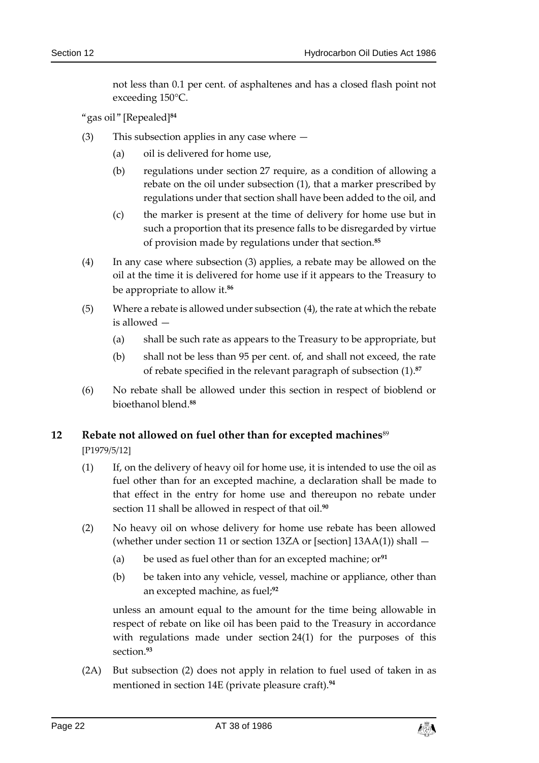not less than 0.1 per cent. of asphaltenes and has a closed flash point not exceeding 150°C.

"gas oil" [Repealed][84]

(3) This subsection applies in any case where —

(a) oil is delivered for home use,

(b) regulations under section 27 require, as a condition of allowing a rebate on the oil under subsection (1), that a marker prescribed by regulations under that section shall have been added to the oil, and

(c) the marker is present at the time of delivery for home use but in such a proportion that its presence falls to be disregarded by virtue of provision made by regulations under that section.[85]

(4) In any case where subsection (3) applies, a rebate may be allowed on the oil at the time it is delivered for home use if it appears to the Treasury to be appropriate to allow it.[86]

(5) Where a rebate is allowed under subsection (4), the rate at which the rebate is allowed —

(a) shall be such rate as appears to the Treasury to be appropriate, but

(b) shall not be less than 95 per cent. of, and shall not exceed, the rate of rebate specified in the relevant paragraph of subsection (1).[87]

(6) No rebate shall be allowed under this section in respect of bioblend or bioethanol blend.[88]

## 12 Rebate not allowed on fuel other than for excepted machines[89]

[P1979/5/12]

(1) If, on the delivery of heavy oil for home use, it is intended to use the oil as fuel other than for an excepted machine, a declaration shall be made to that effect in the entry for home use and thereupon no rebate under section 11 shall be allowed in respect of that oil.[90]

(2) No heavy oil on whose delivery for home use rebate has been allowed (whether under section 11 or section 13ZA or [section] 13AA(1)) shall —

(a) be used as fuel other than for an excepted machine; or[91]

(b) be taken into any vehicle, vessel, machine or appliance, other than an excepted machine, as fuel;[92]

unless an amount equal to the amount for the time being allowable in respect of rebate on like oil has been paid to the Treasury in accordance with regulations made under section 24(1) for the purposes of this section.[93]

(2A) But subsection (2) does not apply in relation to fuel used of taken in as mentioned in section 14E (private pleasure craft).[94]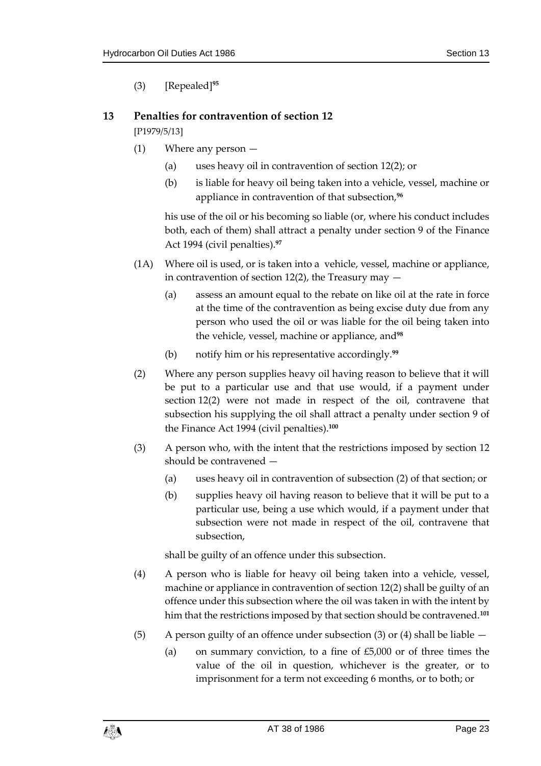(3) [Repealed][95]

## 13 Penalties for contravention of section 12

[P1979/5/13]

(1) Where any person —

(a) uses heavy oil in contravention of section 12(2); or

(b) is liable for heavy oil being taken into a vehicle, vessel, machine or appliance in contravention of that subsection,[96]

his use of the oil or his becoming so liable (or, where his conduct includes both, each of them) shall attract a penalty under section 9 of the Finance Act 1994 (civil penalties).[97]

(1A) Where oil is used, or is taken into a vehicle, vessel, machine or appliance, in contravention of section 12(2), the Treasury may —

(a) assess an amount equal to the rebate on like oil at the rate in force at the time of the contravention as being excise duty due from any person who used the oil or was liable for the oil being taken into the vehicle, vessel, machine or appliance, and[98]

(b) notify him or his representative accordingly.[99]

(2) Where any person supplies heavy oil having reason to believe that it will be put to a particular use and that use would, if a payment under section 12(2) were not made in respect of the oil, contravene that subsection his supplying the oil shall attract a penalty under section 9 of the Finance Act 1994 (civil penalties).[100]

(3) A person who, with the intent that the restrictions imposed by section 12 should be contravened —

(a) uses heavy oil in contravention of subsection (2) of that section; or

(b) supplies heavy oil having reason to believe that it will be put to a particular use, being a use which would, if a payment under that subsection were not made in respect of the oil, contravene that subsection,

shall be guilty of an offence under this subsection.

(4) A person who is liable for heavy oil being taken into a vehicle, vessel, machine or appliance in contravention of section 12(2) shall be guilty of an offence under this subsection where the oil was taken in with the intent by him that the restrictions imposed by that section should be contravened.[101]

(5) A person guilty of an offence under subsection (3) or (4) shall be liable —

(a) on summary conviction, to a fine of £5,000 or of three times the value of the oil in question, whichever is the greater, or to imprisonment for a term not exceeding 6 months, or to both; or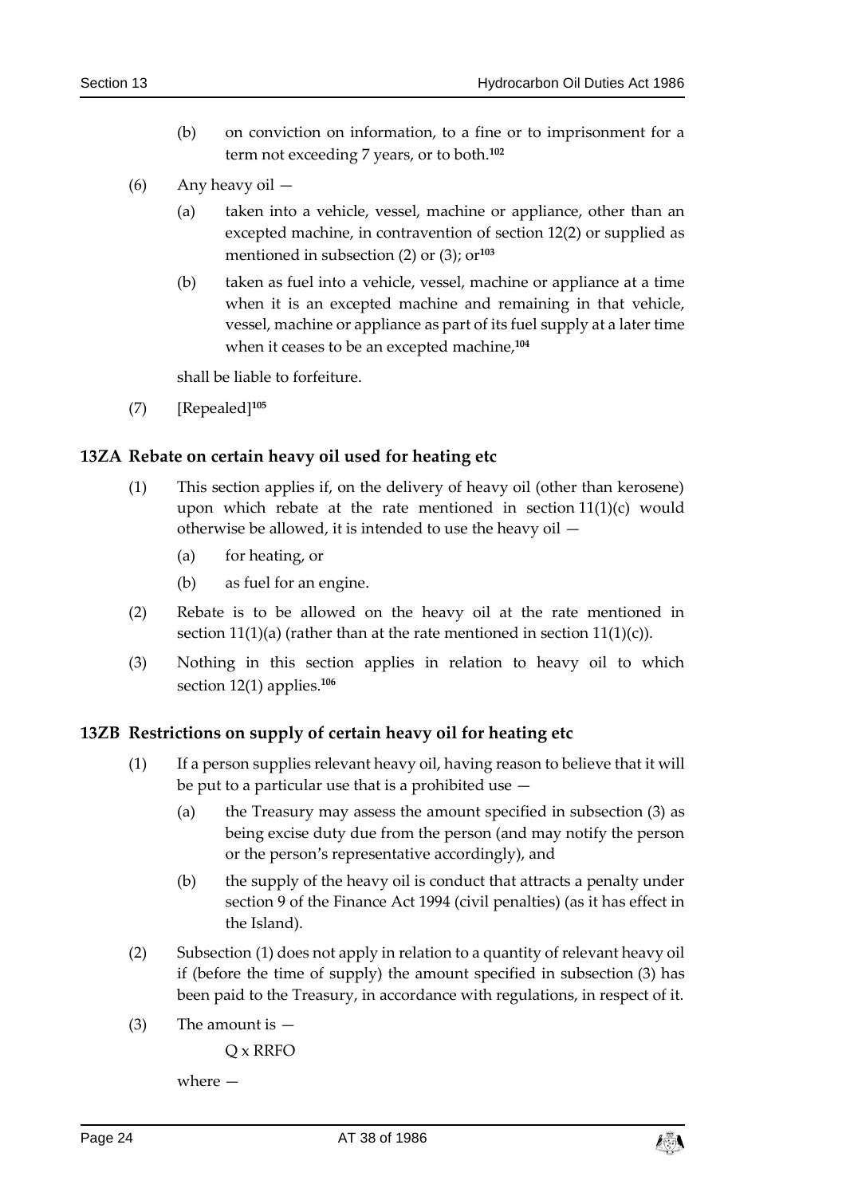(b) on conviction on information, to a fine or to imprisonment for a term not exceeding 7 years, or to both.[102]

(6) Any heavy oil —

(a) taken into a vehicle, vessel, machine or appliance, other than an excepted machine, in contravention of section 12(2) or supplied as mentioned in subsection (2) or (3); or[103]

(b) taken as fuel into a vehicle, vessel, machine or appliance at a time when it is an excepted machine and remaining in that vehicle, vessel, machine or appliance as part of its fuel supply at a later time when it ceases to be an excepted machine,[104]

shall be liable to forfeiture.

(7) [Repealed][105]

### 13ZA Rebate on certain heavy oil used for heating etc

(1) This section applies if, on the delivery of heavy oil (other than kerosene) upon which rebate at the rate mentioned in section 11(1)(c) would otherwise be allowed, it is intended to use the heavy oil —

(a) for heating, or

(b) as fuel for an engine.

(2) Rebate is to be allowed on the heavy oil at the rate mentioned in section 11(1)(a) (rather than at the rate mentioned in section 11(1)(c)).

(3) Nothing in this section applies in relation to heavy oil to which section 12(1) applies.[106]

### 13ZB Restrictions on supply of certain heavy oil for heating etc

(1) If a person supplies relevant heavy oil, having reason to believe that it will be put to a particular use that is a prohibited use —

(a) the Treasury may assess the amount specified in subsection (3) as being excise duty due from the person (and may notify the person or the person's representative accordingly), and

(b) the supply of the heavy oil is conduct that attracts a penalty under section 9 of the Finance Act 1994 (civil penalties) (as it has effect in the Island).

(2) Subsection (1) does not apply in relation to a quantity of relevant heavy oil if (before the time of supply) the amount specified in subsection (3) has been paid to the Treasury, in accordance with regulations, in respect of it.

(3) The amount is —

Q x RRFO

where —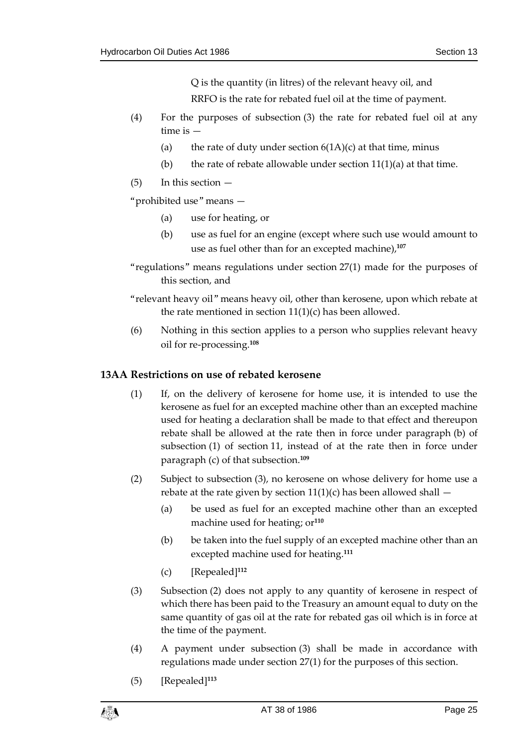Q is the quantity (in litres) of the relevant heavy oil, and

RRFO is the rate for rebated fuel oil at the time of payment.

(4) For the purposes of subsection (3) the rate for rebated fuel oil at any time is —

(a) the rate of duty under section 6(1A)(c) at that time, minus

(b) the rate of rebate allowable under section 11(1)(a) at that time.

(5) In this section —

"prohibited use" means —

(a) use for heating, or

(b) use as fuel for an engine (except where such use would amount to use as fuel other than for an excepted machine),[107]

"regulations" means regulations under section 27(1) made for the purposes of this section, and

"relevant heavy oil" means heavy oil, other than kerosene, upon which rebate at the rate mentioned in section 11(1)(c) has been allowed.

(6) Nothing in this section applies to a person who supplies relevant heavy oil for re-processing.[108]

### 13AA Restrictions on use of rebated kerosene

(1) If, on the delivery of kerosene for home use, it is intended to use the kerosene as fuel for an excepted machine other than an excepted machine used for heating a declaration shall be made to that effect and thereupon rebate shall be allowed at the rate then in force under paragraph (b) of subsection (1) of section 11, instead of at the rate then in force under paragraph (c) of that subsection.[109]

(2) Subject to subsection (3), no kerosene on whose delivery for home use a rebate at the rate given by section 11(1)(c) has been allowed shall —

(a) be used as fuel for an excepted machine other than an excepted machine used for heating; or[110]

(b) be taken into the fuel supply of an excepted machine other than an excepted machine used for heating.[111]

(c) [Repealed][112]

(3) Subsection (2) does not apply to any quantity of kerosene in respect of which there has been paid to the Treasury an amount equal to duty on the same quantity of gas oil at the rate for rebated gas oil which is in force at the time of the payment.

(4) A payment under subsection (3) shall be made in accordance with regulations made under section 27(1) for the purposes of this section.

(5) [Repealed][113]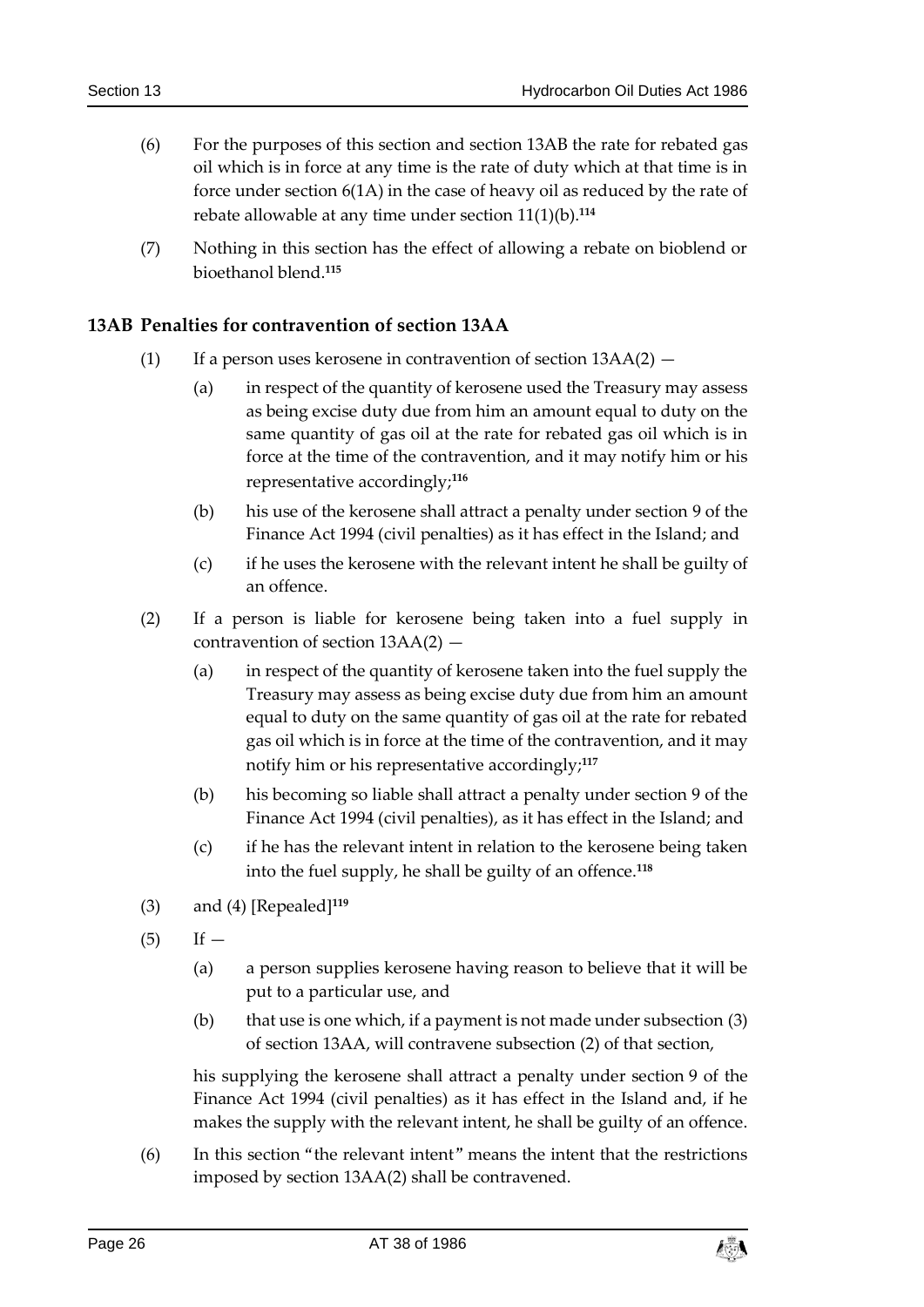(6) For the purposes of this section and section 13AB the rate for rebated gas oil which is in force at any time is the rate of duty which at that time is in force under section 6(1A) in the case of heavy oil as reduced by the rate of rebate allowable at any time under section 11(1)(b).[114]

(7) Nothing in this section has the effect of allowing a rebate on bioblend or bioethanol blend.[115]

### 13AB Penalties for contravention of section 13AA

(1) If a person uses kerosene in contravention of section 13AA(2) —

(a) in respect of the quantity of kerosene used the Treasury may assess as being excise duty due from him an amount equal to duty on the same quantity of gas oil at the rate for rebated gas oil which is in force at the time of the contravention, and it may notify him or his representative accordingly;[116]

(b) his use of the kerosene shall attract a penalty under section 9 of the Finance Act 1994 (civil penalties) as it has effect in the Island; and

(c) if he uses the kerosene with the relevant intent he shall be guilty of an offence.

(2) If a person is liable for kerosene being taken into a fuel supply in contravention of section 13AA(2) —

(a) in respect of the quantity of kerosene taken into the fuel supply the Treasury may assess as being excise duty due from him an amount equal to duty on the same quantity of gas oil at the rate for rebated gas oil which is in force at the time of the contravention, and it may notify him or his representative accordingly;[117]

(b) his becoming so liable shall attract a penalty under section 9 of the Finance Act 1994 (civil penalties), as it has effect in the Island; and

(c) if he has the relevant intent in relation to the kerosene being taken into the fuel supply, he shall be guilty of an offence.[118]

(3) and (4) [Repealed][119]

(5) If —

(a) a person supplies kerosene having reason to believe that it will be put to a particular use, and

(b) that use is one which, if a payment is not made under subsection (3) of section 13AA, will contravene subsection (2) of that section,

his supplying the kerosene shall attract a penalty under section 9 of the Finance Act 1994 (civil penalties) as it has effect in the Island and, if he makes the supply with the relevant intent, he shall be guilty of an offence.

(6) In this section "the relevant intent" means the intent that the restrictions imposed by section 13AA(2) shall be contravened.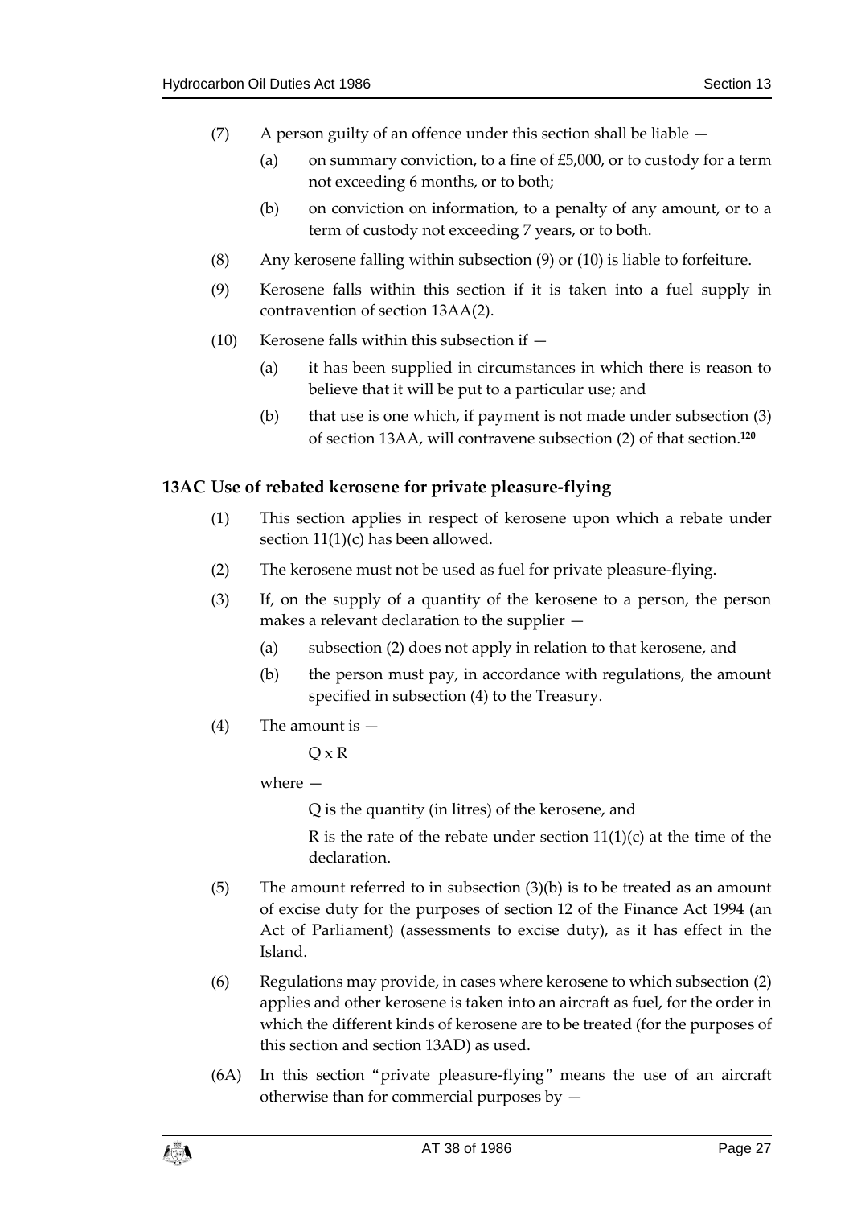(7) A person guilty of an offence under this section shall be liable —

(a) on summary conviction, to a fine of £5,000, or to custody for a term not exceeding 6 months, or to both;

(b) on conviction on information, to a penalty of any amount, or to a term of custody not exceeding 7 years, or to both.

(8) Any kerosene falling within subsection (9) or (10) is liable to forfeiture.

(9) Kerosene falls within this section if it is taken into a fuel supply in contravention of section 13AA(2).

(10) Kerosene falls within this subsection if —

(a) it has been supplied in circumstances in which there is reason to believe that it will be put to a particular use; and

(b) that use is one which, if payment is not made under subsection (3) of section 13AA, will contravene subsection (2) of that section.[120]

### 13AC Use of rebated kerosene for private pleasure-flying

(1) This section applies in respect of kerosene upon which a rebate under section 11(1)(c) has been allowed.

(2) The kerosene must not be used as fuel for private pleasure-flying.

(3) If, on the supply of a quantity of the kerosene to a person, the person makes a relevant declaration to the supplier —

(a) subsection (2) does not apply in relation to that kerosene, and

(b) the person must pay, in accordance with regulations, the amount specified in subsection (4) to the Treasury.

(4) The amount is —

$$Q \times R$$

where —

Q is the quantity (in litres) of the kerosene, and

R is the rate of the rebate under section 11(1)(c) at the time of the declaration.

(5) The amount referred to in subsection (3)(b) is to be treated as an amount of excise duty for the purposes of section 12 of the Finance Act 1994 (an Act of Parliament) (assessments to excise duty), as it has effect in the Island.

(6) Regulations may provide, in cases where kerosene to which subsection (2) applies and other kerosene is taken into an aircraft as fuel, for the order in which the different kinds of kerosene are to be treated (for the purposes of this section and section 13AD) as used.

(6A) In this section "private pleasure-flying" means the use of an aircraft otherwise than for commercial purposes by —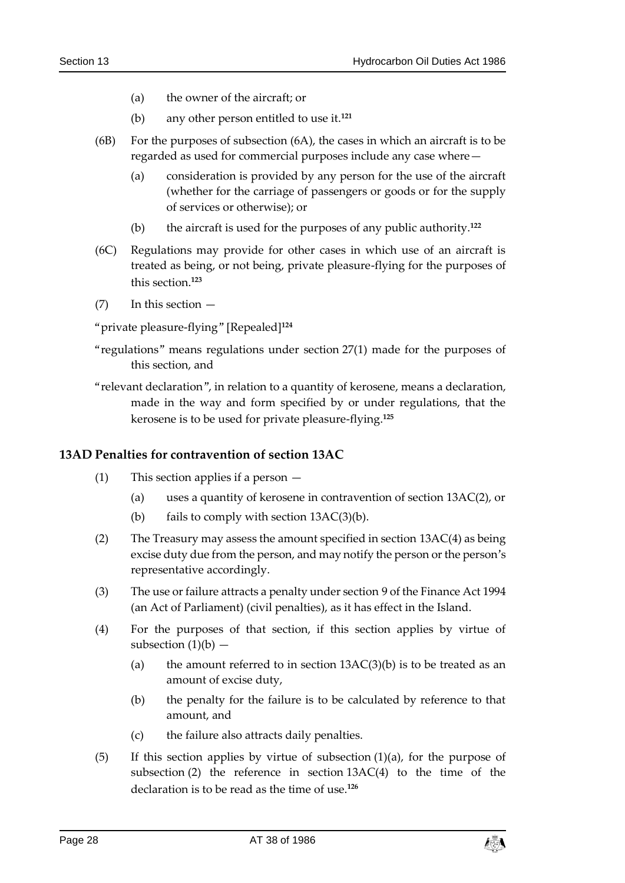(a) the owner of the aircraft; or

(b) any other person entitled to use it.[121]

(6B) For the purposes of subsection (6A), the cases in which an aircraft is to be regarded as used for commercial purposes include any case where—

(a) consideration is provided by any person for the use of the aircraft (whether for the carriage of passengers or goods or for the supply of services or otherwise); or

(b) the aircraft is used for the purposes of any public authority.[122]

(6C) Regulations may provide for other cases in which use of an aircraft is treated as being, or not being, private pleasure-flying for the purposes of this section.[123]

(7) In this section —

"private pleasure-flying" [Repealed][124]

"regulations" means regulations under section 27(1) made for the purposes of this section, and

"relevant declaration", in relation to a quantity of kerosene, means a declaration, made in the way and form specified by or under regulations, that the kerosene is to be used for private pleasure-flying.[125]

### 13AD Penalties for contravention of section 13AC

(1) This section applies if a person —

(a) uses a quantity of kerosene in contravention of section 13AC(2), or

(b) fails to comply with section 13AC(3)(b).

(2) The Treasury may assess the amount specified in section 13AC(4) as being excise duty due from the person, and may notify the person or the person's representative accordingly.

(3) The use or failure attracts a penalty under section 9 of the Finance Act 1994 (an Act of Parliament) (civil penalties), as it has effect in the Island.

(4) For the purposes of that section, if this section applies by virtue of subsection (1)(b) —

(a) the amount referred to in section 13AC(3)(b) is to be treated as an amount of excise duty,

(b) the penalty for the failure is to be calculated by reference to that amount, and

(c) the failure also attracts daily penalties.

(5) If this section applies by virtue of subsection (1)(a), for the purpose of subsection (2) the reference in section 13AC(4) to the time of the declaration is to be read as the time of use.[126]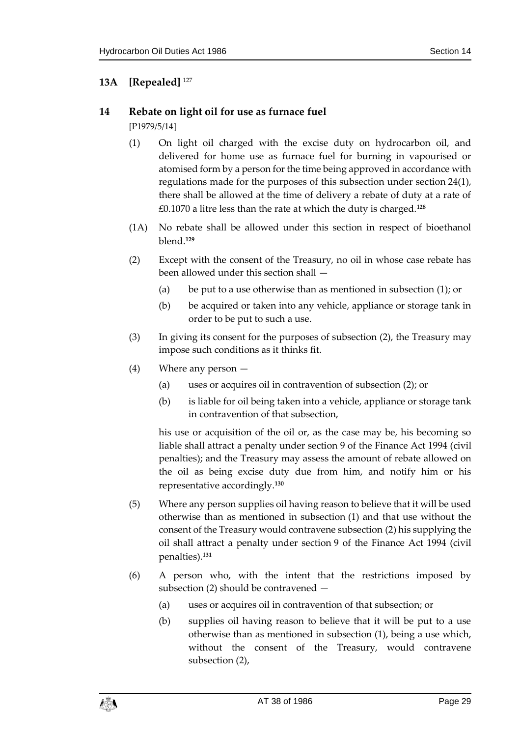### 13A [Repealed] [127]

### 14 Rebate on light oil for use as furnace fuel

[P1979/5/14]

(1) On light oil charged with the excise duty on hydrocarbon oil, and delivered for home use as furnace fuel for burning in vapourised or atomised form by a person for the time being approved in accordance with regulations made for the purposes of this subsection under section 24(1), there shall be allowed at the time of delivery a rebate of duty at a rate of £0.1070 a litre less than the rate at which the duty is charged.[128]

(1A) No rebate shall be allowed under this section in respect of bioethanol blend.[129]

(2) Except with the consent of the Treasury, no oil in whose case rebate has been allowed under this section shall —

(a) be put to a use otherwise than as mentioned in subsection (1); or

(b) be acquired or taken into any vehicle, appliance or storage tank in order to be put to such a use.

(3) In giving its consent for the purposes of subsection (2), the Treasury may impose such conditions as it thinks fit.

(4) Where any person —

(a) uses or acquires oil in contravention of subsection (2); or

(b) is liable for oil being taken into a vehicle, appliance or storage tank in contravention of that subsection,

his use or acquisition of the oil or, as the case may be, his becoming so liable shall attract a penalty under section 9 of the Finance Act 1994 (civil penalties); and the Treasury may assess the amount of rebate allowed on the oil as being excise duty due from him, and notify him or his representative accordingly.[130]

(5) Where any person supplies oil having reason to believe that it will be used otherwise than as mentioned in subsection (1) and that use without the consent of the Treasury would contravene subsection (2) his supplying the oil shall attract a penalty under section 9 of the Finance Act 1994 (civil penalties).[131]

(6) A person who, with the intent that the restrictions imposed by subsection (2) should be contravened —

(a) uses or acquires oil in contravention of that subsection; or

(b) supplies oil having reason to believe that it will be put to a use otherwise than as mentioned in subsection (1), being a use which, without the consent of the Treasury, would contravene subsection (2),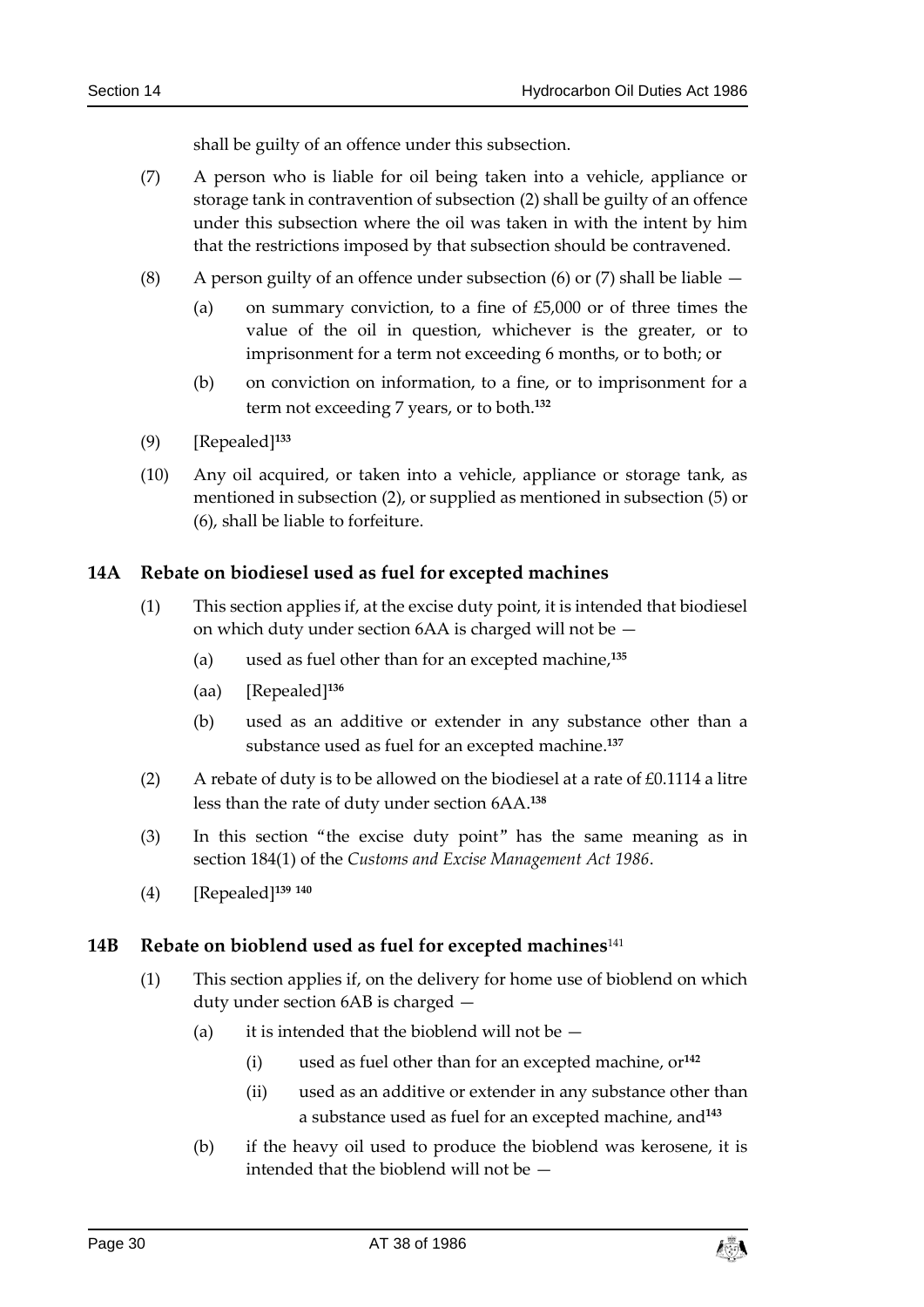shall be guilty of an offence under this subsection.

(7) A person who is liable for oil being taken into a vehicle, appliance or storage tank in contravention of subsection (2) shall be guilty of an offence under this subsection where the oil was taken in with the intent by him that the restrictions imposed by that subsection should be contravened.

(8) A person guilty of an offence under subsection (6) or (7) shall be liable —

  (a) on summary conviction, to a fine of £5,000 or of three times the value of the oil in question, whichever is the greater, or to imprisonment for a term not exceeding 6 months, or to both; or

  (b) on conviction on information, to a fine, or to imprisonment for a term not exceeding 7 years, or to both.[132]

(9) [Repealed][133]

(10) Any oil acquired, or taken into a vehicle, appliance or storage tank, as mentioned in subsection (2), or supplied as mentioned in subsection (5) or (6), shall be liable to forfeiture.

### 14A Rebate on biodiesel used as fuel for excepted machines

(1) This section applies if, at the excise duty point, it is intended that biodiesel on which duty under section 6AA is charged will not be —

  (a) used as fuel other than for an excepted machine,[135]

  (aa) [Repealed][136]

  (b) used as an additive or extender in any substance other than a substance used as fuel for an excepted machine.[137]

(2) A rebate of duty is to be allowed on the biodiesel at a rate of £0.1114 a litre less than the rate of duty under section 6AA.[138]

(3) In this section "the excise duty point" has the same meaning as in section 184(1) of the *Customs and Excise Management Act 1986*.

(4) [Repealed][139] [140]

### 14B Rebate on bioblend used as fuel for excepted machines[141]

(1) This section applies if, on the delivery for home use of bioblend on which duty under section 6AB is charged —

  (a) it is intended that the bioblend will not be —

    (i) used as fuel other than for an excepted machine, or[142]

    (ii) used as an additive or extender in any substance other than a substance used as fuel for an excepted machine, and[143]

  (b) if the heavy oil used to produce the bioblend was kerosene, it is intended that the bioblend will not be —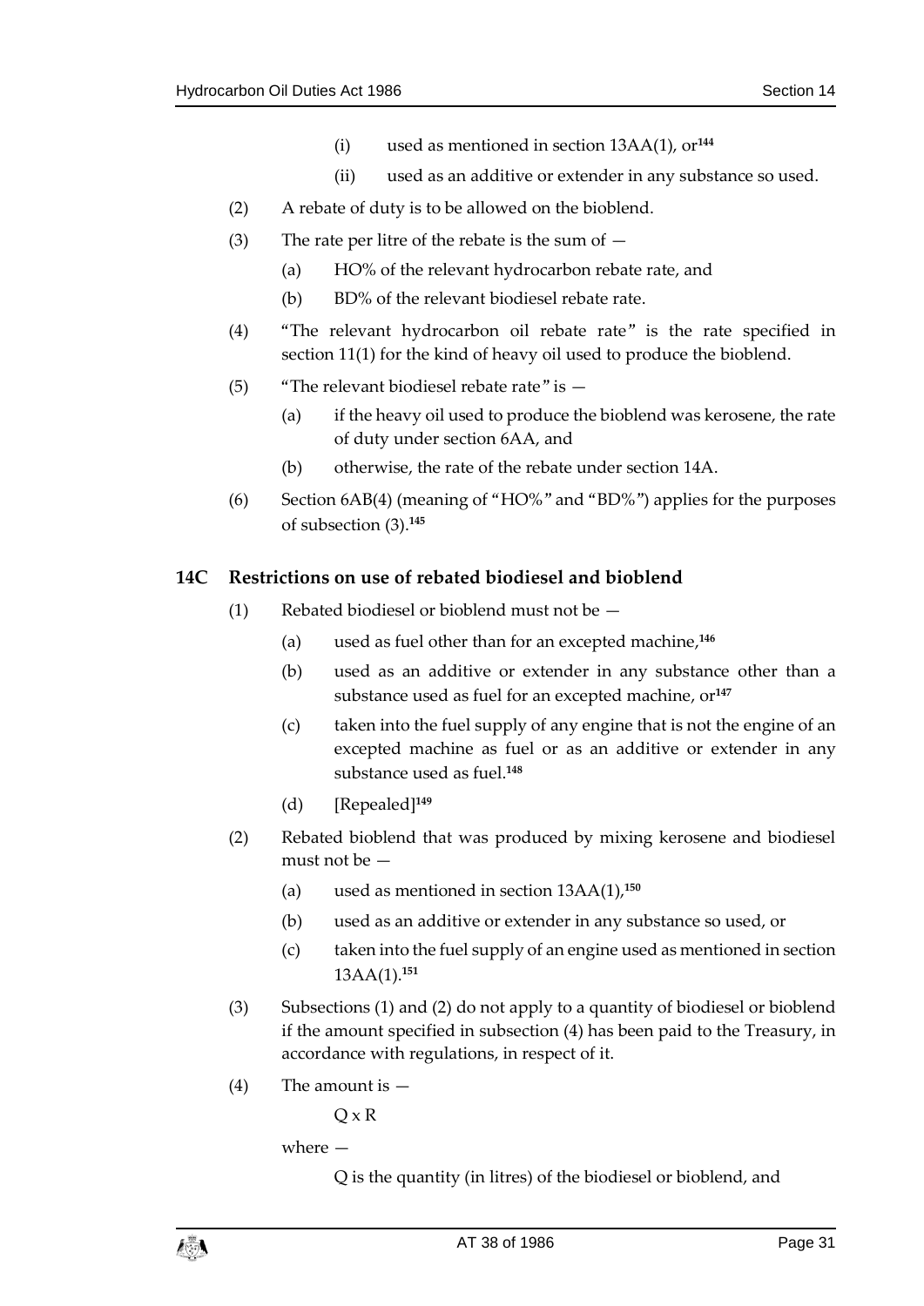(i) used as mentioned in section 13AA(1), or[144]

(ii) used as an additive or extender in any substance so used.

(2) A rebate of duty is to be allowed on the bioblend.

(3) The rate per litre of the rebate is the sum of —

(a) HO% of the relevant hydrocarbon rebate rate, and

(b) BD% of the relevant biodiesel rebate rate.

(4) "The relevant hydrocarbon oil rebate rate" is the rate specified in section 11(1) for the kind of heavy oil used to produce the bioblend.

(5) "The relevant biodiesel rebate rate" is —

(a) if the heavy oil used to produce the bioblend was kerosene, the rate of duty under section 6AA, and

(b) otherwise, the rate of the rebate under section 14A.

(6) Section 6AB(4) (meaning of "HO%" and "BD%") applies for the purposes of subsection (3).[145]

## 14C Restrictions on use of rebated biodiesel and bioblend

(1) Rebated biodiesel or bioblend must not be —

(a) used as fuel other than for an excepted machine,[146]

(b) used as an additive or extender in any substance other than a substance used as fuel for an excepted machine, or[147]

(c) taken into the fuel supply of any engine that is not the engine of an excepted machine as fuel or as an additive or extender in any substance used as fuel.[148]

(d) [Repealed][149]

(2) Rebated bioblend that was produced by mixing kerosene and biodiesel must not be —

(a) used as mentioned in section 13AA(1),[150]

(b) used as an additive or extender in any substance so used, or

(c) taken into the fuel supply of an engine used as mentioned in section 13AA(1).[151]

(3) Subsections (1) and (2) do not apply to a quantity of biodiesel or bioblend if the amount specified in subsection (4) has been paid to the Treasury, in accordance with regulations, in respect of it.

(4) The amount is —

$Q \times R$

where —

Q is the quantity (in litres) of the biodiesel or bioblend, and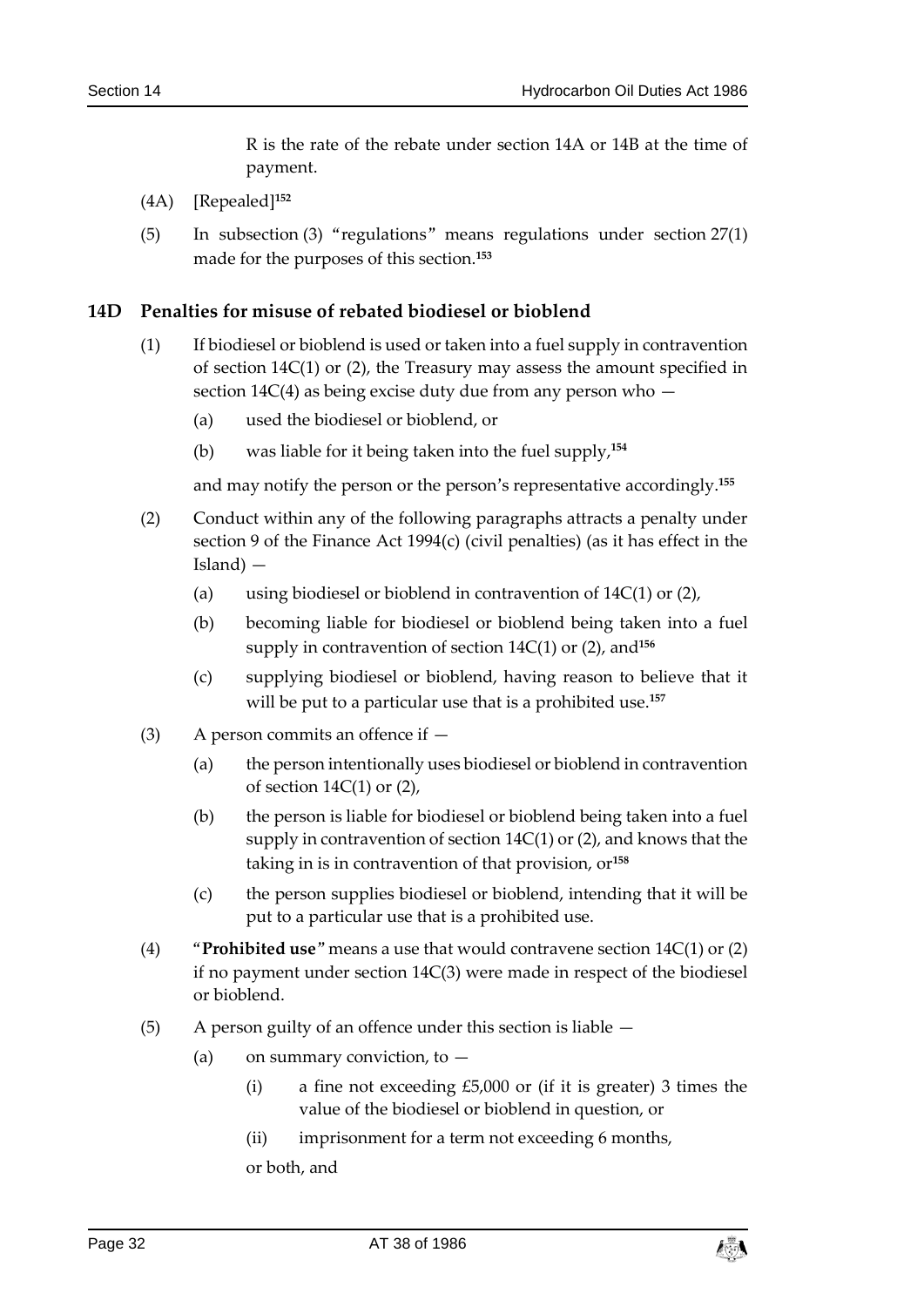R is the rate of the rebate under section 14A or 14B at the time of payment.

(4A) [Repealed][152]

(5) In subsection (3) "regulations" means regulations under section 27(1) made for the purposes of this section.[153]

## 14D Penalties for misuse of rebated biodiesel or bioblend

(1) If biodiesel or bioblend is used or taken into a fuel supply in contravention of section 14C(1) or (2), the Treasury may assess the amount specified in section 14C(4) as being excise duty due from any person who —

(a) used the biodiesel or bioblend, or

(b) was liable for it being taken into the fuel supply,[154]

and may notify the person or the person's representative accordingly.[155]

(2) Conduct within any of the following paragraphs attracts a penalty under section 9 of the Finance Act 1994(c) (civil penalties) (as it has effect in the Island) —

(a) using biodiesel or bioblend in contravention of 14C(1) or (2),

(b) becoming liable for biodiesel or bioblend being taken into a fuel supply in contravention of section 14C(1) or (2), and[156]

(c) supplying biodiesel or bioblend, having reason to believe that it will be put to a particular use that is a prohibited use.[157]

(3) A person commits an offence if —

(a) the person intentionally uses biodiesel or bioblend in contravention of section 14C(1) or (2),

(b) the person is liable for biodiesel or bioblend being taken into a fuel supply in contravention of section 14C(1) or (2), and knows that the taking in is in contravention of that provision, or[158]

(c) the person supplies biodiesel or bioblend, intending that it will be put to a particular use that is a prohibited use.

(4) "**Prohibited use**" means a use that would contravene section 14C(1) or (2) if no payment under section 14C(3) were made in respect of the biodiesel or bioblend.

(5) A person guilty of an offence under this section is liable —

(a) on summary conviction, to —

(i) a fine not exceeding £5,000 or (if it is greater) 3 times the value of the biodiesel or bioblend in question, or

(ii) imprisonment for a term not exceeding 6 months,

or both, and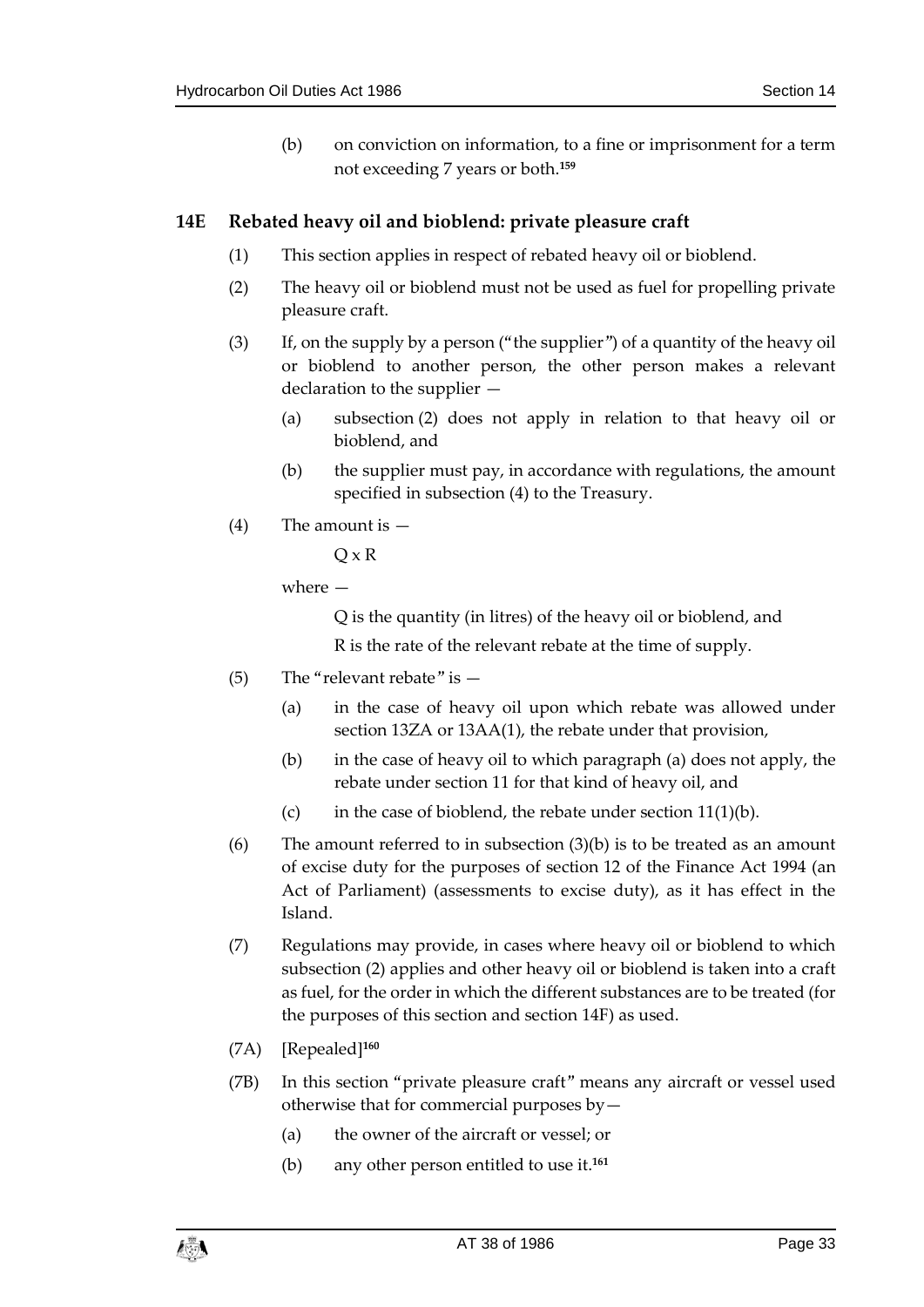(b) on conviction on information, to a fine or imprisonment for a term not exceeding 7 years or both.[159]

### 14E Rebated heavy oil and bioblend: private pleasure craft

(1) This section applies in respect of rebated heavy oil or bioblend.

(2) The heavy oil or bioblend must not be used as fuel for propelling private pleasure craft.

(3) If, on the supply by a person ("the supplier") of a quantity of the heavy oil or bioblend to another person, the other person makes a relevant declaration to the supplier —

(a) subsection (2) does not apply in relation to that heavy oil or bioblend, and

(b) the supplier must pay, in accordance with regulations, the amount specified in subsection (4) to the Treasury.

(4) The amount is —

Q x R

where —

Q is the quantity (in litres) of the heavy oil or bioblend, and

R is the rate of the relevant rebate at the time of supply.

(5) The "relevant rebate" is —

(a) in the case of heavy oil upon which rebate was allowed under section 13ZA or 13AA(1), the rebate under that provision,

(b) in the case of heavy oil to which paragraph (a) does not apply, the rebate under section 11 for that kind of heavy oil, and

(c) in the case of bioblend, the rebate under section 11(1)(b).

(6) The amount referred to in subsection (3)(b) is to be treated as an amount of excise duty for the purposes of section 12 of the Finance Act 1994 (an Act of Parliament) (assessments to excise duty), as it has effect in the Island.

(7) Regulations may provide, in cases where heavy oil or bioblend to which subsection (2) applies and other heavy oil or bioblend is taken into a craft as fuel, for the order in which the different substances are to be treated (for the purposes of this section and section 14F) as used.

(7A) [Repealed][160]

(7B) In this section "private pleasure craft" means any aircraft or vessel used otherwise that for commercial purposes by—

(a) the owner of the aircraft or vessel; or

(b) any other person entitled to use it.[161]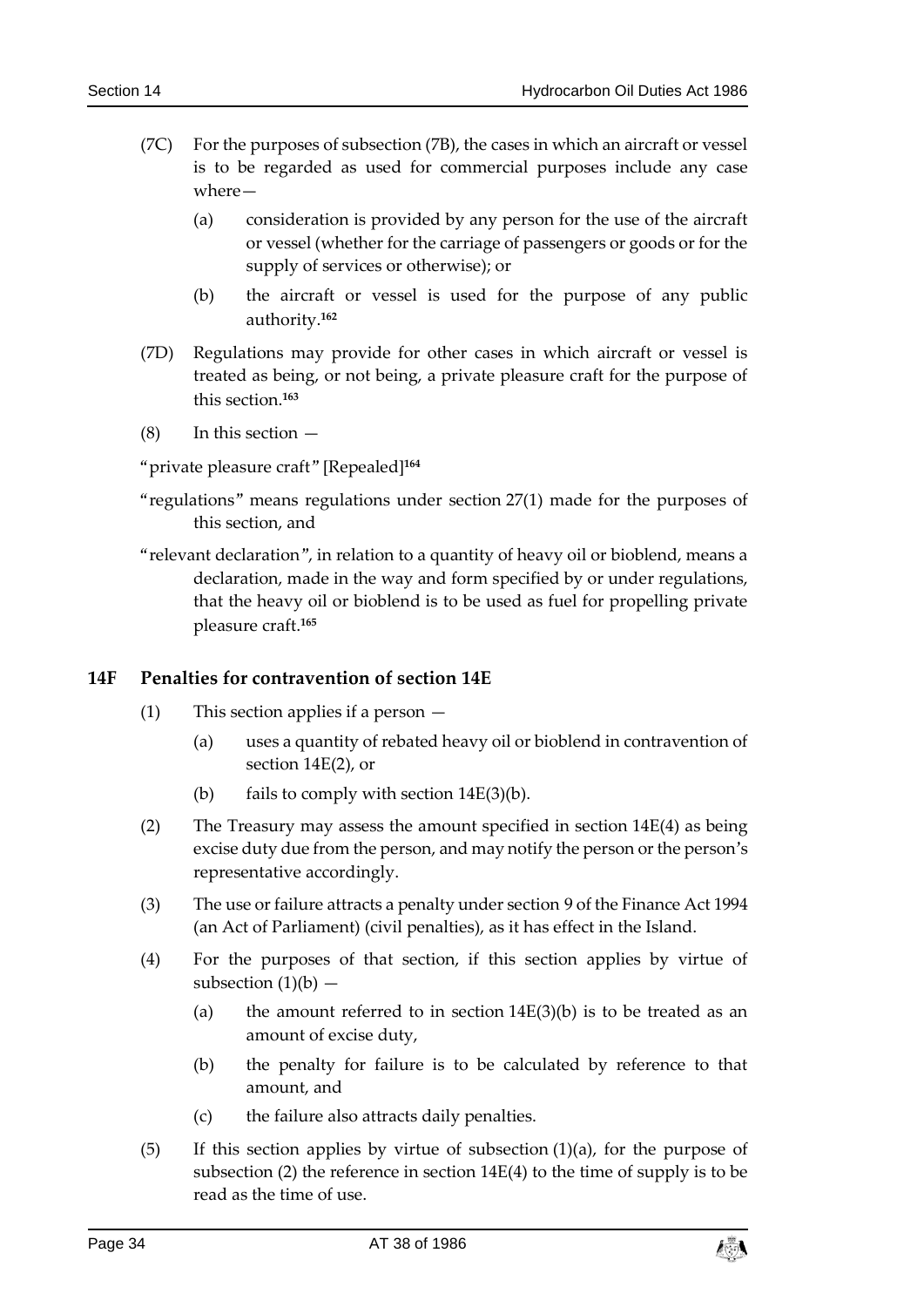(7C) For the purposes of subsection (7B), the cases in which an aircraft or vessel is to be regarded as used for commercial purposes include any case where—

(a) consideration is provided by any person for the use of the aircraft or vessel (whether for the carriage of passengers or goods or for the supply of services or otherwise); or

(b) the aircraft or vessel is used for the purpose of any public authority.[162]

(7D) Regulations may provide for other cases in which aircraft or vessel is treated as being, or not being, a private pleasure craft for the purpose of this section.[163]

(8) In this section —

"private pleasure craft" [Repealed][164]

"regulations" means regulations under section 27(1) made for the purposes of this section, and

"relevant declaration", in relation to a quantity of heavy oil or bioblend, means a declaration, made in the way and form specified by or under regulations, that the heavy oil or bioblend is to be used as fuel for propelling private pleasure craft.[165]

## 14F Penalties for contravention of section 14E

(1) This section applies if a person —

(a) uses a quantity of rebated heavy oil or bioblend in contravention of section 14E(2), or

(b) fails to comply with section 14E(3)(b).

(2) The Treasury may assess the amount specified in section 14E(4) as being excise duty due from the person, and may notify the person or the person's representative accordingly.

(3) The use or failure attracts a penalty under section 9 of the Finance Act 1994 (an Act of Parliament) (civil penalties), as it has effect in the Island.

(4) For the purposes of that section, if this section applies by virtue of subsection (1)(b) —

(a) the amount referred to in section 14E(3)(b) is to be treated as an amount of excise duty,

(b) the penalty for failure is to be calculated by reference to that amount, and

(c) the failure also attracts daily penalties.

(5) If this section applies by virtue of subsection (1)(a), for the purpose of subsection (2) the reference in section 14E(4) to the time of supply is to be read as the time of use.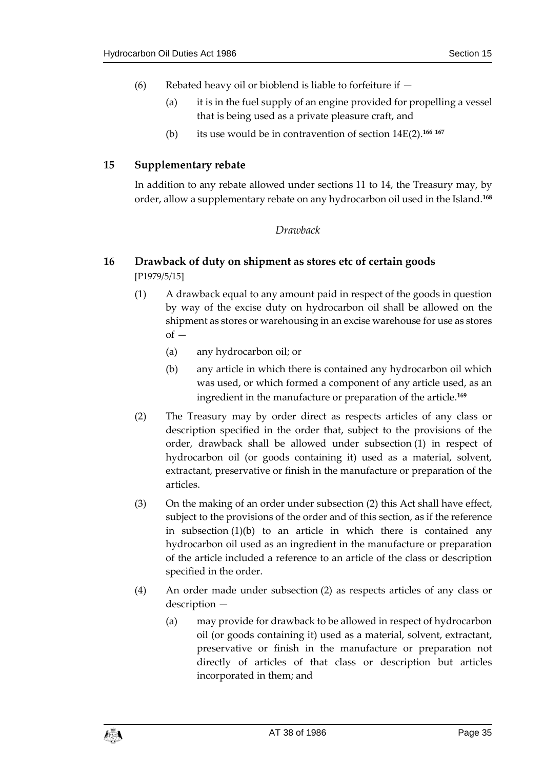(6) Rebated heavy oil or bioblend is liable to forfeiture if —

(a) it is in the fuel supply of an engine provided for propelling a vessel that is being used as a private pleasure craft, and

(b) its use would be in contravention of section 14E(2).[166] [167]

## 15 Supplementary rebate

In addition to any rebate allowed under sections 11 to 14, the Treasury may, by order, allow a supplementary rebate on any hydrocarbon oil used in the Island.[168]

*Drawback*

## 16 Drawback of duty on shipment as stores etc of certain goods

[P1979/5/15]

(1) A drawback equal to any amount paid in respect of the goods in question by way of the excise duty on hydrocarbon oil shall be allowed on the shipment as stores or warehousing in an excise warehouse for use as stores of —

(a) any hydrocarbon oil; or

(b) any article in which there is contained any hydrocarbon oil which was used, or which formed a component of any article used, as an ingredient in the manufacture or preparation of the article.[169]

(2) The Treasury may by order direct as respects articles of any class or description specified in the order that, subject to the provisions of the order, drawback shall be allowed under subsection (1) in respect of hydrocarbon oil (or goods containing it) used as a material, solvent, extractant, preservative or finish in the manufacture or preparation of the articles.

(3) On the making of an order under subsection (2) this Act shall have effect, subject to the provisions of the order and of this section, as if the reference in subsection (1)(b) to an article in which there is contained any hydrocarbon oil used as an ingredient in the manufacture or preparation of the article included a reference to an article of the class or description specified in the order.

(4) An order made under subsection (2) as respects articles of any class or description —

(a) may provide for drawback to be allowed in respect of hydrocarbon oil (or goods containing it) used as a material, solvent, extractant, preservative or finish in the manufacture or preparation not directly of articles of that class or description but articles incorporated in them; and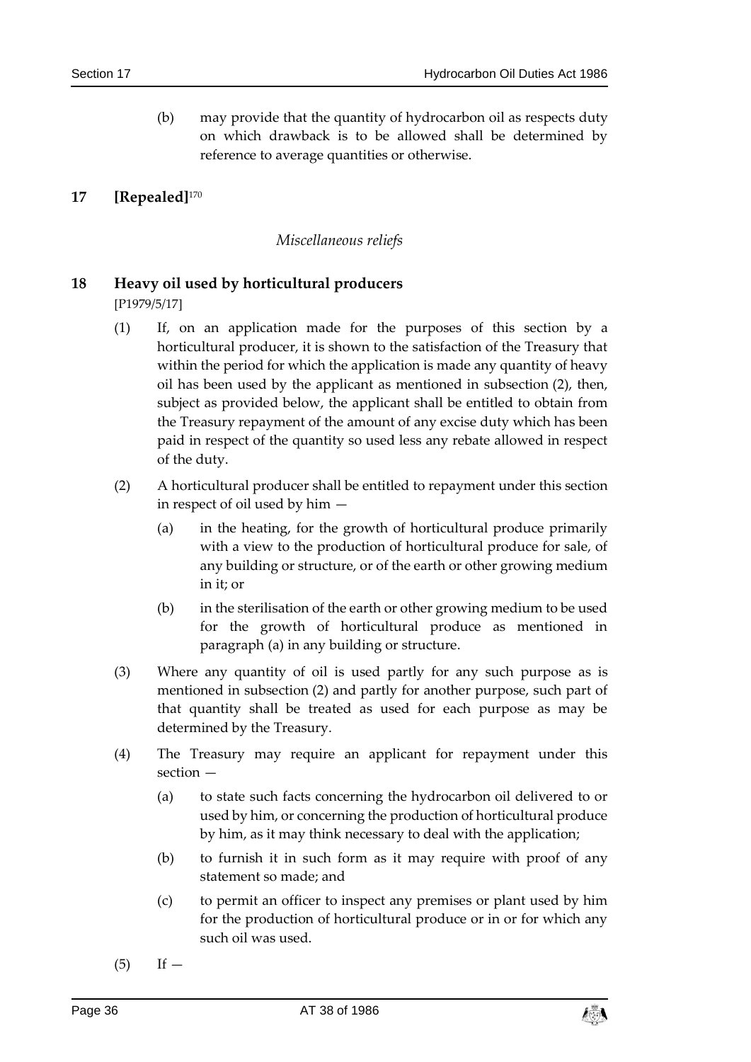(b) may provide that the quantity of hydrocarbon oil as respects duty on which drawback is to be allowed shall be determined by reference to average quantities or otherwise.

## 17 [Repealed][170]

*Miscellaneous reliefs*

## 18 Heavy oil used by horticultural producers

[P1979/5/17]

(1) If, on an application made for the purposes of this section by a horticultural producer, it is shown to the satisfaction of the Treasury that within the period for which the application is made any quantity of heavy oil has been used by the applicant as mentioned in subsection (2), then, subject as provided below, the applicant shall be entitled to obtain from the Treasury repayment of the amount of any excise duty which has been paid in respect of the quantity so used less any rebate allowed in respect of the duty.

(2) A horticultural producer shall be entitled to repayment under this section in respect of oil used by him —

(a) in the heating, for the growth of horticultural produce primarily with a view to the production of horticultural produce for sale, of any building or structure, or of the earth or other growing medium in it; or

(b) in the sterilisation of the earth or other growing medium to be used for the growth of horticultural produce as mentioned in paragraph (a) in any building or structure.

(3) Where any quantity of oil is used partly for any such purpose as is mentioned in subsection (2) and partly for another purpose, such part of that quantity shall be treated as used for each purpose as may be determined by the Treasury.

(4) The Treasury may require an applicant for repayment under this section —

(a) to state such facts concerning the hydrocarbon oil delivered to or used by him, or concerning the production of horticultural produce by him, as it may think necessary to deal with the application;

(b) to furnish it in such form as it may require with proof of any statement so made; and

(c) to permit an officer to inspect any premises or plant used by him for the production of horticultural produce or in or for which any such oil was used.

(5) If —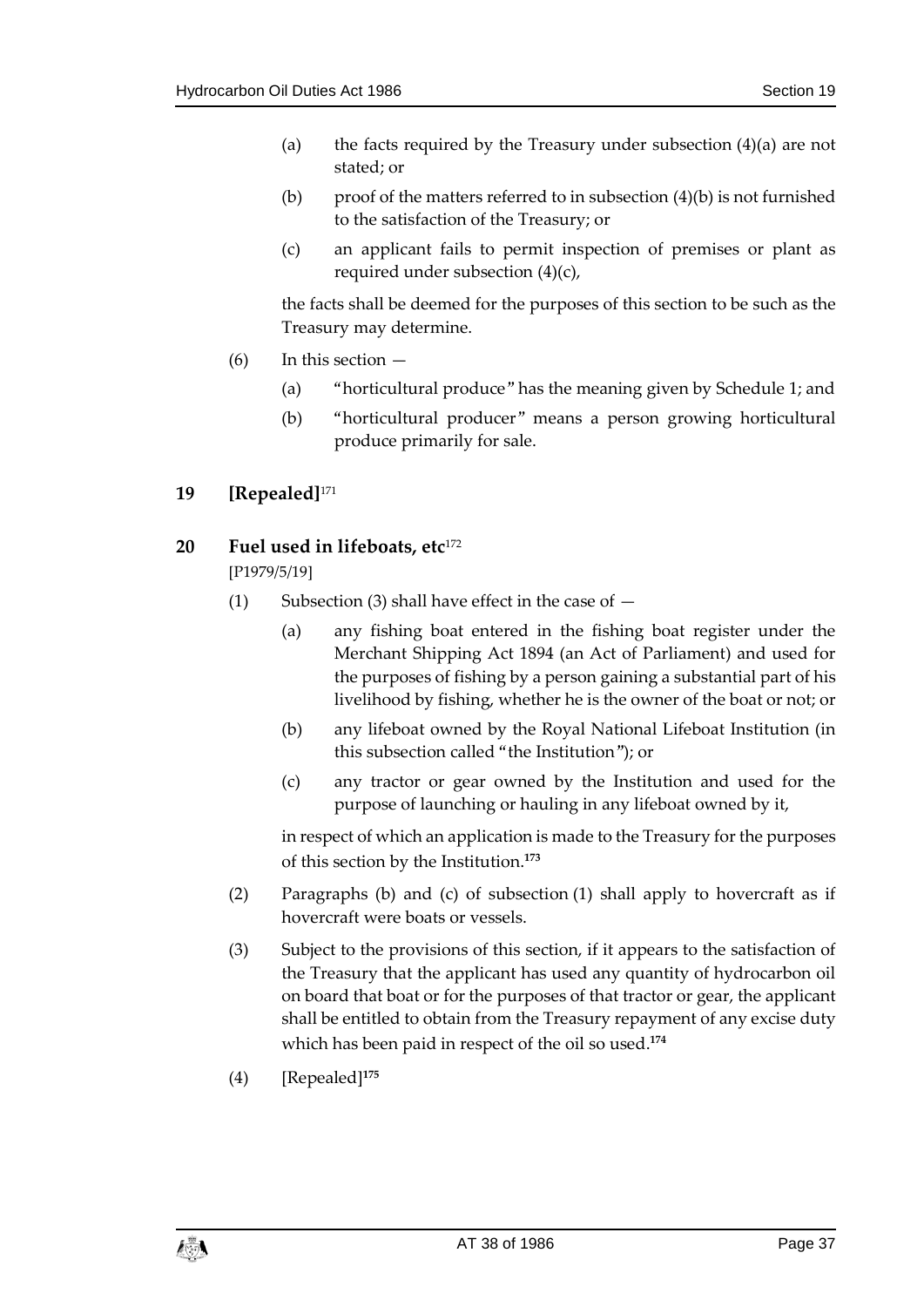(a) the facts required by the Treasury under subsection (4)(a) are not stated; or

(b) proof of the matters referred to in subsection (4)(b) is not furnished to the satisfaction of the Treasury; or

(c) an applicant fails to permit inspection of premises or plant as required under subsection (4)(c),

the facts shall be deemed for the purposes of this section to be such as the Treasury may determine.

(6) In this section —

(a) "horticultural produce" has the meaning given by Schedule 1; and

(b) "horticultural producer" means a person growing horticultural produce primarily for sale.

## 19 [Repealed][171]

## 20 Fuel used in lifeboats, etc[172]

[P1979/5/19]

(1) Subsection (3) shall have effect in the case of —

(a) any fishing boat entered in the fishing boat register under the Merchant Shipping Act 1894 (an Act of Parliament) and used for the purposes of fishing by a person gaining a substantial part of his livelihood by fishing, whether he is the owner of the boat or not; or

(b) any lifeboat owned by the Royal National Lifeboat Institution (in this subsection called "the Institution"); or

(c) any tractor or gear owned by the Institution and used for the purpose of launching or hauling in any lifeboat owned by it,

in respect of which an application is made to the Treasury for the purposes of this section by the Institution.[173]

(2) Paragraphs (b) and (c) of subsection (1) shall apply to hovercraft as if hovercraft were boats or vessels.

(3) Subject to the provisions of this section, if it appears to the satisfaction of the Treasury that the applicant has used any quantity of hydrocarbon oil on board that boat or for the purposes of that tractor or gear, the applicant shall be entitled to obtain from the Treasury repayment of any excise duty which has been paid in respect of the oil so used.[174]

(4) [Repealed][175]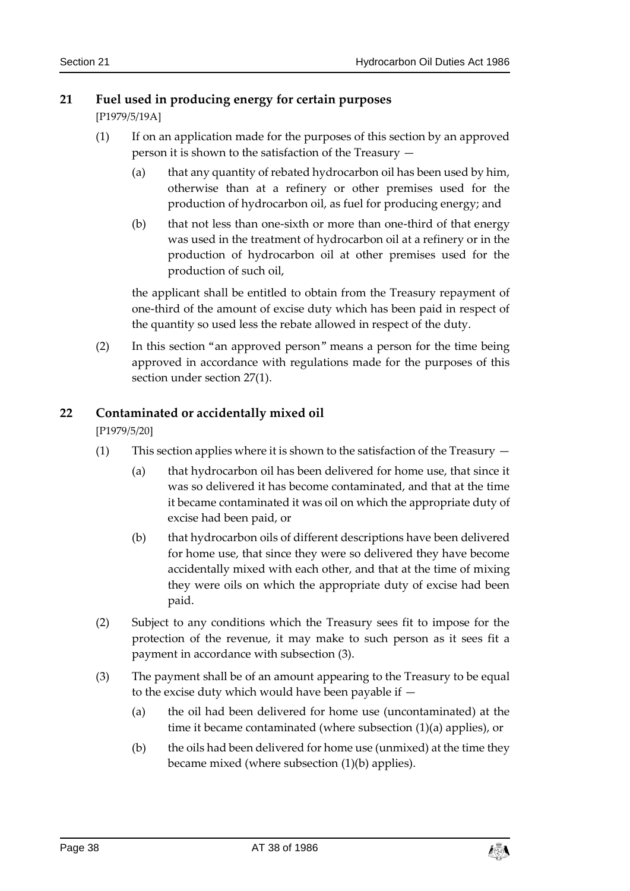## 21 Fuel used in producing energy for certain purposes

[P1979/5/19A]

(1) If on an application made for the purposes of this section by an approved person it is shown to the satisfaction of the Treasury —

(a) that any quantity of rebated hydrocarbon oil has been used by him, otherwise than at a refinery or other premises used for the production of hydrocarbon oil, as fuel for producing energy; and

(b) that not less than one-sixth or more than one-third of that energy was used in the treatment of hydrocarbon oil at a refinery or in the production of hydrocarbon oil at other premises used for the production of such oil,

the applicant shall be entitled to obtain from the Treasury repayment of one-third of the amount of excise duty which has been paid in respect of the quantity so used less the rebate allowed in respect of the duty.

(2) In this section "an approved person" means a person for the time being approved in accordance with regulations made for the purposes of this section under section 27(1).

## 22 Contaminated or accidentally mixed oil

[P1979/5/20]

(1) This section applies where it is shown to the satisfaction of the Treasury —

(a) that hydrocarbon oil has been delivered for home use, that since it was so delivered it has become contaminated, and that at the time it became contaminated it was oil on which the appropriate duty of excise had been paid, or

(b) that hydrocarbon oils of different descriptions have been delivered for home use, that since they were so delivered they have become accidentally mixed with each other, and that at the time of mixing they were oils on which the appropriate duty of excise had been paid.

(2) Subject to any conditions which the Treasury sees fit to impose for the protection of the revenue, it may make to such person as it sees fit a payment in accordance with subsection (3).

(3) The payment shall be of an amount appearing to the Treasury to be equal to the excise duty which would have been payable if —

(a) the oil had been delivered for home use (uncontaminated) at the time it became contaminated (where subsection (1)(a) applies), or

(b) the oils had been delivered for home use (unmixed) at the time they became mixed (where subsection (1)(b) applies).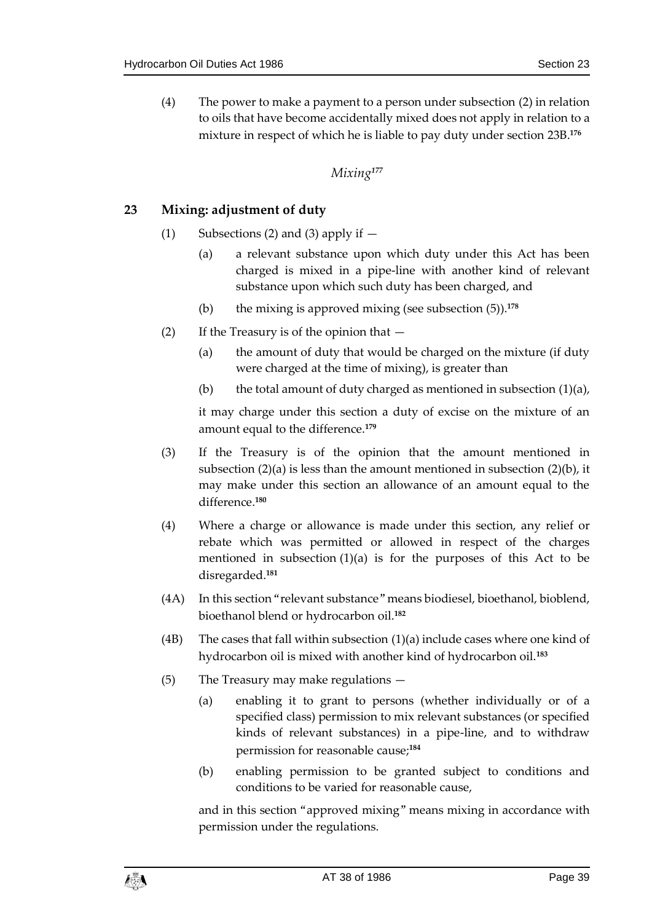(4) The power to make a payment to a person under subsection (2) in relation to oils that have become accidentally mixed does not apply in relation to a mixture in respect of which he is liable to pay duty under section 23B.[176]

*Mixing*[177]

## 23 Mixing: adjustment of duty

(1) Subsections (2) and (3) apply if —

(a) a relevant substance upon which duty under this Act has been charged is mixed in a pipe-line with another kind of relevant substance upon which such duty has been charged, and

(b) the mixing is approved mixing (see subsection (5)).[178]

(2) If the Treasury is of the opinion that —

(a) the amount of duty that would be charged on the mixture (if duty were charged at the time of mixing), is greater than

(b) the total amount of duty charged as mentioned in subsection (1)(a),

it may charge under this section a duty of excise on the mixture of an amount equal to the difference.[179]

(3) If the Treasury is of the opinion that the amount mentioned in subsection (2)(a) is less than the amount mentioned in subsection (2)(b), it may make under this section an allowance of an amount equal to the difference.[180]

(4) Where a charge or allowance is made under this section, any relief or rebate which was permitted or allowed in respect of the charges mentioned in subsection (1)(a) is for the purposes of this Act to be disregarded.[181]

(4A) In this section "relevant substance" means biodiesel, bioethanol, bioblend, bioethanol blend or hydrocarbon oil.[182]

(4B) The cases that fall within subsection (1)(a) include cases where one kind of hydrocarbon oil is mixed with another kind of hydrocarbon oil.[183]

(5) The Treasury may make regulations —

(a) enabling it to grant to persons (whether individually or of a specified class) permission to mix relevant substances (or specified kinds of relevant substances) in a pipe-line, and to withdraw permission for reasonable cause;[184]

(b) enabling permission to be granted subject to conditions and conditions to be varied for reasonable cause,

and in this section "approved mixing" means mixing in accordance with permission under the regulations.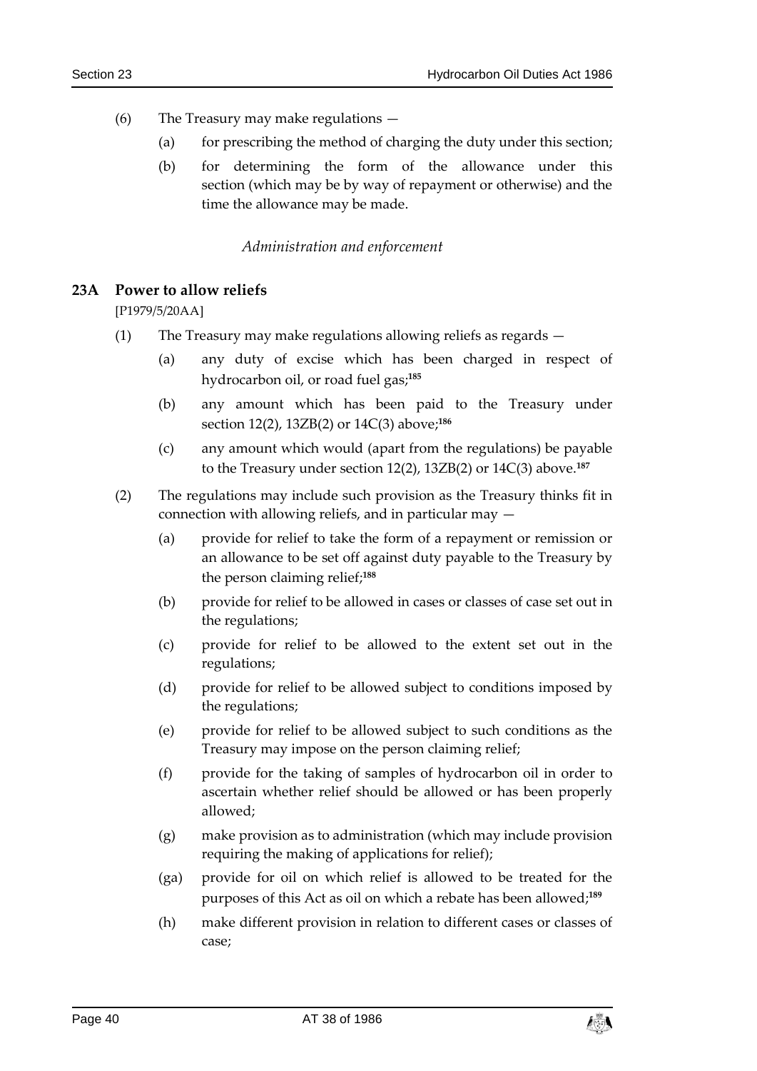(6) The Treasury may make regulations —

(a) for prescribing the method of charging the duty under this section;

(b) for determining the form of the allowance under this section (which may be by way of repayment or otherwise) and the time the allowance may be made.

*Administration and enforcement*

## 23A Power to allow reliefs

[P1979/5/20AA]

(1) The Treasury may make regulations allowing reliefs as regards —

(a) any duty of excise which has been charged in respect of hydrocarbon oil, or road fuel gas;[185]

(b) any amount which has been paid to the Treasury under section 12(2), 13ZB(2) or 14C(3) above;[186]

(c) any amount which would (apart from the regulations) be payable to the Treasury under section 12(2), 13ZB(2) or 14C(3) above.[187]

(2) The regulations may include such provision as the Treasury thinks fit in connection with allowing reliefs, and in particular may —

(a) provide for relief to take the form of a repayment or remission or an allowance to be set off against duty payable to the Treasury by the person claiming relief;[188]

(b) provide for relief to be allowed in cases or classes of case set out in the regulations;

(c) provide for relief to be allowed to the extent set out in the regulations;

(d) provide for relief to be allowed subject to conditions imposed by the regulations;

(e) provide for relief to be allowed subject to such conditions as the Treasury may impose on the person claiming relief;

(f) provide for the taking of samples of hydrocarbon oil in order to ascertain whether relief should be allowed or has been properly allowed;

(g) make provision as to administration (which may include provision requiring the making of applications for relief);

(ga) provide for oil on which relief is allowed to be treated for the purposes of this Act as oil on which a rebate has been allowed;[189]

(h) make different provision in relation to different cases or classes of case;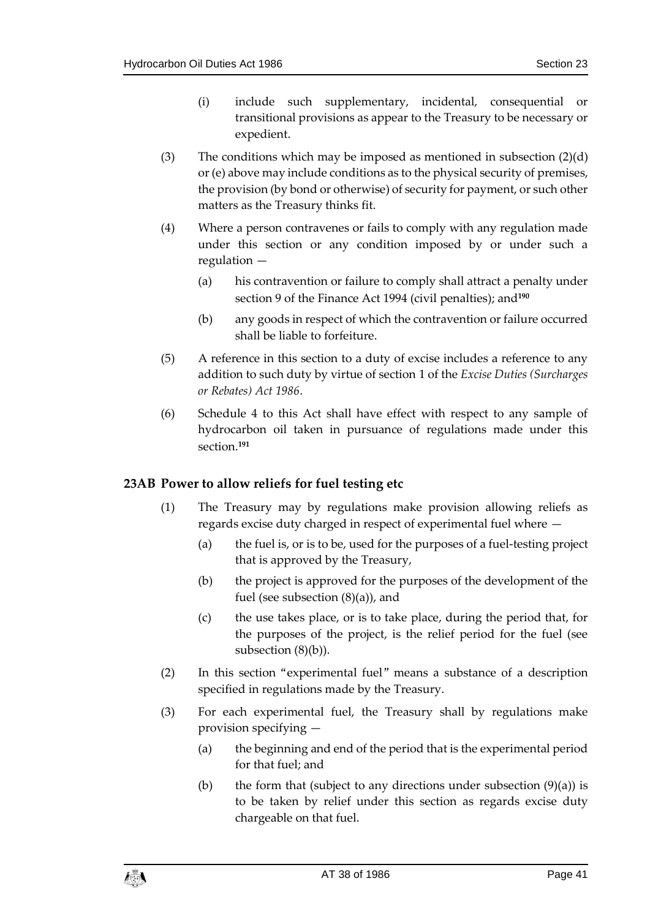(i) include such supplementary, incidental, consequential or transitional provisions as appear to the Treasury to be necessary or expedient.

(3) The conditions which may be imposed as mentioned in subsection (2)(d) or (e) above may include conditions as to the physical security of premises, the provision (by bond or otherwise) of security for payment, or such other matters as the Treasury thinks fit.

(4) Where a person contravenes or fails to comply with any regulation made under this section or any condition imposed by or under such a regulation —

(a) his contravention or failure to comply shall attract a penalty under section 9 of the Finance Act 1994 (civil penalties); and[190]

(b) any goods in respect of which the contravention or failure occurred shall be liable to forfeiture.

(5) A reference in this section to a duty of excise includes a reference to any addition to such duty by virtue of section 1 of the *Excise Duties (Surcharges or Rebates) Act 1986*.

(6) Schedule 4 to this Act shall have effect with respect to any sample of hydrocarbon oil taken in pursuance of regulations made under this section.[191]

### 23AB Power to allow reliefs for fuel testing etc

(1) The Treasury may by regulations make provision allowing reliefs as regards excise duty charged in respect of experimental fuel where —

(a) the fuel is, or is to be, used for the purposes of a fuel-testing project that is approved by the Treasury,

(b) the project is approved for the purposes of the development of the fuel (see subsection (8)(a)), and

(c) the use takes place, or is to take place, during the period that, for the purposes of the project, is the relief period for the fuel (see subsection (8)(b)).

(2) In this section "experimental fuel" means a substance of a description specified in regulations made by the Treasury.

(3) For each experimental fuel, the Treasury shall by regulations make provision specifying —

(a) the beginning and end of the period that is the experimental period for that fuel; and

(b) the form that (subject to any directions under subsection (9)(a)) is to be taken by relief under this section as regards excise duty chargeable on that fuel.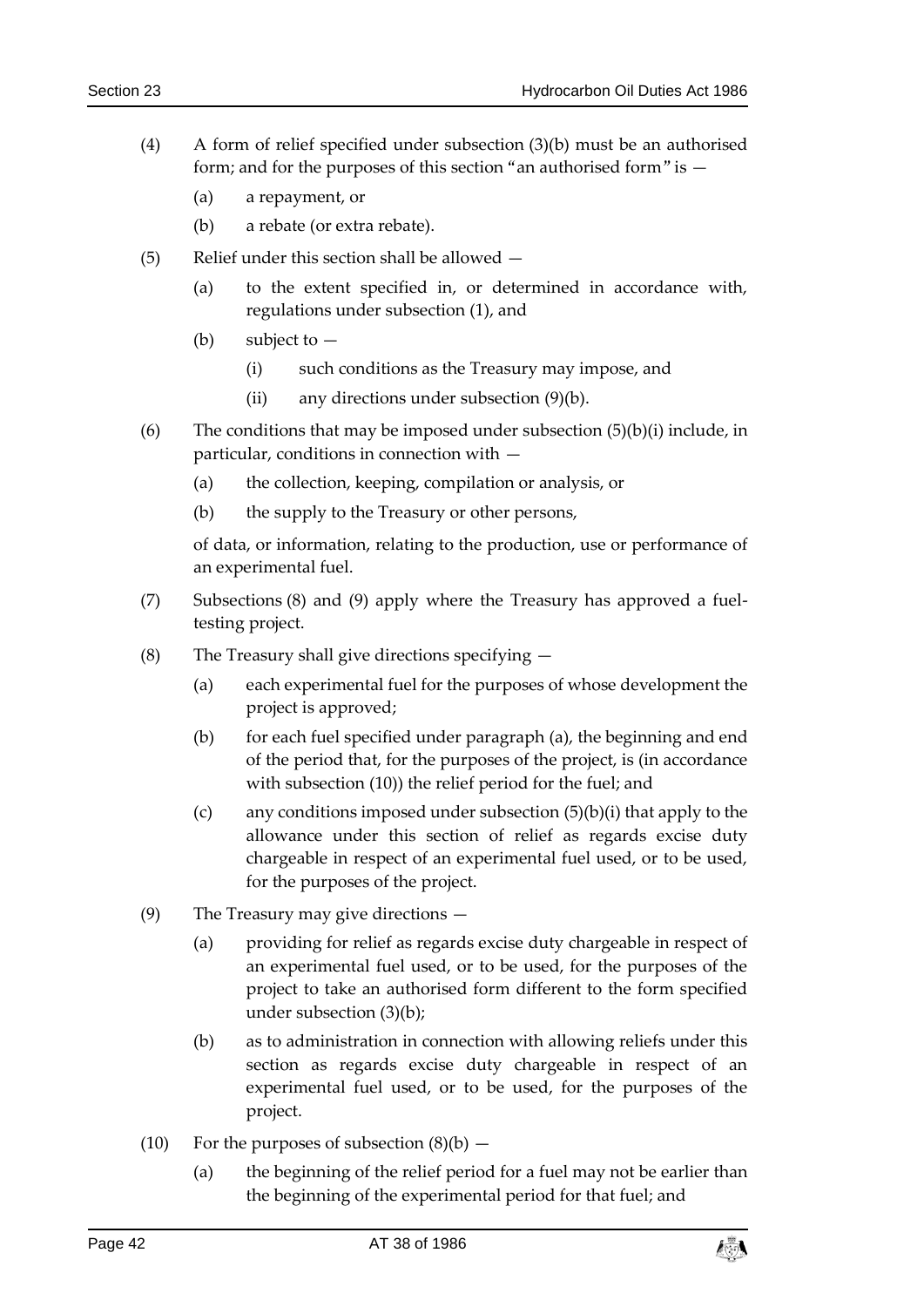(4) A form of relief specified under subsection (3)(b) must be an authorised form; and for the purposes of this section "an authorised form" is —

(a) a repayment, or

(b) a rebate (or extra rebate).

(5) Relief under this section shall be allowed —

(a) to the extent specified in, or determined in accordance with, regulations under subsection (1), and

(b) subject to —

(i) such conditions as the Treasury may impose, and

(ii) any directions under subsection (9)(b).

(6) The conditions that may be imposed under subsection (5)(b)(i) include, in particular, conditions in connection with —

(a) the collection, keeping, compilation or analysis, or

(b) the supply to the Treasury or other persons,

of data, or information, relating to the production, use or performance of an experimental fuel.

(7) Subsections (8) and (9) apply where the Treasury has approved a fuel-testing project.

(8) The Treasury shall give directions specifying —

(a) each experimental fuel for the purposes of whose development the project is approved;

(b) for each fuel specified under paragraph (a), the beginning and end of the period that, for the purposes of the project, is (in accordance with subsection (10)) the relief period for the fuel; and

(c) any conditions imposed under subsection (5)(b)(i) that apply to the allowance under this section of relief as regards excise duty chargeable in respect of an experimental fuel used, or to be used, for the purposes of the project.

(9) The Treasury may give directions —

(a) providing for relief as regards excise duty chargeable in respect of an experimental fuel used, or to be used, for the purposes of the project to take an authorised form different to the form specified under subsection (3)(b);

(b) as to administration in connection with allowing reliefs under this section as regards excise duty chargeable in respect of an experimental fuel used, or to be used, for the purposes of the project.

(10) For the purposes of subsection (8)(b) —

(a) the beginning of the relief period for a fuel may not be earlier than the beginning of the experimental period for that fuel; and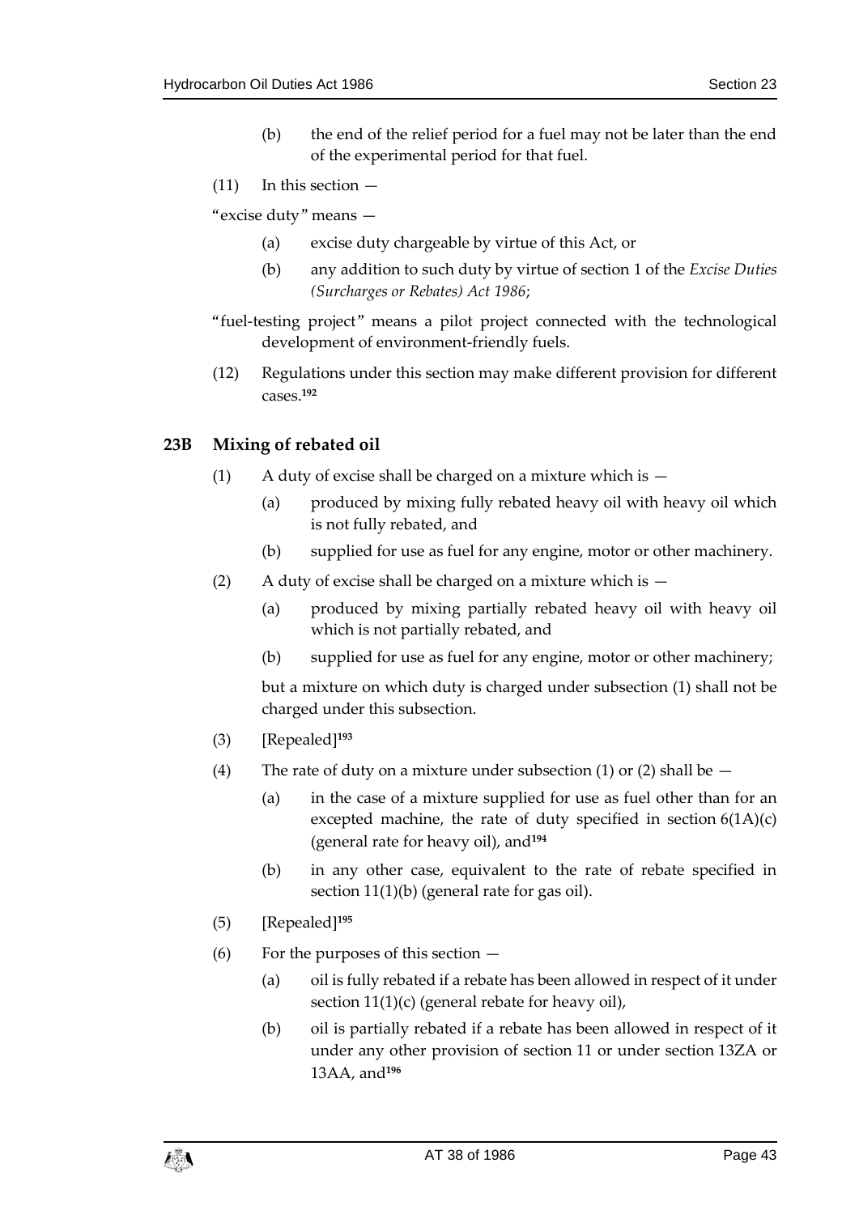(b) the end of the relief period for a fuel may not be later than the end of the experimental period for that fuel.

(11) In this section —

"excise duty" means —

(a) excise duty chargeable by virtue of this Act, or

(b) any addition to such duty by virtue of section 1 of the *Excise Duties (Surcharges or Rebates) Act 1986*;

"fuel-testing project" means a pilot project connected with the technological development of environment-friendly fuels.

(12) Regulations under this section may make different provision for different cases.[192]

## 23B Mixing of rebated oil

(1) A duty of excise shall be charged on a mixture which is —

(a) produced by mixing fully rebated heavy oil with heavy oil which is not fully rebated, and

(b) supplied for use as fuel for any engine, motor or other machinery.

(2) A duty of excise shall be charged on a mixture which is —

(a) produced by mixing partially rebated heavy oil with heavy oil which is not partially rebated, and

(b) supplied for use as fuel for any engine, motor or other machinery;

but a mixture on which duty is charged under subsection (1) shall not be charged under this subsection.

(3) [Repealed][193]

(4) The rate of duty on a mixture under subsection (1) or (2) shall be —

(a) in the case of a mixture supplied for use as fuel other than for an excepted machine, the rate of duty specified in section 6(1A)(c) (general rate for heavy oil), and[194]

(b) in any other case, equivalent to the rate of rebate specified in section 11(1)(b) (general rate for gas oil).

(5) [Repealed][195]

(6) For the purposes of this section —

(a) oil is fully rebated if a rebate has been allowed in respect of it under section 11(1)(c) (general rebate for heavy oil),

(b) oil is partially rebated if a rebate has been allowed in respect of it under any other provision of section 11 or under section 13ZA or 13AA, and[196]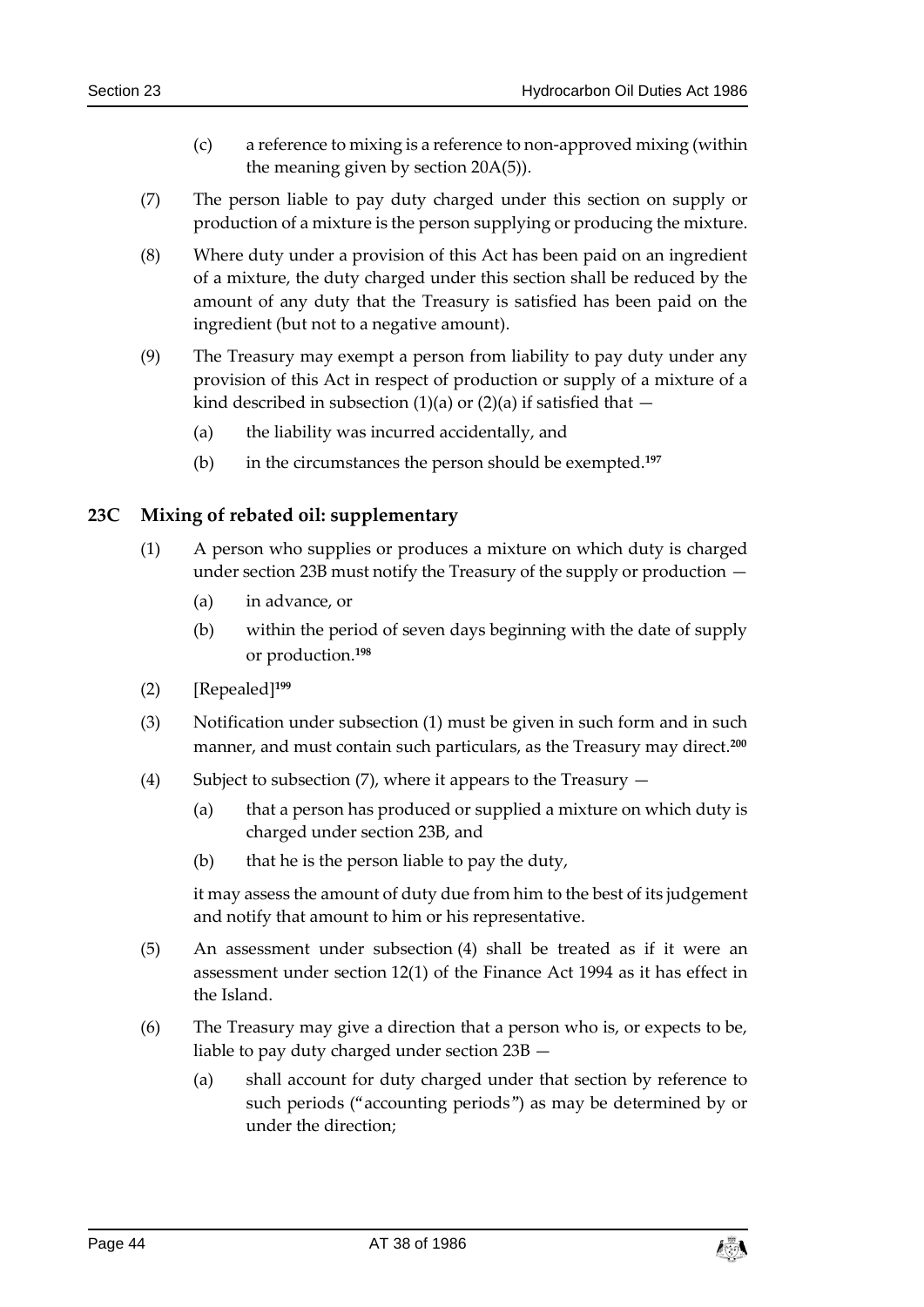(c) a reference to mixing is a reference to non-approved mixing (within the meaning given by section 20A(5)).

(7) The person liable to pay duty charged under this section on supply or production of a mixture is the person supplying or producing the mixture.

(8) Where duty under a provision of this Act has been paid on an ingredient of a mixture, the duty charged under this section shall be reduced by the amount of any duty that the Treasury is satisfied has been paid on the ingredient (but not to a negative amount).

(9) The Treasury may exempt a person from liability to pay duty under any provision of this Act in respect of production or supply of a mixture of a kind described in subsection (1)(a) or (2)(a) if satisfied that —

(a) the liability was incurred accidentally, and

(b) in the circumstances the person should be exempted.[197]

## 23C Mixing of rebated oil: supplementary

(1) A person who supplies or produces a mixture on which duty is charged under section 23B must notify the Treasury of the supply or production —

(a) in advance, or

(b) within the period of seven days beginning with the date of supply or production.[198]

(2) [Repealed][199]

(3) Notification under subsection (1) must be given in such form and in such manner, and must contain such particulars, as the Treasury may direct.[200]

(4) Subject to subsection (7), where it appears to the Treasury —

(a) that a person has produced or supplied a mixture on which duty is charged under section 23B, and

(b) that he is the person liable to pay the duty,

it may assess the amount of duty due from him to the best of its judgement and notify that amount to him or his representative.

(5) An assessment under subsection (4) shall be treated as if it were an assessment under section 12(1) of the Finance Act 1994 as it has effect in the Island.

(6) The Treasury may give a direction that a person who is, or expects to be, liable to pay duty charged under section 23B —

(a) shall account for duty charged under that section by reference to such periods ("accounting periods") as may be determined by or under the direction;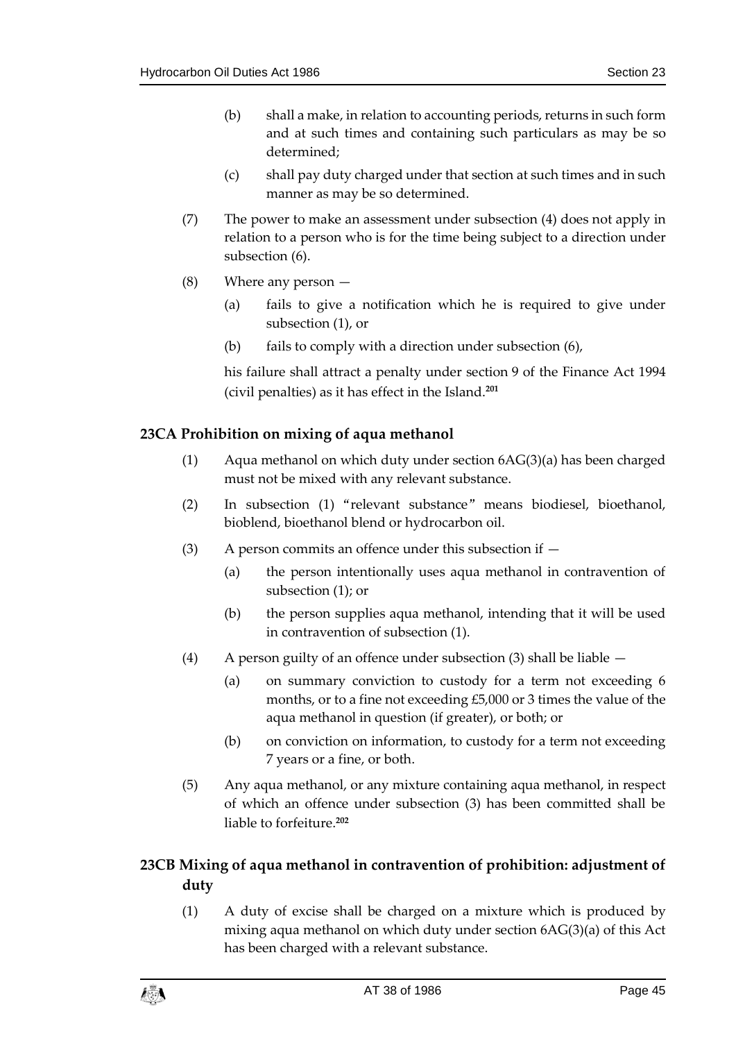(b) shall a make, in relation to accounting periods, returns in such form and at such times and containing such particulars as may be so determined;

(c) shall pay duty charged under that section at such times and in such manner as may be so determined.

(7) The power to make an assessment under subsection (4) does not apply in relation to a person who is for the time being subject to a direction under subsection (6).

(8) Where any person —

(a) fails to give a notification which he is required to give under subsection (1), or

(b) fails to comply with a direction under subsection (6),

his failure shall attract a penalty under section 9 of the Finance Act 1994 (civil penalties) as it has effect in the Island.[201]

### 23CA Prohibition on mixing of aqua methanol

(1) Aqua methanol on which duty under section 6AG(3)(a) has been charged must not be mixed with any relevant substance.

(2) In subsection (1) "relevant substance" means biodiesel, bioethanol, bioblend, bioethanol blend or hydrocarbon oil.

(3) A person commits an offence under this subsection if —

(a) the person intentionally uses aqua methanol in contravention of subsection (1); or

(b) the person supplies aqua methanol, intending that it will be used in contravention of subsection (1).

(4) A person guilty of an offence under subsection (3) shall be liable —

(a) on summary conviction to custody for a term not exceeding 6 months, or to a fine not exceeding £5,000 or 3 times the value of the aqua methanol in question (if greater), or both; or

(b) on conviction on information, to custody for a term not exceeding 7 years or a fine, or both.

(5) Any aqua methanol, or any mixture containing aqua methanol, in respect of which an offence under subsection (3) has been committed shall be liable to forfeiture.[202]

### 23CB Mixing of aqua methanol in contravention of prohibition: adjustment of duty

(1) A duty of excise shall be charged on a mixture which is produced by mixing aqua methanol on which duty under section 6AG(3)(a) of this Act has been charged with a relevant substance.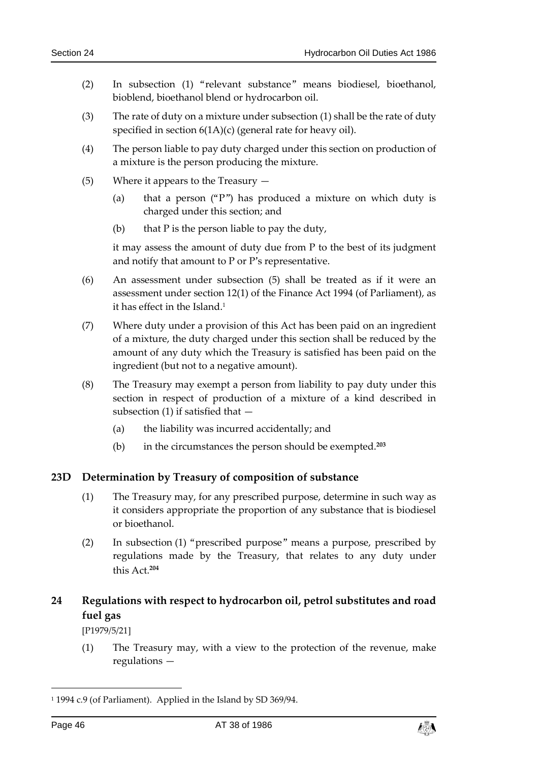(2) In subsection (1) "relevant substance" means biodiesel, bioethanol, bioblend, bioethanol blend or hydrocarbon oil.

(3) The rate of duty on a mixture under subsection (1) shall be the rate of duty specified in section 6(1A)(c) (general rate for heavy oil).

(4) The person liable to pay duty charged under this section on production of a mixture is the person producing the mixture.

(5) Where it appears to the Treasury —

(a) that a person ("P") has produced a mixture on which duty is charged under this section; and

(b) that P is the person liable to pay the duty,

it may assess the amount of duty due from P to the best of its judgment and notify that amount to P or P's representative.

(6) An assessment under subsection (5) shall be treated as if it were an assessment under section 12(1) of the Finance Act 1994 (of Parliament), as it has effect in the Island.[1]

(7) Where duty under a provision of this Act has been paid on an ingredient of a mixture, the duty charged under this section shall be reduced by the amount of any duty which the Treasury is satisfied has been paid on the ingredient (but not to a negative amount).

(8) The Treasury may exempt a person from liability to pay duty under this section in respect of production of a mixture of a kind described in subsection (1) if satisfied that —

(a) the liability was incurred accidentally; and

(b) in the circumstances the person should be exempted.[203]

## 23D Determination by Treasury of composition of substance

(1) The Treasury may, for any prescribed purpose, determine in such way as it considers appropriate the proportion of any substance that is biodiesel or bioethanol.

(2) In subsection (1) "prescribed purpose" means a purpose, prescribed by regulations made by the Treasury, that relates to any duty under this Act.[204]

## 24 Regulations with respect to hydrocarbon oil, petrol substitutes and road fuel gas

[P1979/5/21]

(1) The Treasury may, with a view to the protection of the revenue, make regulations —

[1] 1994 c.9 (of Parliament). Applied in the Island by SD 369/94.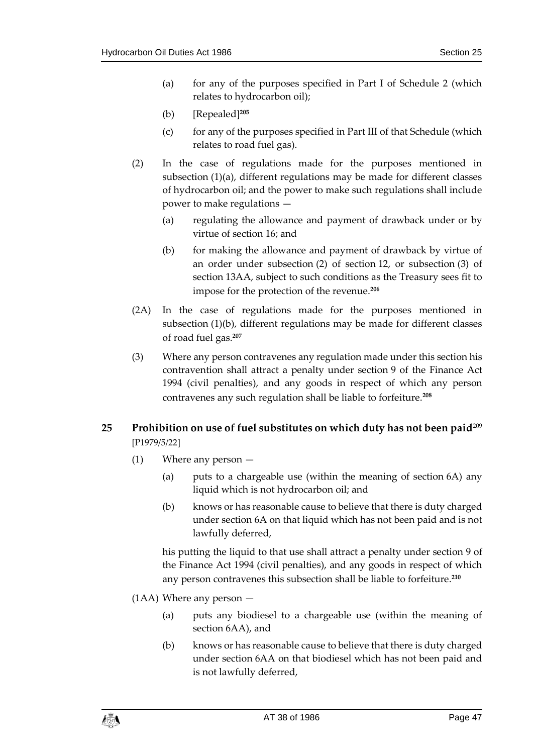(a) for any of the purposes specified in Part I of Schedule 2 (which relates to hydrocarbon oil);

(b) [Repealed][205]

(c) for any of the purposes specified in Part III of that Schedule (which relates to road fuel gas).

(2) In the case of regulations made for the purposes mentioned in subsection (1)(a), different regulations may be made for different classes of hydrocarbon oil; and the power to make such regulations shall include power to make regulations —

(a) regulating the allowance and payment of drawback under or by virtue of section 16; and

(b) for making the allowance and payment of drawback by virtue of an order under subsection (2) of section 12, or subsection (3) of section 13AA, subject to such conditions as the Treasury sees fit to impose for the protection of the revenue.[206]

(2A) In the case of regulations made for the purposes mentioned in subsection (1)(b), different regulations may be made for different classes of road fuel gas.[207]

(3) Where any person contravenes any regulation made under this section his contravention shall attract a penalty under section 9 of the Finance Act 1994 (civil penalties), and any goods in respect of which any person contravenes any such regulation shall be liable to forfeiture.[208]

## 25 Prohibition on use of fuel substitutes on which duty has not been paid[209]

[P1979/5/22]

(1) Where any person —

(a) puts to a chargeable use (within the meaning of section 6A) any liquid which is not hydrocarbon oil; and

(b) knows or has reasonable cause to believe that there is duty charged under section 6A on that liquid which has not been paid and is not lawfully deferred,

his putting the liquid to that use shall attract a penalty under section 9 of the Finance Act 1994 (civil penalties), and any goods in respect of which any person contravenes this subsection shall be liable to forfeiture.[210]

(1AA) Where any person —

(a) puts any biodiesel to a chargeable use (within the meaning of section 6AA), and

(b) knows or has reasonable cause to believe that there is duty charged under section 6AA on that biodiesel which has not been paid and is not lawfully deferred,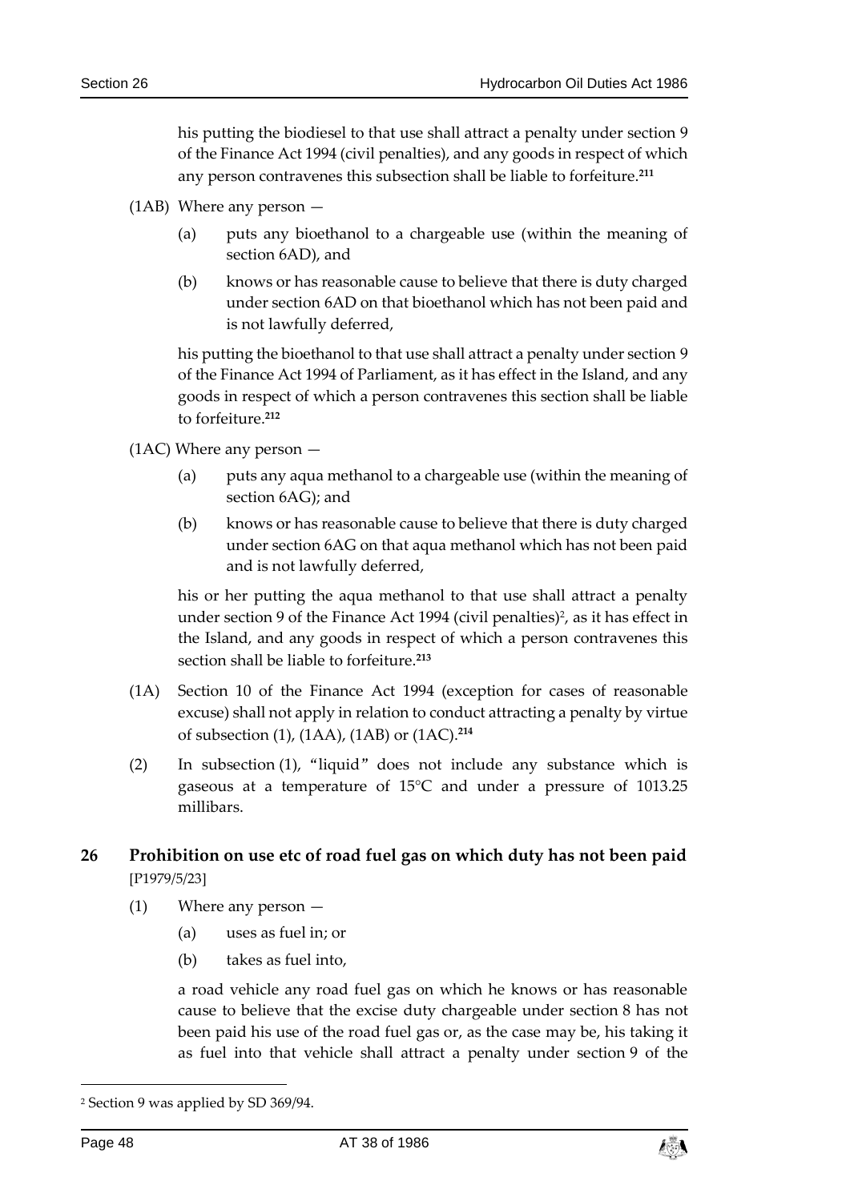his putting the biodiesel to that use shall attract a penalty under section 9 of the Finance Act 1994 (civil penalties), and any goods in respect of which any person contravenes this subsection shall be liable to forfeiture.[211]

(1AB) Where any person —

(a) puts any bioethanol to a chargeable use (within the meaning of section 6AD), and

(b) knows or has reasonable cause to believe that there is duty charged under section 6AD on that bioethanol which has not been paid and is not lawfully deferred,

his putting the bioethanol to that use shall attract a penalty under section 9 of the Finance Act 1994 of Parliament, as it has effect in the Island, and any goods in respect of which a person contravenes this section shall be liable to forfeiture.[212]

(1AC) Where any person —

(a) puts any aqua methanol to a chargeable use (within the meaning of section 6AG); and

(b) knows or has reasonable cause to believe that there is duty charged under section 6AG on that aqua methanol which has not been paid and is not lawfully deferred,

his or her putting the aqua methanol to that use shall attract a penalty under section 9 of the Finance Act 1994 (civil penalties)[2], as it has effect in the Island, and any goods in respect of which a person contravenes this section shall be liable to forfeiture.[213]

(1A) Section 10 of the Finance Act 1994 (exception for cases of reasonable excuse) shall not apply in relation to conduct attracting a penalty by virtue of subsection (1), (1AA), (1AB) or (1AC).[214]

(2) In subsection (1), "liquid" does not include any substance which is gaseous at a temperature of 15°C and under a pressure of 1013.25 millibars.

## 26 Prohibition on use etc of road fuel gas on which duty has not been paid

[P1979/5/23]

(1) Where any person —

(a) uses as fuel in; or

(b) takes as fuel into,

a road vehicle any road fuel gas on which he knows or has reasonable cause to believe that the excise duty chargeable under section 8 has not been paid his use of the road fuel gas or, as the case may be, his taking it as fuel into that vehicle shall attract a penalty under section 9 of the

---

[2] Section 9 was applied by SD 369/94.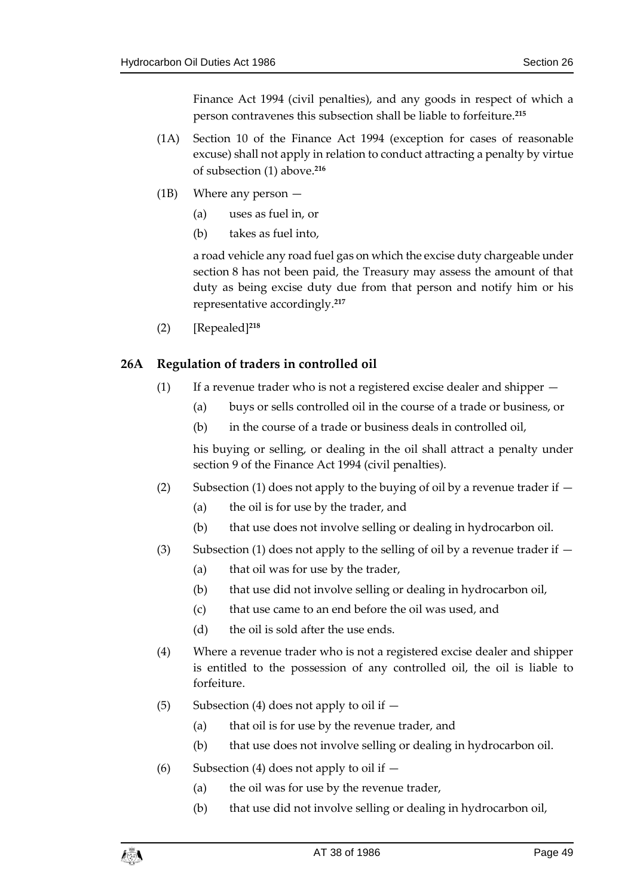Finance Act 1994 (civil penalties), and any goods in respect of which a person contravenes this subsection shall be liable to forfeiture.[215]

(1A) Section 10 of the Finance Act 1994 (exception for cases of reasonable excuse) shall not apply in relation to conduct attracting a penalty by virtue of subsection (1) above.[216]

(1B) Where any person —

(a) uses as fuel in, or

(b) takes as fuel into,

a road vehicle any road fuel gas on which the excise duty chargeable under section 8 has not been paid, the Treasury may assess the amount of that duty as being excise duty due from that person and notify him or his representative accordingly.[217]

(2) [Repealed][218]

### 26A Regulation of traders in controlled oil

(1) If a revenue trader who is not a registered excise dealer and shipper —

(a) buys or sells controlled oil in the course of a trade or business, or

(b) in the course of a trade or business deals in controlled oil,

his buying or selling, or dealing in the oil shall attract a penalty under section 9 of the Finance Act 1994 (civil penalties).

(2) Subsection (1) does not apply to the buying of oil by a revenue trader if —

(a) the oil is for use by the trader, and

(b) that use does not involve selling or dealing in hydrocarbon oil.

(3) Subsection (1) does not apply to the selling of oil by a revenue trader if —

(a) that oil was for use by the trader,

(b) that use did not involve selling or dealing in hydrocarbon oil,

(c) that use came to an end before the oil was used, and

(d) the oil is sold after the use ends.

(4) Where a revenue trader who is not a registered excise dealer and shipper is entitled to the possession of any controlled oil, the oil is liable to forfeiture.

(5) Subsection (4) does not apply to oil if —

(a) that oil is for use by the revenue trader, and

(b) that use does not involve selling or dealing in hydrocarbon oil.

(6) Subsection (4) does not apply to oil if —

(a) the oil was for use by the revenue trader,

(b) that use did not involve selling or dealing in hydrocarbon oil,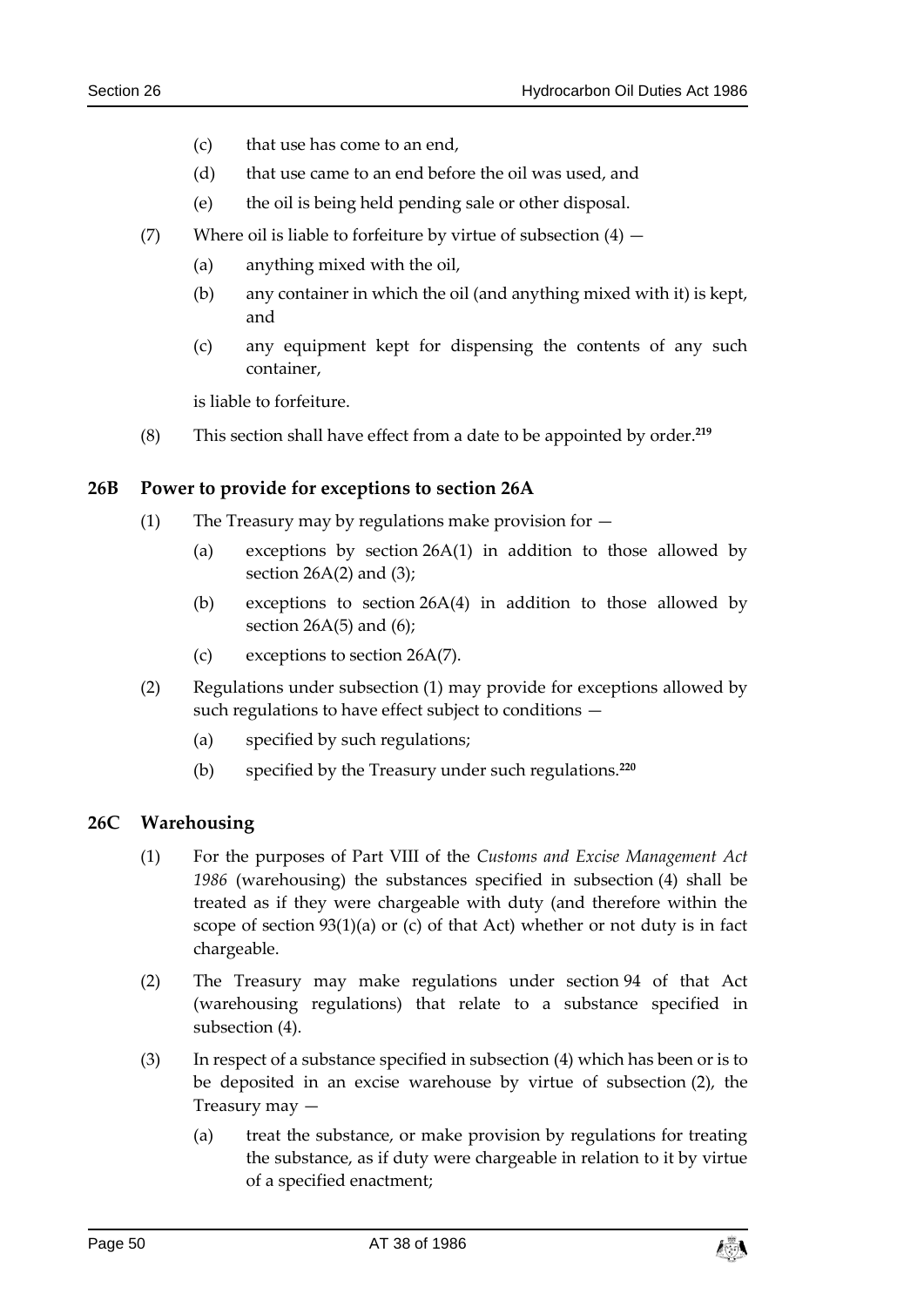(c) that use has come to an end,

(d) that use came to an end before the oil was used, and

(e) the oil is being held pending sale or other disposal.

(7) Where oil is liable to forfeiture by virtue of subsection (4) —

(a) anything mixed with the oil,

(b) any container in which the oil (and anything mixed with it) is kept, and

(c) any equipment kept for dispensing the contents of any such container,

is liable to forfeiture.

(8) This section shall have effect from a date to be appointed by order.[219]

### 26B Power to provide for exceptions to section 26A

(1) The Treasury may by regulations make provision for —

(a) exceptions by section 26A(1) in addition to those allowed by section 26A(2) and (3);

(b) exceptions to section 26A(4) in addition to those allowed by section 26A(5) and (6);

(c) exceptions to section 26A(7).

(2) Regulations under subsection (1) may provide for exceptions allowed by such regulations to have effect subject to conditions —

(a) specified by such regulations;

(b) specified by the Treasury under such regulations.[220]

### 26C Warehousing

(1) For the purposes of Part VIII of the *Customs and Excise Management Act 1986* (warehousing) the substances specified in subsection (4) shall be treated as if they were chargeable with duty (and therefore within the scope of section 93(1)(a) or (c) of that Act) whether or not duty is in fact chargeable.

(2) The Treasury may make regulations under section 94 of that Act (warehousing regulations) that relate to a substance specified in subsection (4).

(3) In respect of a substance specified in subsection (4) which has been or is to be deposited in an excise warehouse by virtue of subsection (2), the Treasury may —

(a) treat the substance, or make provision by regulations for treating the substance, as if duty were chargeable in relation to it by virtue of a specified enactment;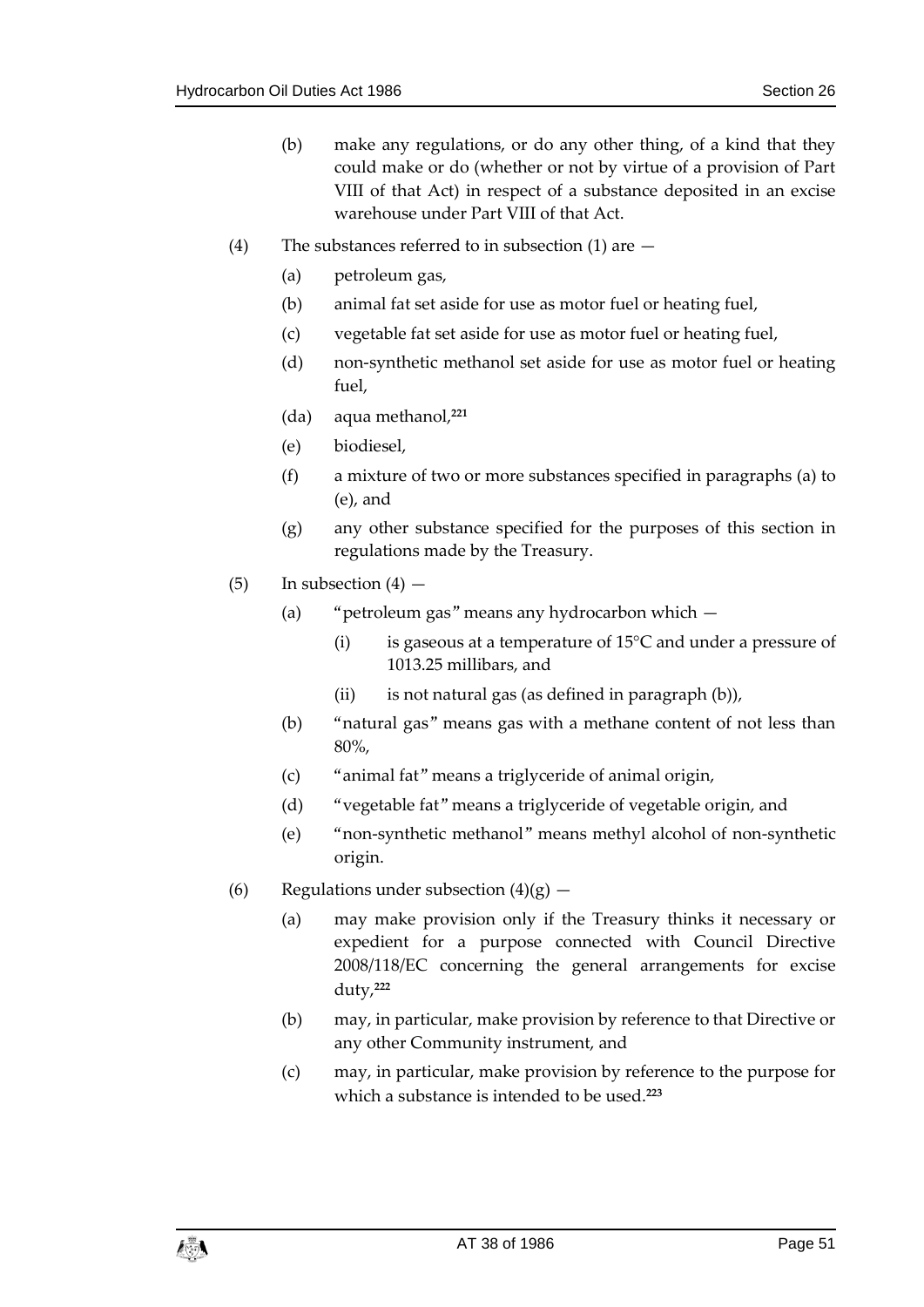(b) make any regulations, or do any other thing, of a kind that they could make or do (whether or not by virtue of a provision of Part VIII of that Act) in respect of a substance deposited in an excise warehouse under Part VIII of that Act.

(4) The substances referred to in subsection (1) are —

(a) petroleum gas,

(b) animal fat set aside for use as motor fuel or heating fuel,

(c) vegetable fat set aside for use as motor fuel or heating fuel,

(d) non-synthetic methanol set aside for use as motor fuel or heating fuel,

(da) aqua methanol,[221]

(e) biodiesel,

(f) a mixture of two or more substances specified in paragraphs (a) to (e), and

(g) any other substance specified for the purposes of this section in regulations made by the Treasury.

(5) In subsection (4) —

(a) "petroleum gas" means any hydrocarbon which —

(i) is gaseous at a temperature of 15°C and under a pressure of 1013.25 millibars, and

(ii) is not natural gas (as defined in paragraph (b)),

(b) "natural gas" means gas with a methane content of not less than 80%,

(c) "animal fat" means a triglyceride of animal origin,

(d) "vegetable fat" means a triglyceride of vegetable origin, and

(e) "non-synthetic methanol" means methyl alcohol of non-synthetic origin.

(6) Regulations under subsection (4)(g) —

(a) may make provision only if the Treasury thinks it necessary or expedient for a purpose connected with Council Directive 2008/118/EC concerning the general arrangements for excise duty,[222]

(b) may, in particular, make provision by reference to that Directive or any other Community instrument, and

(c) may, in particular, make provision by reference to the purpose for which a substance is intended to be used.[223]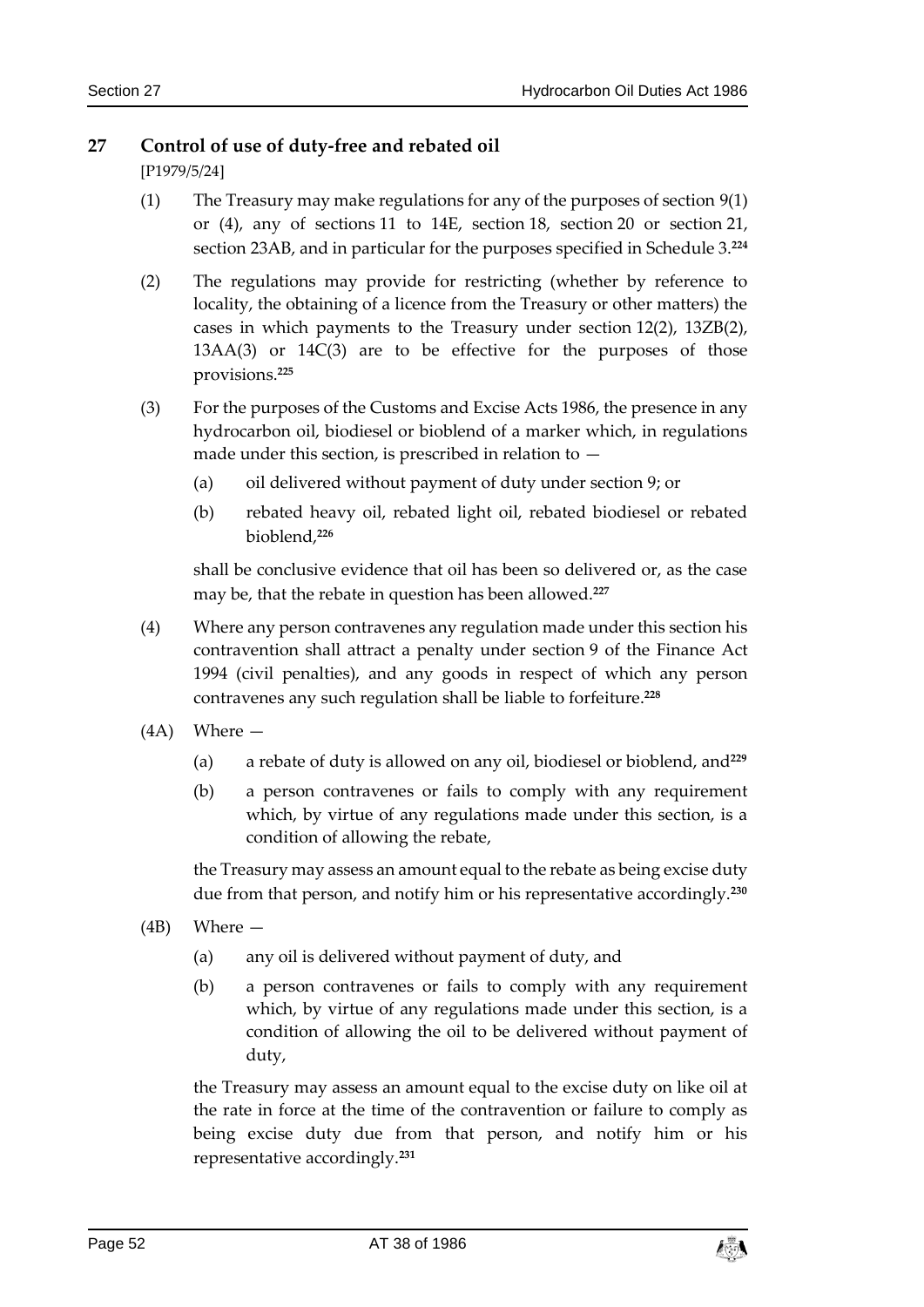## 27 Control of use of duty-free and rebated oil

[P1979/5/24]

(1) The Treasury may make regulations for any of the purposes of section 9(1) or (4), any of sections 11 to 14E, section 18, section 20 or section 21, section 23AB, and in particular for the purposes specified in Schedule 3.[224]

(2) The regulations may provide for restricting (whether by reference to locality, the obtaining of a licence from the Treasury or other matters) the cases in which payments to the Treasury under section 12(2), 13ZB(2), 13AA(3) or 14C(3) are to be effective for the purposes of those provisions.[225]

(3) For the purposes of the Customs and Excise Acts 1986, the presence in any hydrocarbon oil, biodiesel or bioblend of a marker which, in regulations made under this section, is prescribed in relation to —

(a) oil delivered without payment of duty under section 9; or

(b) rebated heavy oil, rebated light oil, rebated biodiesel or rebated bioblend,[226]

shall be conclusive evidence that oil has been so delivered or, as the case may be, that the rebate in question has been allowed.[227]

(4) Where any person contravenes any regulation made under this section his contravention shall attract a penalty under section 9 of the Finance Act 1994 (civil penalties), and any goods in respect of which any person contravenes any such regulation shall be liable to forfeiture.[228]

(4A) Where —

(a) a rebate of duty is allowed on any oil, biodiesel or bioblend, and[229]

(b) a person contravenes or fails to comply with any requirement which, by virtue of any regulations made under this section, is a condition of allowing the rebate,

the Treasury may assess an amount equal to the rebate as being excise duty due from that person, and notify him or his representative accordingly.[230]

(4B) Where —

(a) any oil is delivered without payment of duty, and

(b) a person contravenes or fails to comply with any requirement which, by virtue of any regulations made under this section, is a condition of allowing the oil to be delivered without payment of duty,

the Treasury may assess an amount equal to the excise duty on like oil at the rate in force at the time of the contravention or failure to comply as being excise duty due from that person, and notify him or his representative accordingly.[231]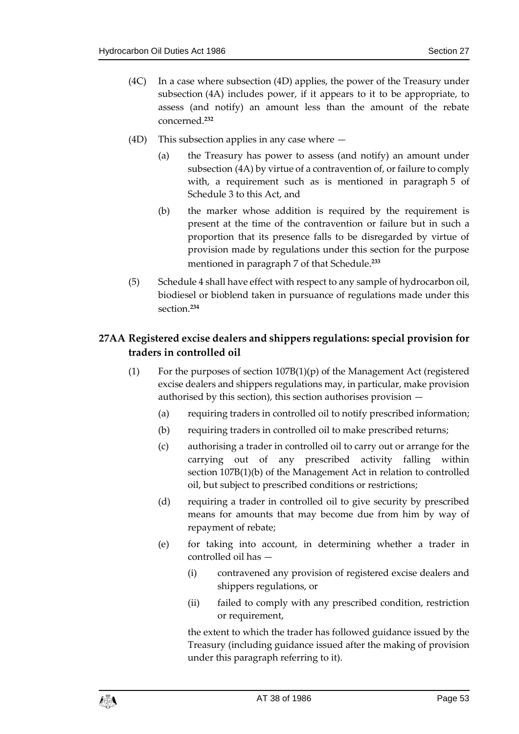(4C) In a case where subsection (4D) applies, the power of the Treasury under subsection (4A) includes power, if it appears to it to be appropriate, to assess (and notify) an amount less than the amount of the rebate concerned.[232]

(4D) This subsection applies in any case where —

(a) the Treasury has power to assess (and notify) an amount under subsection (4A) by virtue of a contravention of, or failure to comply with, a requirement such as is mentioned in paragraph 5 of Schedule 3 to this Act, and

(b) the marker whose addition is required by the requirement is present at the time of the contravention or failure but in such a proportion that its presence falls to be disregarded by virtue of provision made by regulations under this section for the purpose mentioned in paragraph 7 of that Schedule.[233]

(5) Schedule 4 shall have effect with respect to any sample of hydrocarbon oil, biodiesel or bioblend taken in pursuance of regulations made under this section.[234]

### 27AA Registered excise dealers and shippers regulations: special provision for traders in controlled oil

(1) For the purposes of section 107B(1)(p) of the Management Act (registered excise dealers and shippers regulations may, in particular, make provision authorised by this section), this section authorises provision —

(a) requiring traders in controlled oil to notify prescribed information;

(b) requiring traders in controlled oil to make prescribed returns;

(c) authorising a trader in controlled oil to carry out or arrange for the carrying out of any prescribed activity falling within section 107B(1)(b) of the Management Act in relation to controlled oil, but subject to prescribed conditions or restrictions;

(d) requiring a trader in controlled oil to give security by prescribed means for amounts that may become due from him by way of repayment of rebate;

(e) for taking into account, in determining whether a trader in controlled oil has —

(i) contravened any provision of registered excise dealers and shippers regulations, or

(ii) failed to comply with any prescribed condition, restriction or requirement,

the extent to which the trader has followed guidance issued by the Treasury (including guidance issued after the making of provision under this paragraph referring to it).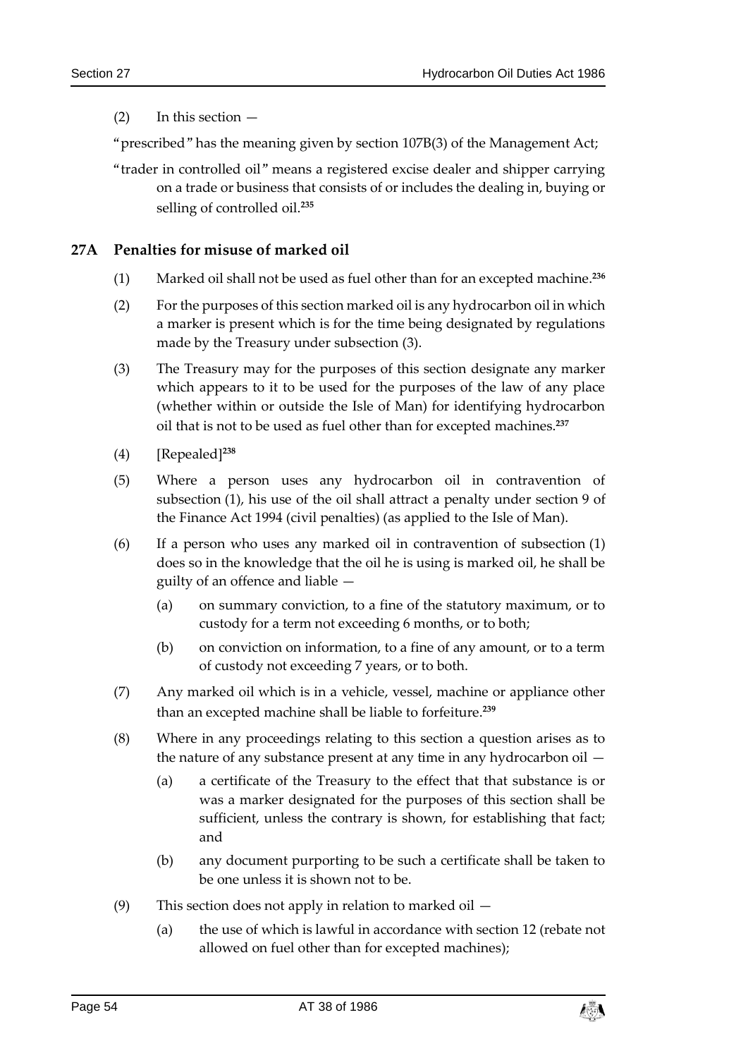(2) In this section —

"prescribed" has the meaning given by section 107B(3) of the Management Act;

"trader in controlled oil" means a registered excise dealer and shipper carrying on a trade or business that consists of or includes the dealing in, buying or selling of controlled oil.[235]

## 27A Penalties for misuse of marked oil

(1) Marked oil shall not be used as fuel other than for an excepted machine.[236]

(2) For the purposes of this section marked oil is any hydrocarbon oil in which a marker is present which is for the time being designated by regulations made by the Treasury under subsection (3).

(3) The Treasury may for the purposes of this section designate any marker which appears to it to be used for the purposes of the law of any place (whether within or outside the Isle of Man) for identifying hydrocarbon oil that is not to be used as fuel other than for excepted machines.[237]

(4) [Repealed][238]

(5) Where a person uses any hydrocarbon oil in contravention of subsection (1), his use of the oil shall attract a penalty under section 9 of the Finance Act 1994 (civil penalties) (as applied to the Isle of Man).

(6) If a person who uses any marked oil in contravention of subsection (1) does so in the knowledge that the oil he is using is marked oil, he shall be guilty of an offence and liable —

(a) on summary conviction, to a fine of the statutory maximum, or to custody for a term not exceeding 6 months, or to both;

(b) on conviction on information, to a fine of any amount, or to a term of custody not exceeding 7 years, or to both.

(7) Any marked oil which is in a vehicle, vessel, machine or appliance other than an excepted machine shall be liable to forfeiture.[239]

(8) Where in any proceedings relating to this section a question arises as to the nature of any substance present at any time in any hydrocarbon oil —

(a) a certificate of the Treasury to the effect that that substance is or was a marker designated for the purposes of this section shall be sufficient, unless the contrary is shown, for establishing that fact; and

(b) any document purporting to be such a certificate shall be taken to be one unless it is shown not to be.

(9) This section does not apply in relation to marked oil —

(a) the use of which is lawful in accordance with section 12 (rebate not allowed on fuel other than for excepted machines);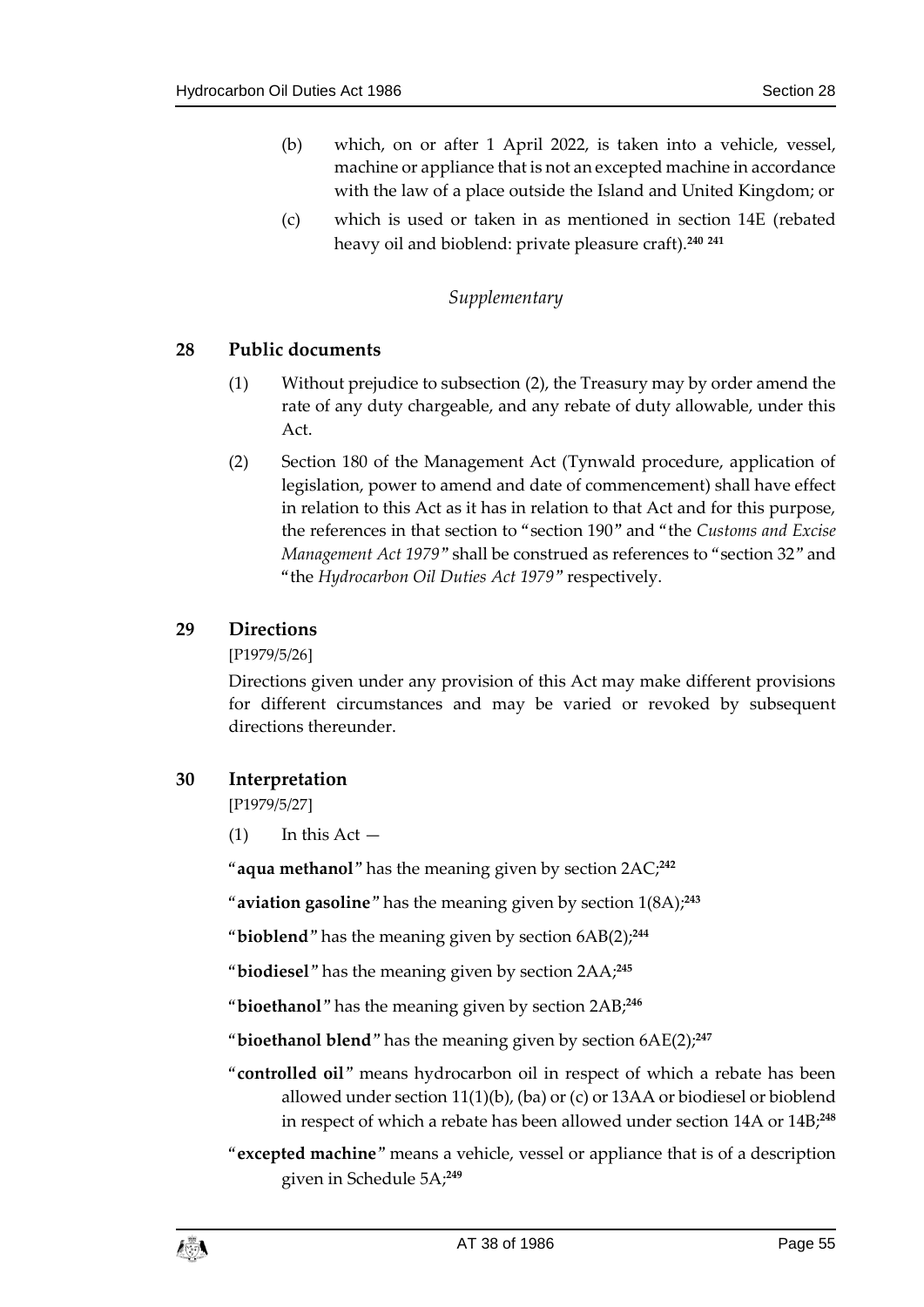(b) which, on or after 1 April 2022, is taken into a vehicle, vessel, machine or appliance that is not an excepted machine in accordance with the law of a place outside the Island and United Kingdom; or

(c) which is used or taken in as mentioned in section 14E (rebated heavy oil and bioblend: private pleasure craft).[240] [241]

*Supplementary*

### 28 Public documents

(1) Without prejudice to subsection (2), the Treasury may by order amend the rate of any duty chargeable, and any rebate of duty allowable, under this Act.

(2) Section 180 of the Management Act (Tynwald procedure, application of legislation, power to amend and date of commencement) shall have effect in relation to this Act as it has in relation to that Act and for this purpose, the references in that section to "section 190" and "the *Customs and Excise Management Act 1979*" shall be construed as references to "section 32" and "the *Hydrocarbon Oil Duties Act 1979*" respectively.

### 29 Directions

[P1979/5/26]

Directions given under any provision of this Act may make different provisions for different circumstances and may be varied or revoked by subsequent directions thereunder.

### 30 Interpretation

[P1979/5/27]

(1) In this Act —

"**aqua methanol**" has the meaning given by section 2AC;[242]

"**aviation gasoline**" has the meaning given by section 1(8A);[243]

"**bioblend**" has the meaning given by section 6AB(2);[244]

"**biodiesel**" has the meaning given by section 2AA;[245]

"**bioethanol**" has the meaning given by section 2AB;[246]

"**bioethanol blend**" has the meaning given by section 6AE(2);[247]

"**controlled oil**" means hydrocarbon oil in respect of which a rebate has been allowed under section 11(1)(b), (ba) or (c) or 13AA or biodiesel or bioblend in respect of which a rebate has been allowed under section 14A or 14B;[248]

"**excepted machine**" means a vehicle, vessel or appliance that is of a description given in Schedule 5A;[249]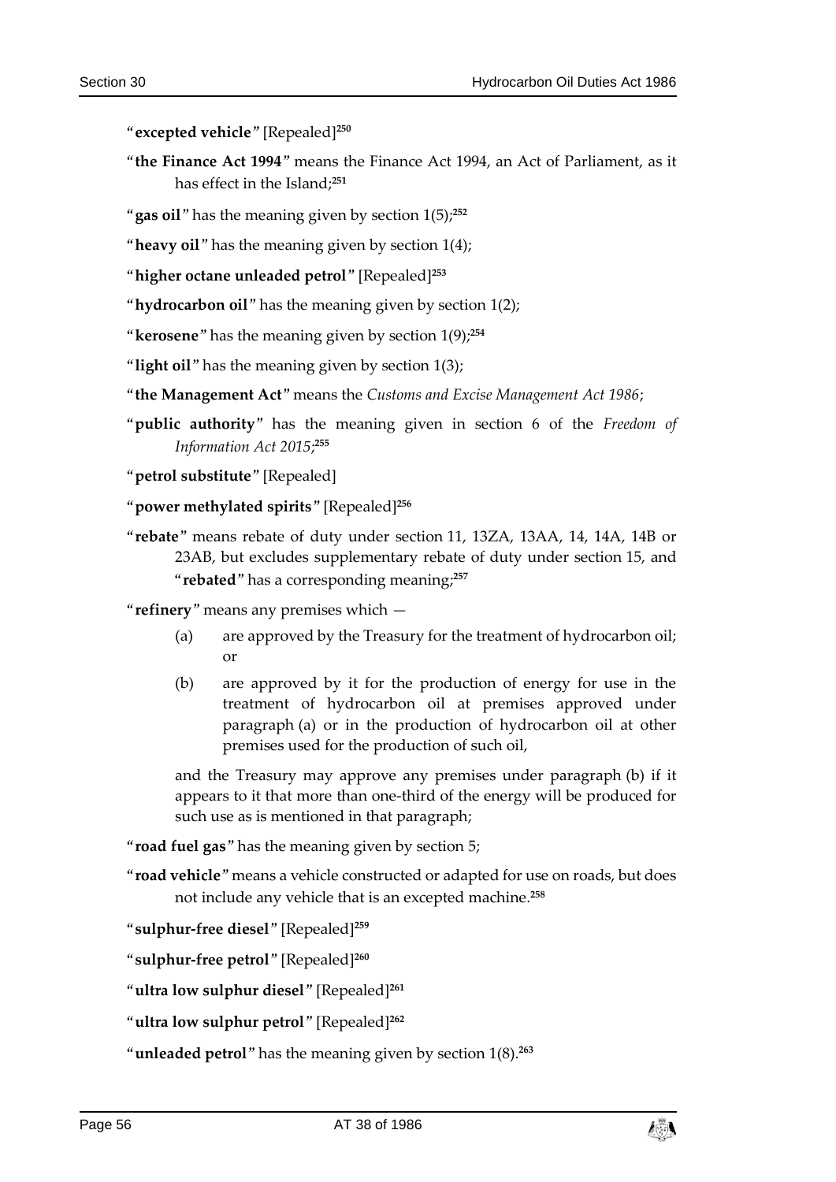"**excepted vehicle**" [Repealed][250]

"**the Finance Act 1994**" means the Finance Act 1994, an Act of Parliament, as it has effect in the Island;[251]

"**gas oil**" has the meaning given by section 1(5);[252]

"**heavy oil**" has the meaning given by section 1(4);

"**higher octane unleaded petrol**" [Repealed][253]

"**hydrocarbon oil**" has the meaning given by section 1(2);

"**kerosene**" has the meaning given by section 1(9);[254]

"**light oil**" has the meaning given by section 1(3);

"**the Management Act**" means the *Customs and Excise Management Act 1986*;

"**public authority**" has the meaning given in section 6 of the *Freedom of Information Act 2015*;[255]

"**petrol substitute**" [Repealed]

"**power methylated spirits**" [Repealed][256]

"**rebate**" means rebate of duty under section 11, 13ZA, 13AA, 14, 14A, 14B or 23AB, but excludes supplementary rebate of duty under section 15, and "**rebated**" has a corresponding meaning;[257]

"**refinery**" means any premises which —

(a) are approved by the Treasury for the treatment of hydrocarbon oil; or

(b) are approved by it for the production of energy for use in the treatment of hydrocarbon oil at premises approved under paragraph (a) or in the production of hydrocarbon oil at other premises used for the production of such oil,

and the Treasury may approve any premises under paragraph (b) if it appears to it that more than one-third of the energy will be produced for such use as is mentioned in that paragraph;

"**road fuel gas**" has the meaning given by section 5;

"**road vehicle**" means a vehicle constructed or adapted for use on roads, but does not include any vehicle that is an excepted machine.[258]

"**sulphur-free diesel**" [Repealed][259]

"**sulphur-free petrol**" [Repealed][260]

"**ultra low sulphur diesel**" [Repealed][261]

"**ultra low sulphur petrol**" [Repealed][262]

"**unleaded petrol**" has the meaning given by section 1(8).[263]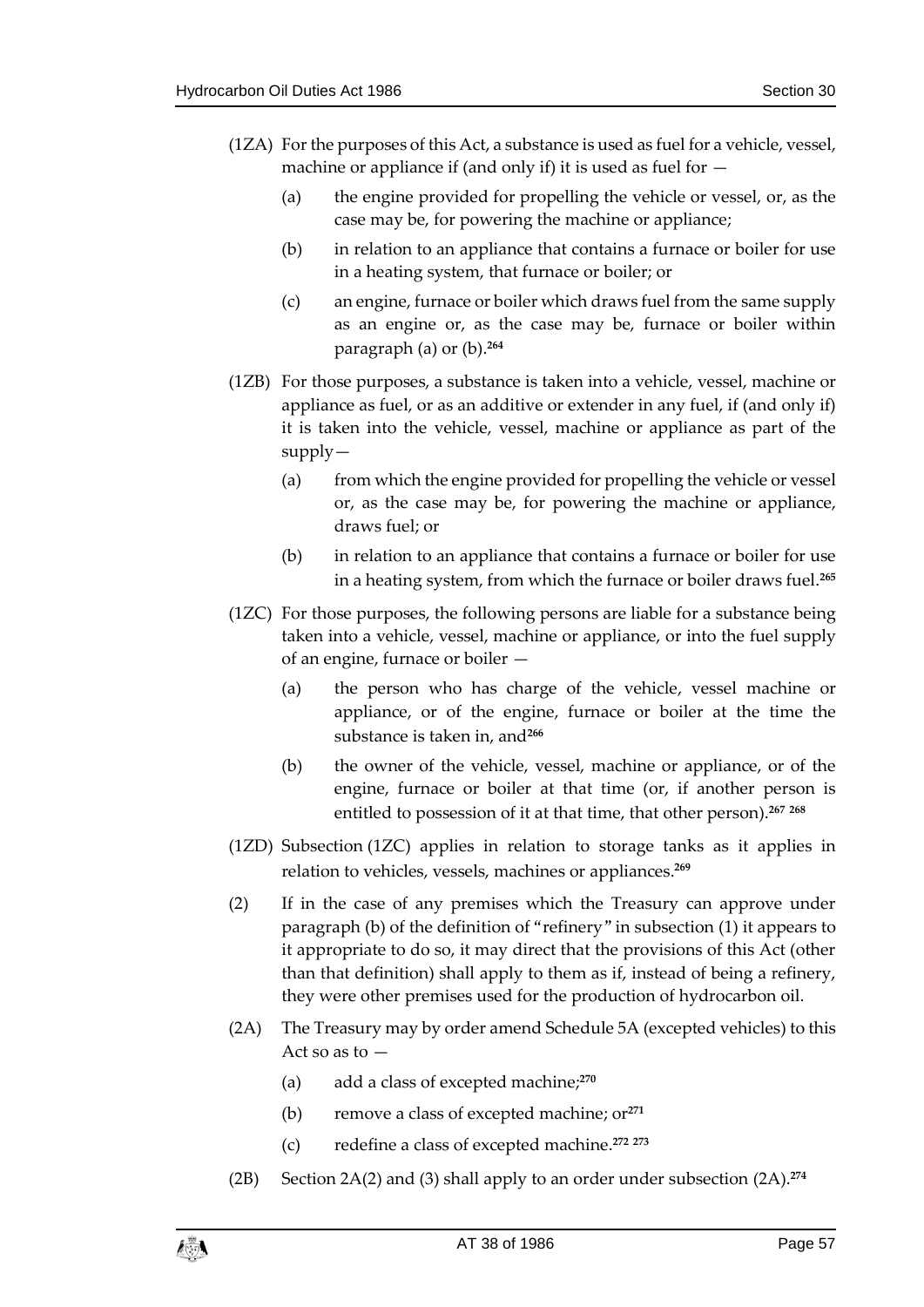(1ZA) For the purposes of this Act, a substance is used as fuel for a vehicle, vessel, machine or appliance if (and only if) it is used as fuel for —

(a) the engine provided for propelling the vehicle or vessel, or, as the case may be, for powering the machine or appliance;

(b) in relation to an appliance that contains a furnace or boiler for use in a heating system, that furnace or boiler; or

(c) an engine, furnace or boiler which draws fuel from the same supply as an engine or, as the case may be, furnace or boiler within paragraph (a) or (b).[264]

(1ZB) For those purposes, a substance is taken into a vehicle, vessel, machine or appliance as fuel, or as an additive or extender in any fuel, if (and only if) it is taken into the vehicle, vessel, machine or appliance as part of the supply—

(a) from which the engine provided for propelling the vehicle or vessel or, as the case may be, for powering the machine or appliance, draws fuel; or

(b) in relation to an appliance that contains a furnace or boiler for use in a heating system, from which the furnace or boiler draws fuel.[265]

(1ZC) For those purposes, the following persons are liable for a substance being taken into a vehicle, vessel, machine or appliance, or into the fuel supply of an engine, furnace or boiler —

(a) the person who has charge of the vehicle, vessel machine or appliance, or of the engine, furnace or boiler at the time the substance is taken in, and[266]

(b) the owner of the vehicle, vessel, machine or appliance, or of the engine, furnace or boiler at that time (or, if another person is entitled to possession of it at that time, that other person).[267] [268]

(1ZD) Subsection (1ZC) applies in relation to storage tanks as it applies in relation to vehicles, vessels, machines or appliances.[269]

(2) If in the case of any premises which the Treasury can approve under paragraph (b) of the definition of "refinery" in subsection (1) it appears to it appropriate to do so, it may direct that the provisions of this Act (other than that definition) shall apply to them as if, instead of being a refinery, they were other premises used for the production of hydrocarbon oil.

(2A) The Treasury may by order amend Schedule 5A (excepted vehicles) to this Act so as to —

(a) add a class of excepted machine;[270]

(b) remove a class of excepted machine; or[271]

(c) redefine a class of excepted machine.[272] [273]

(2B) Section 2A(2) and (3) shall apply to an order under subsection (2A).[274]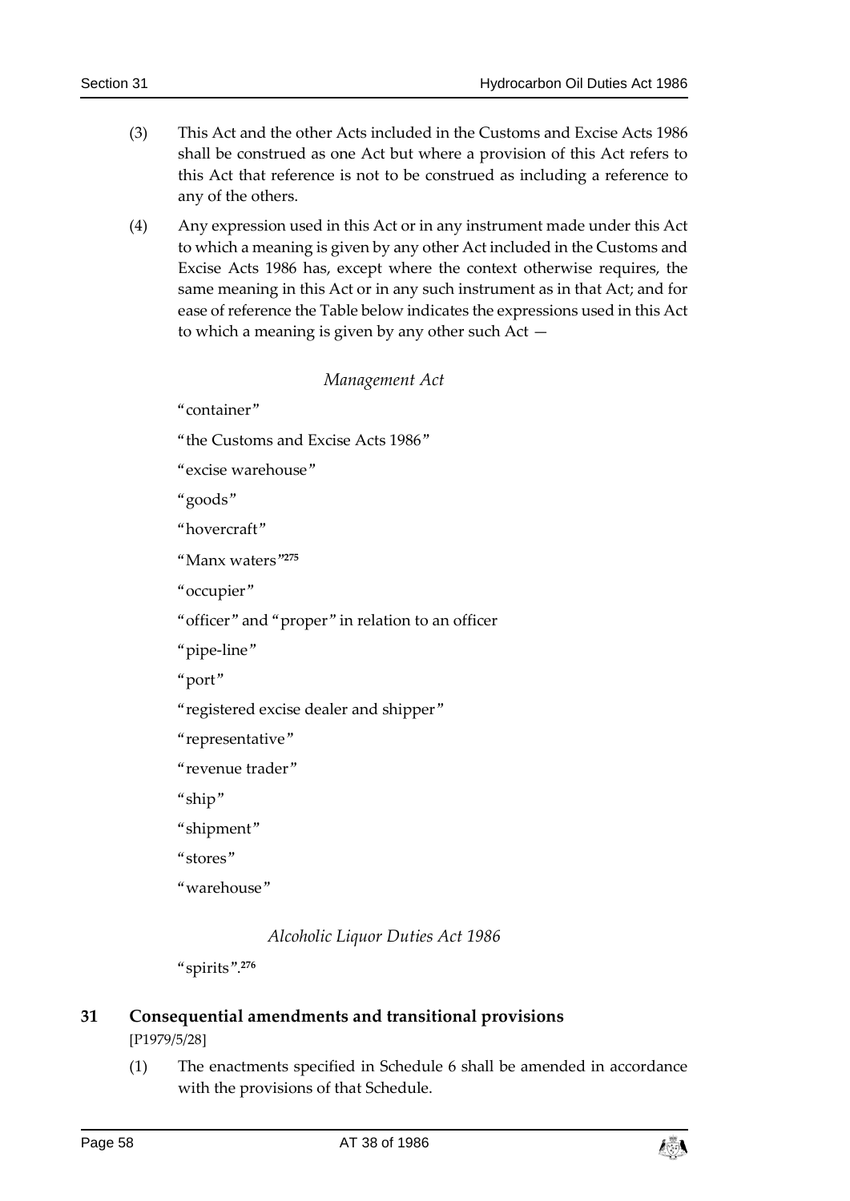(3) This Act and the other Acts included in the Customs and Excise Acts 1986 shall be construed as one Act but where a provision of this Act refers to this Act that reference is not to be construed as including a reference to any of the others.

(4) Any expression used in this Act or in any instrument made under this Act to which a meaning is given by any other Act included in the Customs and Excise Acts 1986 has, except where the context otherwise requires, the same meaning in this Act or in any such instrument as in that Act; and for ease of reference the Table below indicates the expressions used in this Act to which a meaning is given by any other such Act —

*Management Act*

"container"

"the Customs and Excise Acts 1986"

"excise warehouse"

"goods"

"hovercraft"

"Manx waters"[275]

"occupier"

"officer" and "proper" in relation to an officer

"pipe-line"

"port"

"registered excise dealer and shipper"

"representative"

"revenue trader"

"ship"

"shipment"

"stores"

"warehouse"

*Alcoholic Liquor Duties Act 1986*

"spirits".[276]

## 31 Consequential amendments and transitional provisions

[P1979/5/28]

(1) The enactments specified in Schedule 6 shall be amended in accordance with the provisions of that Schedule.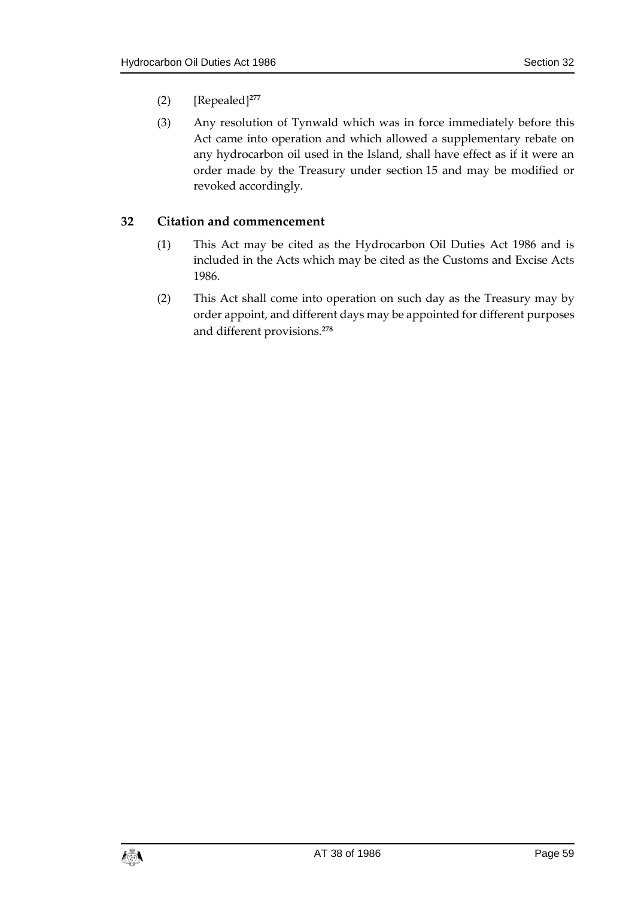(2) [Repealed][277]

(3) Any resolution of Tynwald which was in force immediately before this Act came into operation and which allowed a supplementary rebate on any hydrocarbon oil used in the Island, shall have effect as if it were an order made by the Treasury under section 15 and may be modified or revoked accordingly.

## 32 Citation and commencement

(1) This Act may be cited as the Hydrocarbon Oil Duties Act 1986 and is included in the Acts which may be cited as the Customs and Excise Acts 1986.

(2) This Act shall come into operation on such day as the Treasury may by order appoint, and different days may be appointed for different purposes and different provisions.[278]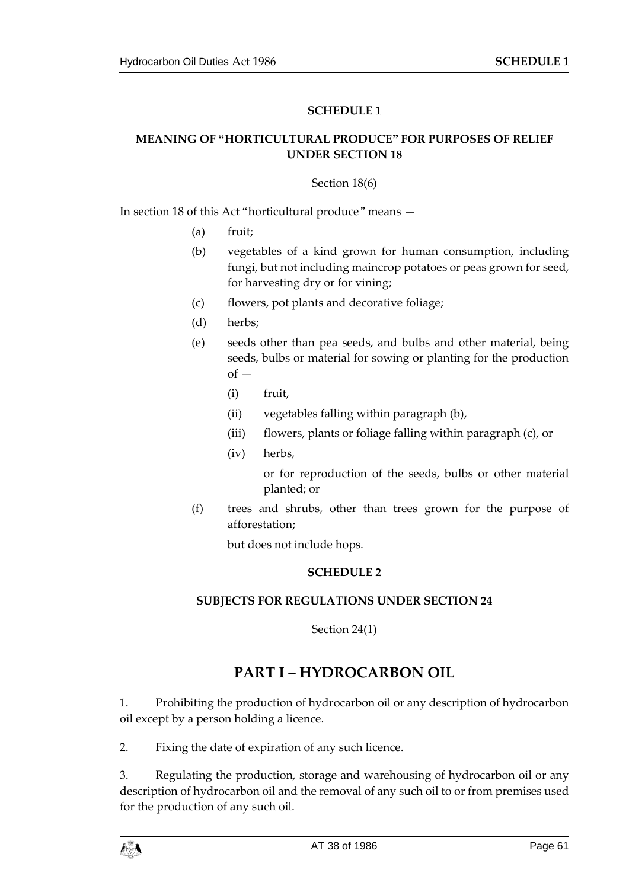## SCHEDULE 1

### MEANING OF "HORTICULTURAL PRODUCE" FOR PURPOSES OF RELIEF UNDER SECTION 18

Section 18(6)

In section 18 of this Act "horticultural produce" means —

- (a) fruit;
- (b) vegetables of a kind grown for human consumption, including fungi, but not including maincrop potatoes or peas grown for seed, for harvesting dry or for vining;
- (c) flowers, pot plants and decorative foliage;
- (d) herbs;
- (e) seeds other than pea seeds, and bulbs and other material, being seeds, bulbs or material for sowing or planting for the production of —
  - (i) fruit,
  - (ii) vegetables falling within paragraph (b),
  - (iii) flowers, plants or foliage falling within paragraph (c), or
  - (iv) herbs,

  or for reproduction of the seeds, bulbs or other material planted; or
- (f) trees and shrubs, other than trees grown for the purpose of afforestation;

but does not include hops.

## SCHEDULE 2

### SUBJECTS FOR REGULATIONS UNDER SECTION 24

Section 24(1)

# PART I – HYDROCARBON OIL

1. Prohibiting the production of hydrocarbon oil or any description of hydrocarbon oil except by a person holding a licence.

2. Fixing the date of expiration of any such licence.

3. Regulating the production, storage and warehousing of hydrocarbon oil or any description of hydrocarbon oil and the removal of any such oil to or from premises used for the production of any such oil.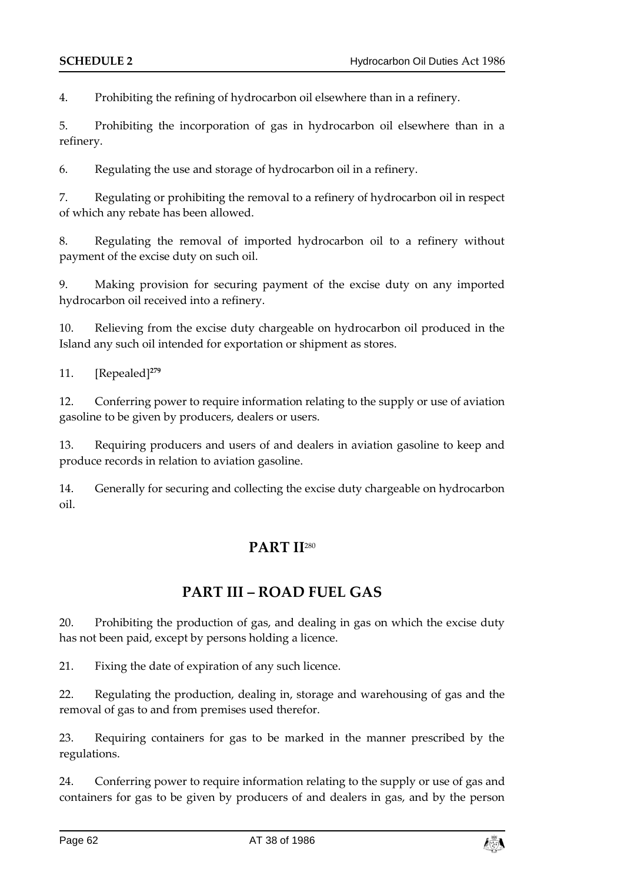4. Prohibiting the refining of hydrocarbon oil elsewhere than in a refinery.

5. Prohibiting the incorporation of gas in hydrocarbon oil elsewhere than in a refinery.

6. Regulating the use and storage of hydrocarbon oil in a refinery.

7. Regulating or prohibiting the removal to a refinery of hydrocarbon oil in respect of which any rebate has been allowed.

8. Regulating the removal of imported hydrocarbon oil to a refinery without payment of the excise duty on such oil.

9. Making provision for securing payment of the excise duty on any imported hydrocarbon oil received into a refinery.

10. Relieving from the excise duty chargeable on hydrocarbon oil produced in the Island any such oil intended for exportation or shipment as stores.

11. [Repealed][279]

12. Conferring power to require information relating to the supply or use of aviation gasoline to be given by producers, dealers or users.

13. Requiring producers and users of and dealers in aviation gasoline to keep and produce records in relation to aviation gasoline.

14. Generally for securing and collecting the excise duty chargeable on hydrocarbon oil.

## PART II[280]

## PART III – ROAD FUEL GAS

20. Prohibiting the production of gas, and dealing in gas on which the excise duty has not been paid, except by persons holding a licence.

21. Fixing the date of expiration of any such licence.

22. Regulating the production, dealing in, storage and warehousing of gas and the removal of gas to and from premises used therefor.

23. Requiring containers for gas to be marked in the manner prescribed by the regulations.

24. Conferring power to require information relating to the supply or use of gas and containers for gas to be given by producers of and dealers in gas, and by the person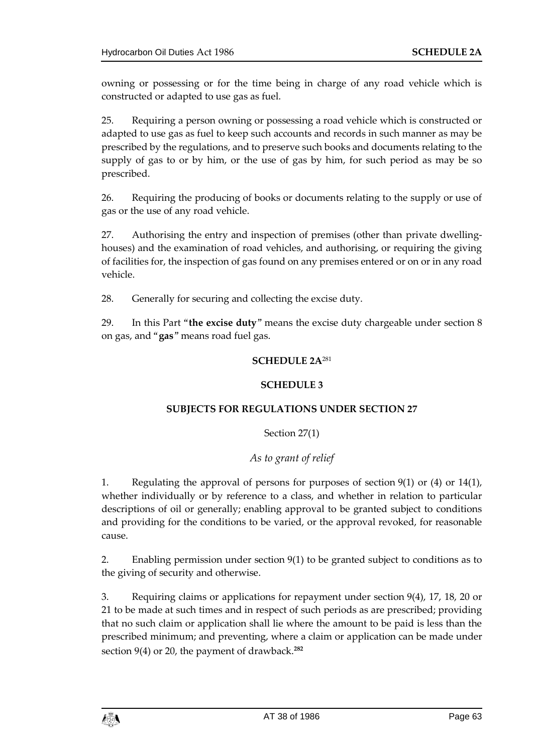owning or possessing or for the time being in charge of any road vehicle which is constructed or adapted to use gas as fuel.

25. Requiring a person owning or possessing a road vehicle which is constructed or adapted to use gas as fuel to keep such accounts and records in such manner as may be prescribed by the regulations, and to preserve such books and documents relating to the supply of gas to or by him, or the use of gas by him, for such period as may be so prescribed.

26. Requiring the producing of books or documents relating to the supply or use of gas or the use of any road vehicle.

27. Authorising the entry and inspection of premises (other than private dwelling-houses) and the examination of road vehicles, and authorising, or requiring the giving of facilities for, the inspection of gas found on any premises entered or on or in any road vehicle.

28. Generally for securing and collecting the excise duty.

29. In this Part "**the excise duty**" means the excise duty chargeable under section 8 on gas, and "**gas**" means road fuel gas.

## SCHEDULE 2A[281]

## SCHEDULE 3

### SUBJECTS FOR REGULATIONS UNDER SECTION 27

Section 27(1)

*As to grant of relief*

1. Regulating the approval of persons for purposes of section 9(1) or (4) or 14(1), whether individually or by reference to a class, and whether in relation to particular descriptions of oil or generally; enabling approval to be granted subject to conditions and providing for the conditions to be varied, or the approval revoked, for reasonable cause.

2. Enabling permission under section 9(1) to be granted subject to conditions as to the giving of security and otherwise.

3. Requiring claims or applications for repayment under section 9(4), 17, 18, 20 or 21 to be made at such times and in respect of such periods as are prescribed; providing that no such claim or application shall lie where the amount to be paid is less than the prescribed minimum; and preventing, where a claim or application can be made under section 9(4) or 20, the payment of drawback.[282]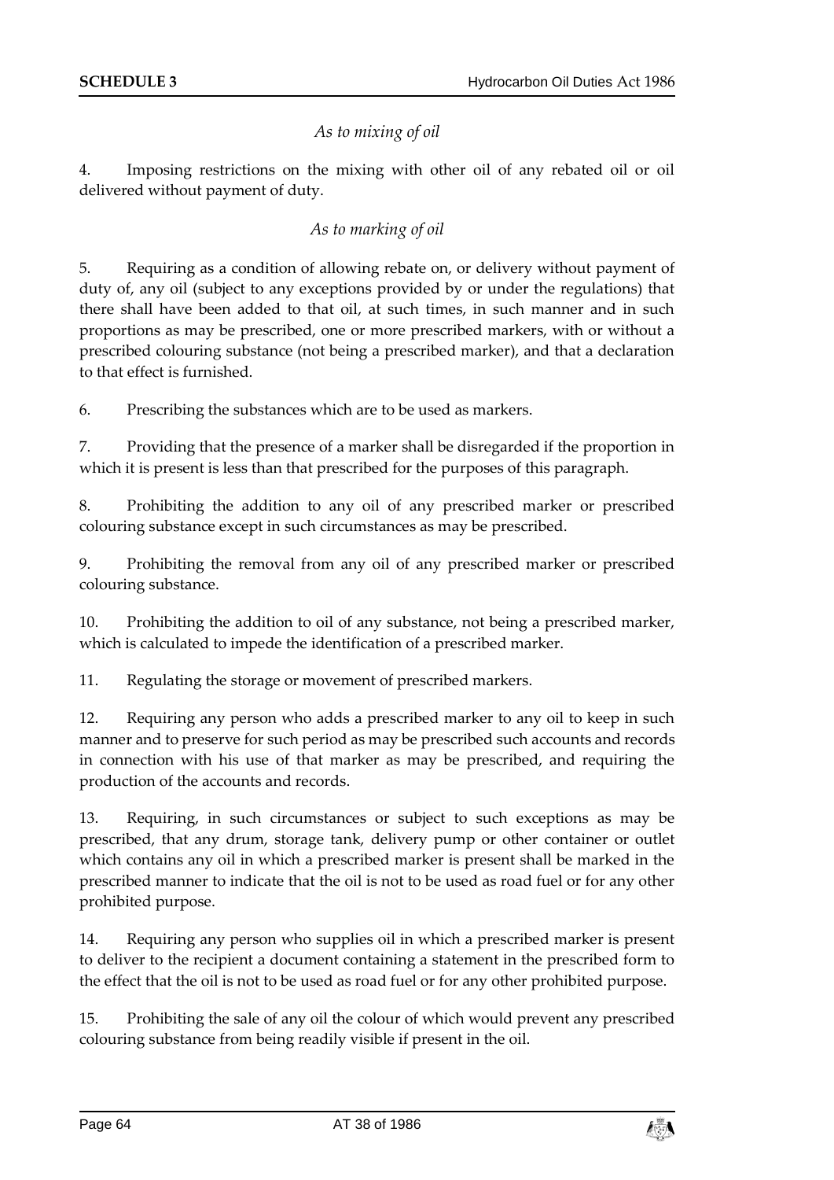*As to mixing of oil*

4. Imposing restrictions on the mixing with other oil of any rebated oil or oil delivered without payment of duty.

*As to marking of oil*

5. Requiring as a condition of allowing rebate on, or delivery without payment of duty of, any oil (subject to any exceptions provided by or under the regulations) that there shall have been added to that oil, at such times, in such manner and in such proportions as may be prescribed, one or more prescribed markers, with or without a prescribed colouring substance (not being a prescribed marker), and that a declaration to that effect is furnished.

6. Prescribing the substances which are to be used as markers.

7. Providing that the presence of a marker shall be disregarded if the proportion in which it is present is less than that prescribed for the purposes of this paragraph.

8. Prohibiting the addition to any oil of any prescribed marker or prescribed colouring substance except in such circumstances as may be prescribed.

9. Prohibiting the removal from any oil of any prescribed marker or prescribed colouring substance.

10. Prohibiting the addition to oil of any substance, not being a prescribed marker, which is calculated to impede the identification of a prescribed marker.

11. Regulating the storage or movement of prescribed markers.

12. Requiring any person who adds a prescribed marker to any oil to keep in such manner and to preserve for such period as may be prescribed such accounts and records in connection with his use of that marker as may be prescribed, and requiring the production of the accounts and records.

13. Requiring, in such circumstances or subject to such exceptions as may be prescribed, that any drum, storage tank, delivery pump or other container or outlet which contains any oil in which a prescribed marker is present shall be marked in the prescribed manner to indicate that the oil is not to be used as road fuel or for any other prohibited purpose.

14. Requiring any person who supplies oil in which a prescribed marker is present to deliver to the recipient a document containing a statement in the prescribed form to the effect that the oil is not to be used as road fuel or for any other prohibited purpose.

15. Prohibiting the sale of any oil the colour of which would prevent any prescribed colouring substance from being readily visible if present in the oil.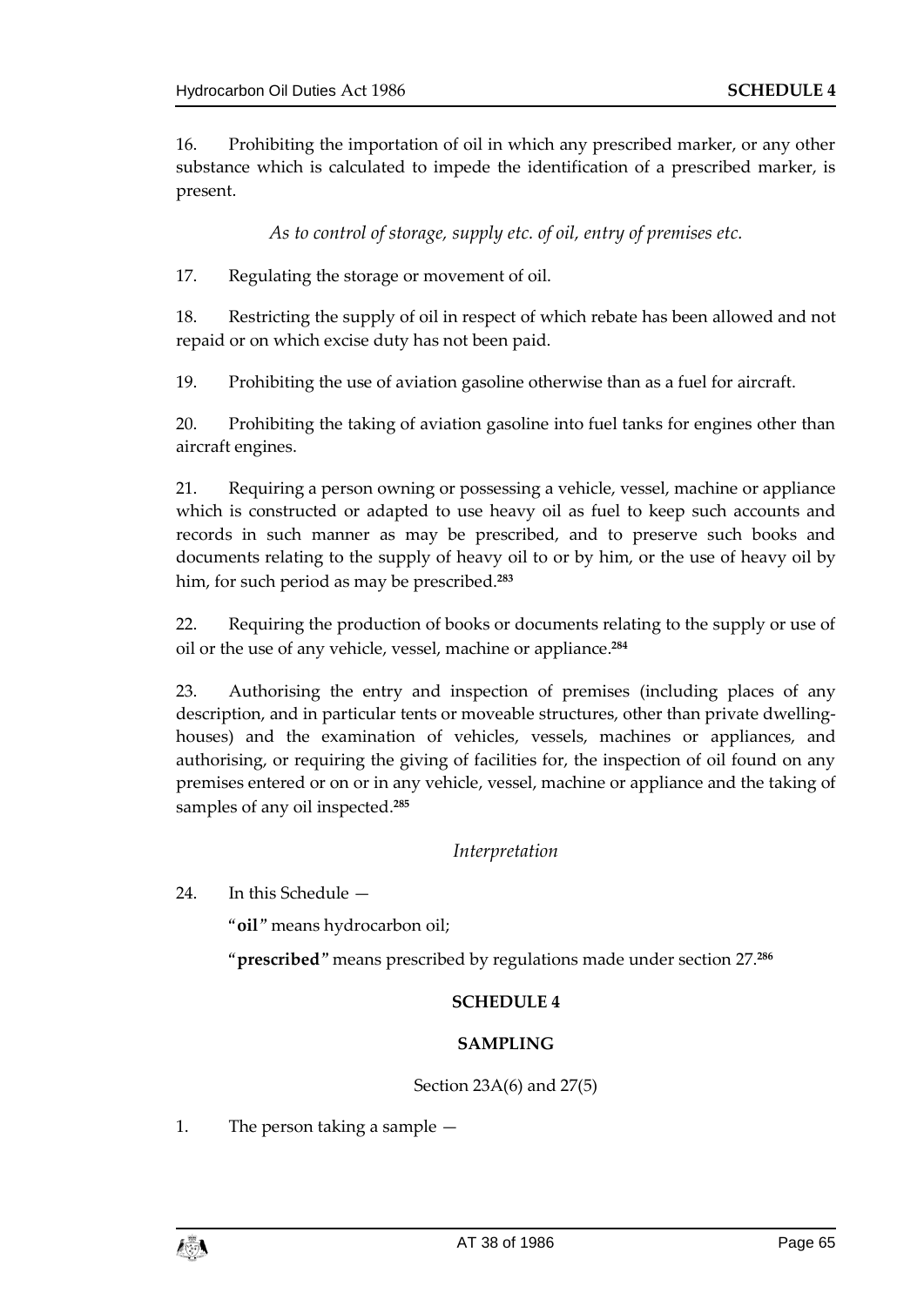16. Prohibiting the importation of oil in which any prescribed marker, or any other substance which is calculated to impede the identification of a prescribed marker, is present.

*As to control of storage, supply etc. of oil, entry of premises etc.*

17. Regulating the storage or movement of oil.

18. Restricting the supply of oil in respect of which rebate has been allowed and not repaid or on which excise duty has not been paid.

19. Prohibiting the use of aviation gasoline otherwise than as a fuel for aircraft.

20. Prohibiting the taking of aviation gasoline into fuel tanks for engines other than aircraft engines.

21. Requiring a person owning or possessing a vehicle, vessel, machine or appliance which is constructed or adapted to use heavy oil as fuel to keep such accounts and records in such manner as may be prescribed, and to preserve such books and documents relating to the supply of heavy oil to or by him, or the use of heavy oil by him, for such period as may be prescribed.[283]

22. Requiring the production of books or documents relating to the supply or use of oil or the use of any vehicle, vessel, machine or appliance.[284]

23. Authorising the entry and inspection of premises (including places of any description, and in particular tents or moveable structures, other than private dwelling-houses) and the examination of vehicles, vessels, machines or appliances, and authorising, or requiring the giving of facilities for, the inspection of oil found on any premises entered or on or in any vehicle, vessel, machine or appliance and the taking of samples of any oil inspected.[285]

*Interpretation*

24. In this Schedule —

"**oil**" means hydrocarbon oil;

"**prescribed**" means prescribed by regulations made under section 27.[286]

## SCHEDULE 4

## SAMPLING

Section 23A(6) and 27(5)

1. The person taking a sample —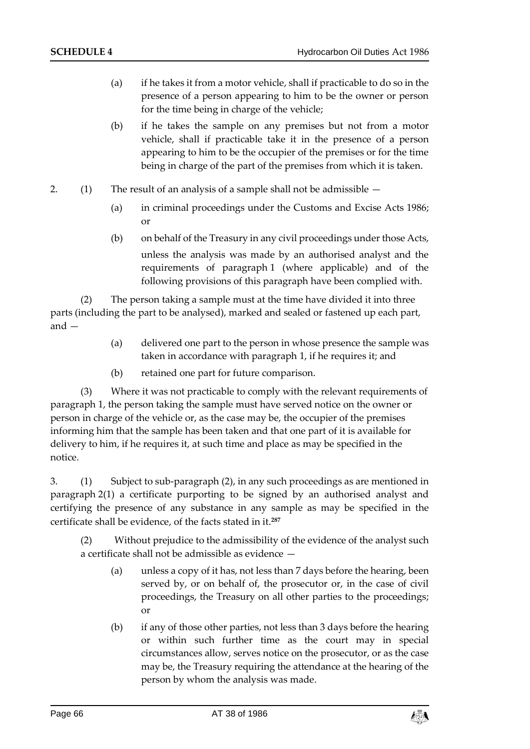(a) if he takes it from a motor vehicle, shall if practicable to do so in the presence of a person appearing to him to be the owner or person for the time being in charge of the vehicle;

(b) if he takes the sample on any premises but not from a motor vehicle, shall if practicable take it in the presence of a person appearing to him to be the occupier of the premises or for the time being in charge of the part of the premises from which it is taken.

2. (1) The result of an analysis of a sample shall not be admissible —

(a) in criminal proceedings under the Customs and Excise Acts 1986; or

(b) on behalf of the Treasury in any civil proceedings under those Acts,

unless the analysis was made by an authorised analyst and the requirements of paragraph 1 (where applicable) and of the following provisions of this paragraph have been complied with.

(2) The person taking a sample must at the time have divided it into three parts (including the part to be analysed), marked and sealed or fastened up each part, and —

(a) delivered one part to the person in whose presence the sample was taken in accordance with paragraph 1, if he requires it; and

(b) retained one part for future comparison.

(3) Where it was not practicable to comply with the relevant requirements of paragraph 1, the person taking the sample must have served notice on the owner or person in charge of the vehicle or, as the case may be, the occupier of the premises informing him that the sample has been taken and that one part of it is available for delivery to him, if he requires it, at such time and place as may be specified in the notice.

3. (1) Subject to sub-paragraph (2), in any such proceedings as are mentioned in paragraph 2(1) a certificate purporting to be signed by an authorised analyst and certifying the presence of any substance in any sample as may be specified in the certificate shall be evidence, of the facts stated in it.[287]

(2) Without prejudice to the admissibility of the evidence of the analyst such a certificate shall not be admissible as evidence —

(a) unless a copy of it has, not less than 7 days before the hearing, been served by, or on behalf of, the prosecutor or, in the case of civil proceedings, the Treasury on all other parties to the proceedings; or

(b) if any of those other parties, not less than 3 days before the hearing or within such further time as the court may in special circumstances allow, serves notice on the prosecutor, or as the case may be, the Treasury requiring the attendance at the hearing of the person by whom the analysis was made.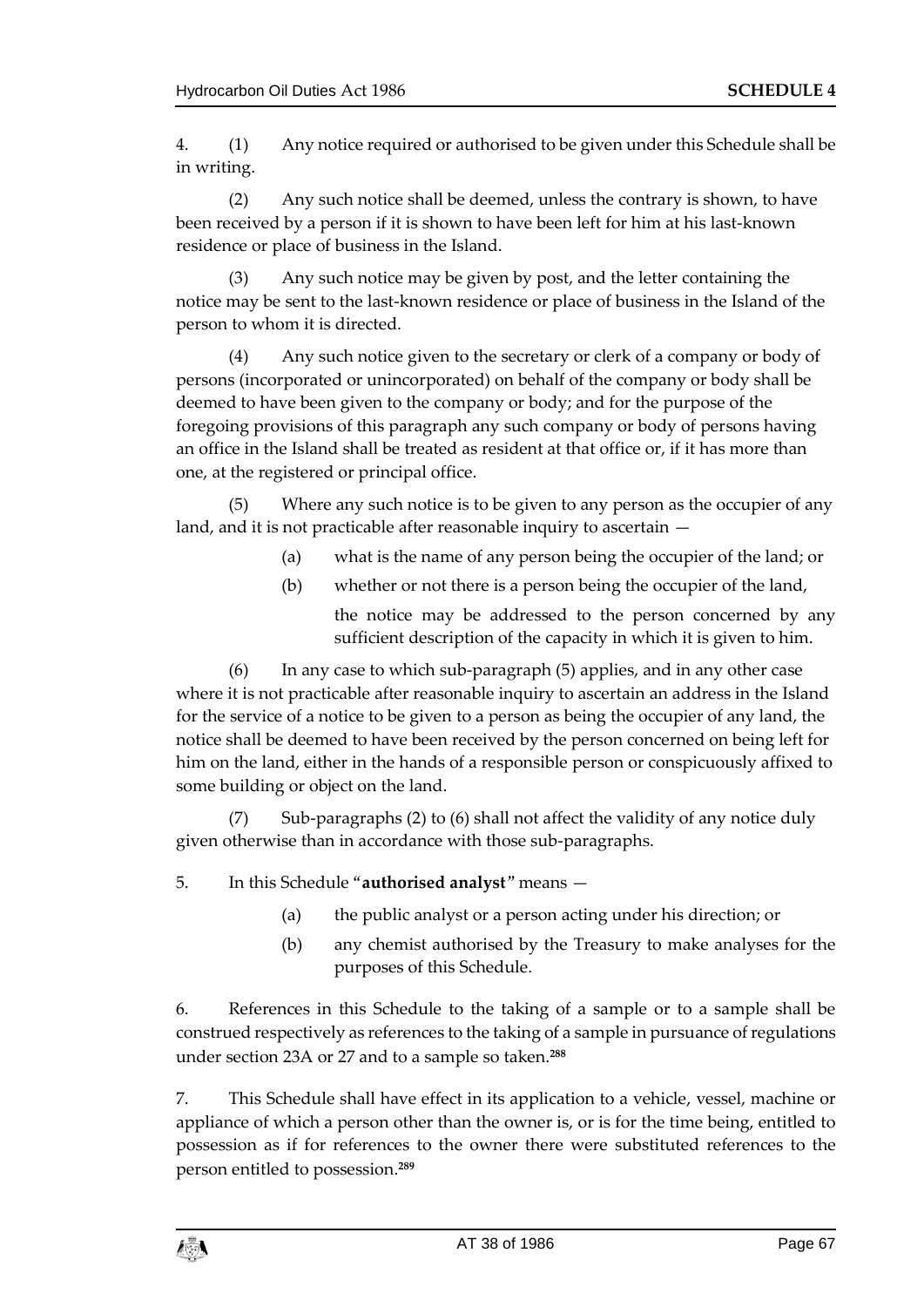4. (1) Any notice required or authorised to be given under this Schedule shall be in writing.

(2) Any such notice shall be deemed, unless the contrary is shown, to have been received by a person if it is shown to have been left for him at his last-known residence or place of business in the Island.

(3) Any such notice may be given by post, and the letter containing the notice may be sent to the last-known residence or place of business in the Island of the person to whom it is directed.

(4) Any such notice given to the secretary or clerk of a company or body of persons (incorporated or unincorporated) on behalf of the company or body shall be deemed to have been given to the company or body; and for the purpose of the foregoing provisions of this paragraph any such company or body of persons having an office in the Island shall be treated as resident at that office or, if it has more than one, at the registered or principal office.

(5) Where any such notice is to be given to any person as the occupier of any land, and it is not practicable after reasonable inquiry to ascertain —

(a) what is the name of any person being the occupier of the land; or

(b) whether or not there is a person being the occupier of the land,

the notice may be addressed to the person concerned by any sufficient description of the capacity in which it is given to him.

(6) In any case to which sub-paragraph (5) applies, and in any other case where it is not practicable after reasonable inquiry to ascertain an address in the Island for the service of a notice to be given to a person as being the occupier of any land, the notice shall be deemed to have been received by the person concerned on being left for him on the land, either in the hands of a responsible person or conspicuously affixed to some building or object on the land.

(7) Sub-paragraphs (2) to (6) shall not affect the validity of any notice duly given otherwise than in accordance with those sub-paragraphs.

5. In this Schedule "**authorised analyst**" means —

(a) the public analyst or a person acting under his direction; or

(b) any chemist authorised by the Treasury to make analyses for the purposes of this Schedule.

6. References in this Schedule to the taking of a sample or to a sample shall be construed respectively as references to the taking of a sample in pursuance of regulations under section 23A or 27 and to a sample so taken.[288]

7. This Schedule shall have effect in its application to a vehicle, vessel, machine or appliance of which a person other than the owner is, or is for the time being, entitled to possession as if for references to the owner there were substituted references to the person entitled to possession.[289]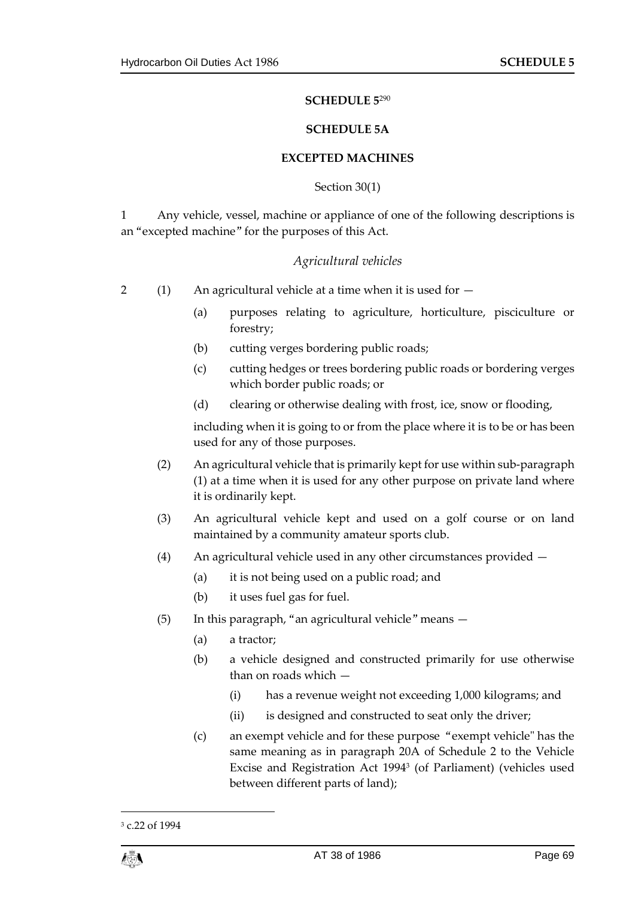**SCHEDULE 5**[290]

**SCHEDULE 5A**

**EXCEPTED MACHINES**

Section 30(1)

1 Any vehicle, vessel, machine or appliance of one of the following descriptions is an "excepted machine" for the purposes of this Act.

*Agricultural vehicles*

2 (1) An agricultural vehicle at a time when it is used for —

(a) purposes relating to agriculture, horticulture, pisciculture or forestry;

(b) cutting verges bordering public roads;

(c) cutting hedges or trees bordering public roads or bordering verges which border public roads; or

(d) clearing or otherwise dealing with frost, ice, snow or flooding,

including when it is going to or from the place where it is to be or has been used for any of those purposes.

(2) An agricultural vehicle that is primarily kept for use within sub-paragraph (1) at a time when it is used for any other purpose on private land where it is ordinarily kept.

(3) An agricultural vehicle kept and used on a golf course or on land maintained by a community amateur sports club.

(4) An agricultural vehicle used in any other circumstances provided —

(a) it is not being used on a public road; and

(b) it uses fuel gas for fuel.

(5) In this paragraph, "an agricultural vehicle" means —

(a) a tractor;

(b) a vehicle designed and constructed primarily for use otherwise than on roads which —

(i) has a revenue weight not exceeding 1,000 kilograms; and

(ii) is designed and constructed to seat only the driver;

(c) an exempt vehicle and for these purpose "exempt vehicle" has the same meaning as in paragraph 20A of Schedule 2 to the Vehicle Excise and Registration Act 1994[3] (of Parliament) (vehicles used between different parts of land);

[3] c.22 of 1994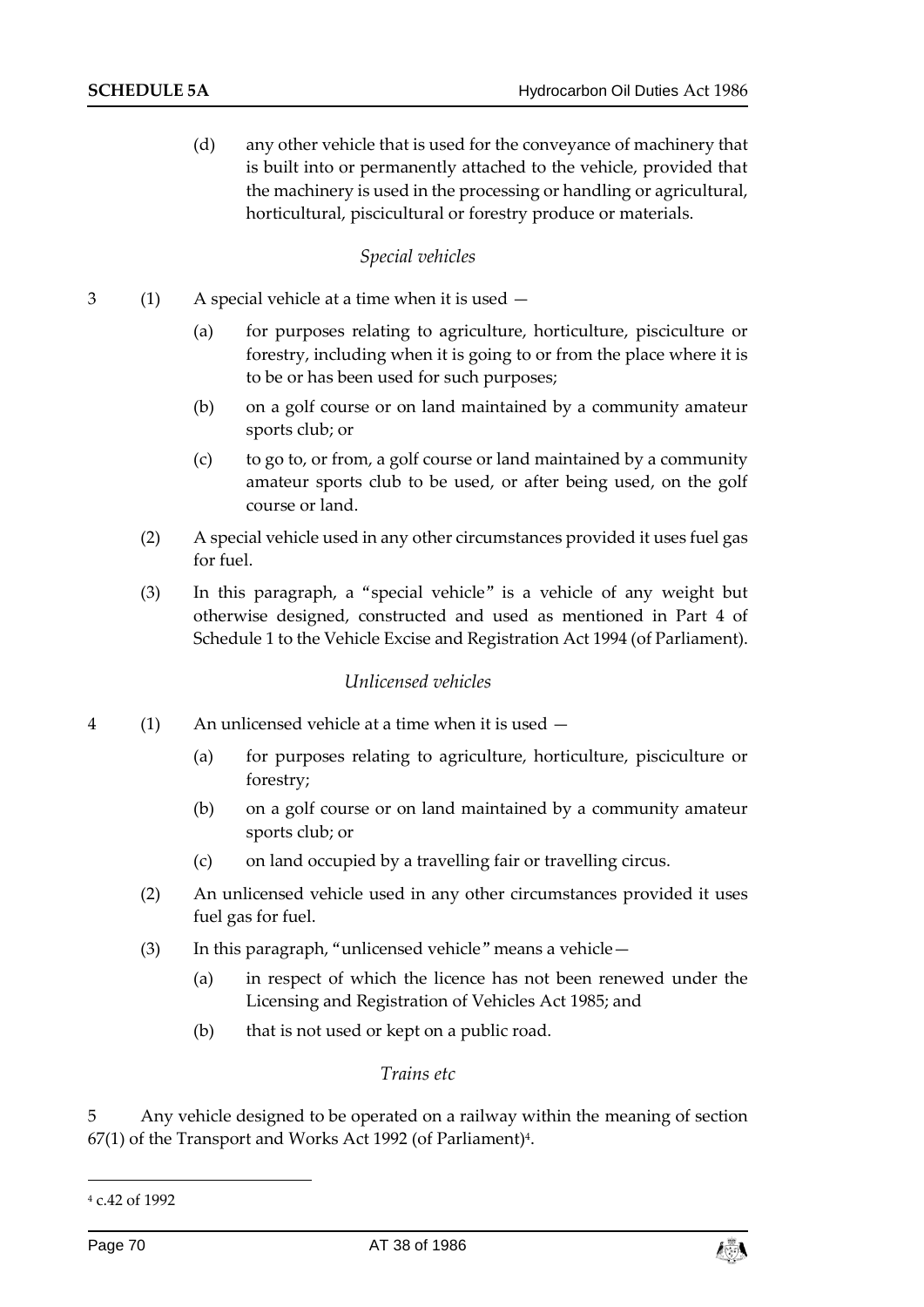(d) any other vehicle that is used for the conveyance of machinery that is built into or permanently attached to the vehicle, provided that the machinery is used in the processing or handling or agricultural, horticultural, piscicultural or forestry produce or materials.

*Special vehicles*

3 (1) A special vehicle at a time when it is used —

(a) for purposes relating to agriculture, horticulture, pisciculture or forestry, including when it is going to or from the place where it is to be or has been used for such purposes;

(b) on a golf course or on land maintained by a community amateur sports club; or

(c) to go to, or from, a golf course or land maintained by a community amateur sports club to be used, or after being used, on the golf course or land.

(2) A special vehicle used in any other circumstances provided it uses fuel gas for fuel.

(3) In this paragraph, a "special vehicle" is a vehicle of any weight but otherwise designed, constructed and used as mentioned in Part 4 of Schedule 1 to the Vehicle Excise and Registration Act 1994 (of Parliament).

*Unlicensed vehicles*

4 (1) An unlicensed vehicle at a time when it is used —

(a) for purposes relating to agriculture, horticulture, pisciculture or forestry;

(b) on a golf course or on land maintained by a community amateur sports club; or

(c) on land occupied by a travelling fair or travelling circus.

(2) An unlicensed vehicle used in any other circumstances provided it uses fuel gas for fuel.

(3) In this paragraph, "unlicensed vehicle" means a vehicle—

(a) in respect of which the licence has not been renewed under the Licensing and Registration of Vehicles Act 1985; and

(b) that is not used or kept on a public road.

*Trains etc*

5 Any vehicle designed to be operated on a railway within the meaning of section 67(1) of the Transport and Works Act 1992 (of Parliament)[4].

---

[4] c.42 of 1992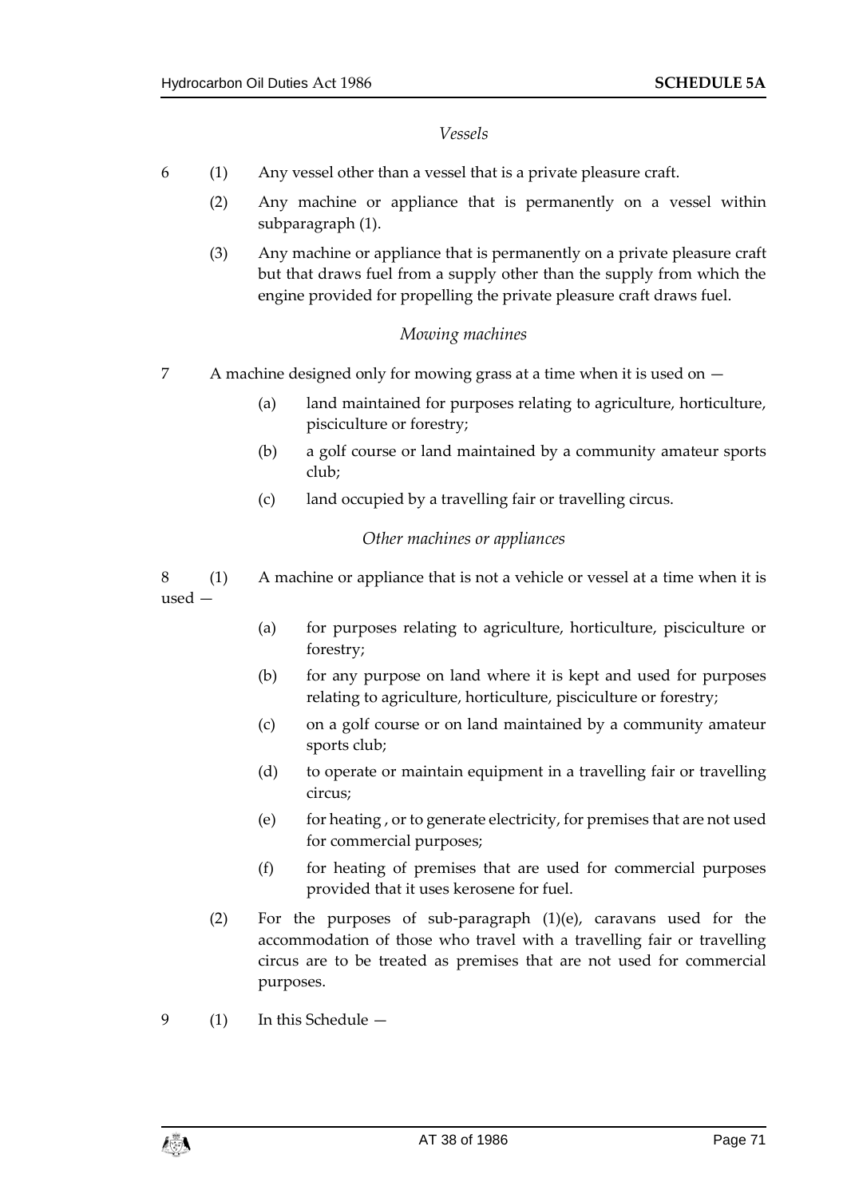*Vessels*

6 (1) Any vessel other than a vessel that is a private pleasure craft.

(2) Any machine or appliance that is permanently on a vessel within subparagraph (1).

(3) Any machine or appliance that is permanently on a private pleasure craft but that draws fuel from a supply other than the supply from which the engine provided for propelling the private pleasure craft draws fuel.

*Mowing machines*

7 A machine designed only for mowing grass at a time when it is used on —

(a) land maintained for purposes relating to agriculture, horticulture, pisciculture or forestry;

(b) a golf course or land maintained by a community amateur sports club;

(c) land occupied by a travelling fair or travelling circus.

*Other machines or appliances*

8 (1) A machine or appliance that is not a vehicle or vessel at a time when it is used —

(a) for purposes relating to agriculture, horticulture, pisciculture or forestry;

(b) for any purpose on land where it is kept and used for purposes relating to agriculture, horticulture, pisciculture or forestry;

(c) on a golf course or on land maintained by a community amateur sports club;

(d) to operate or maintain equipment in a travelling fair or travelling circus;

(e) for heating , or to generate electricity, for premises that are not used for commercial purposes;

(f) for heating of premises that are used for commercial purposes provided that it uses kerosene for fuel.

(2) For the purposes of sub-paragraph (1)(e), caravans used for the accommodation of those who travel with a travelling fair or travelling circus are to be treated as premises that are not used for commercial purposes.

9 (1) In this Schedule —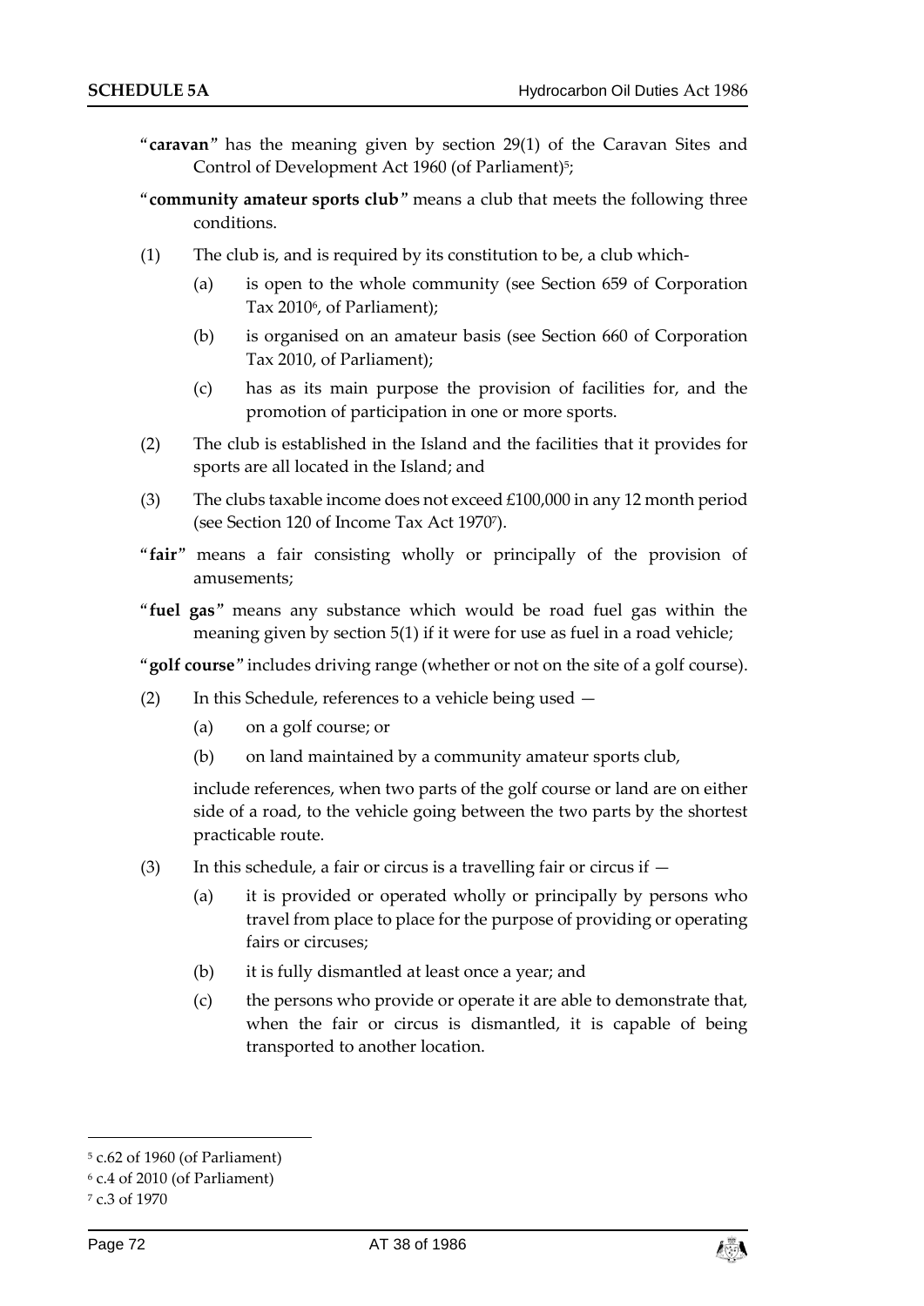"**caravan**" has the meaning given by section 29(1) of the Caravan Sites and Control of Development Act 1960 (of Parliament)[5];

"**community amateur sports club**" means a club that meets the following three conditions.

(1) The club is, and is required by its constitution to be, a club which-

(a) is open to the whole community (see Section 659 of Corporation Tax 2010[6], of Parliament);

(b) is organised on an amateur basis (see Section 660 of Corporation Tax 2010, of Parliament);

(c) has as its main purpose the provision of facilities for, and the promotion of participation in one or more sports.

(2) The club is established in the Island and the facilities that it provides for sports are all located in the Island; and

(3) The clubs taxable income does not exceed £100,000 in any 12 month period (see Section 120 of Income Tax Act 1970[7]).

"**fair**" means a fair consisting wholly or principally of the provision of amusements;

"**fuel gas**" means any substance which would be road fuel gas within the meaning given by section 5(1) if it were for use as fuel in a road vehicle;

"**golf course**" includes driving range (whether or not on the site of a golf course).

(2) In this Schedule, references to a vehicle being used —

(a) on a golf course; or

(b) on land maintained by a community amateur sports club,

include references, when two parts of the golf course or land are on either side of a road, to the vehicle going between the two parts by the shortest practicable route.

(3) In this schedule, a fair or circus is a travelling fair or circus if —

(a) it is provided or operated wholly or principally by persons who travel from place to place for the purpose of providing or operating fairs or circuses;

(b) it is fully dismantled at least once a year; and

(c) the persons who provide or operate it are able to demonstrate that, when the fair or circus is dismantled, it is capable of being transported to another location.

---

[5] c.62 of 1960 (of Parliament)

[6] c.4 of 2010 (of Parliament)

[7] c.3 of 1970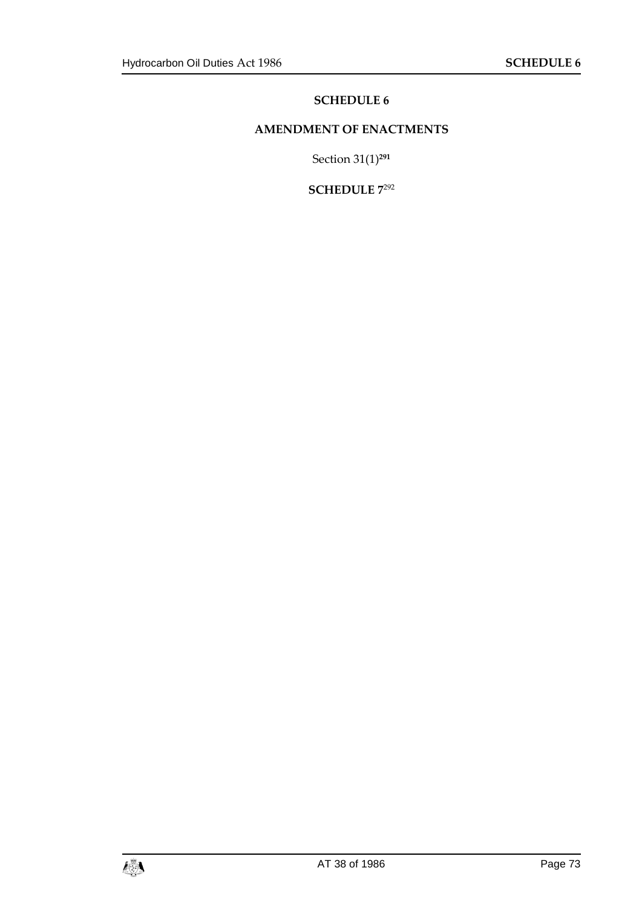# SCHEDULE 6

## AMENDMENT OF ENACTMENTS

Section 31(1)[291]

## SCHEDULE 7[292]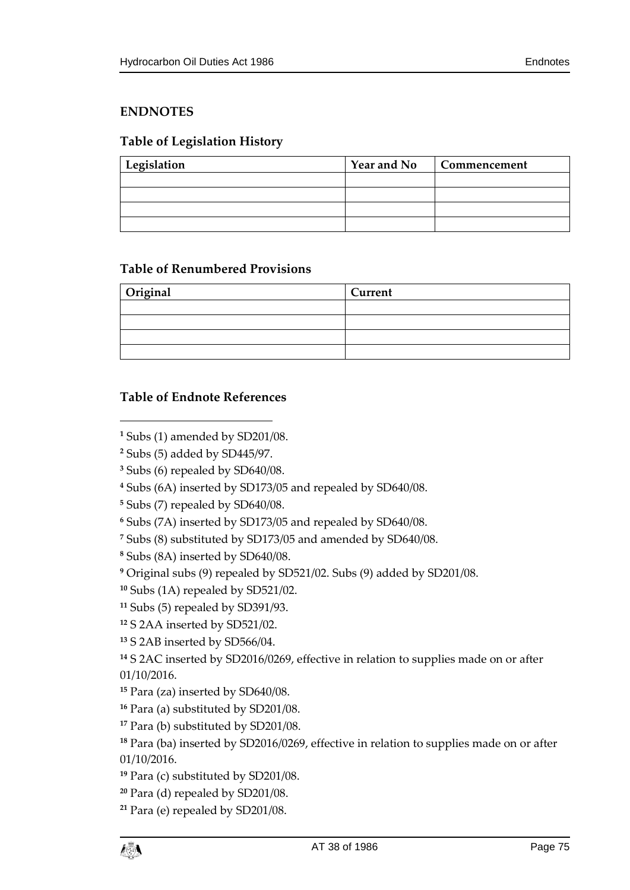## ENDNOTES

### Table of Legislation History

| Legislation | Year and No | Commencement |
|---|---|---|
| | | |
| | | |
| | | |
| | | |

### Table of Renumbered Provisions

| Original | Current |
|---|---|
| | |
| | |
| | |
| | |

### Table of Endnote References

[1] Subs (1) amended by SD201/08.

[2] Subs (5) added by SD445/97.

[3] Subs (6) repealed by SD640/08.

[4] Subs (6A) inserted by SD173/05 and repealed by SD640/08.

[5] Subs (7) repealed by SD640/08.

[6] Subs (7A) inserted by SD173/05 and repealed by SD640/08.

[7] Subs (8) substituted by SD173/05 and amended by SD640/08.

[8] Subs (8A) inserted by SD640/08.

[9] Original subs (9) repealed by SD521/02. Subs (9) added by SD201/08.

[10] Subs (1A) repealed by SD521/02.

[11] Subs (5) repealed by SD391/93.

[12] S 2AA inserted by SD521/02.

[13] S 2AB inserted by SD566/04.

[14] S 2AC inserted by SD2016/0269, effective in relation to supplies made on or after 01/10/2016.

[15] Para (za) inserted by SD640/08.

[16] Para (a) substituted by SD201/08.

[17] Para (b) substituted by SD201/08.

[18] Para (ba) inserted by SD2016/0269, effective in relation to supplies made on or after 01/10/2016.

[19] Para (c) substituted by SD201/08.

[20] Para (d) repealed by SD201/08.

[21] Para (e) repealed by SD201/08.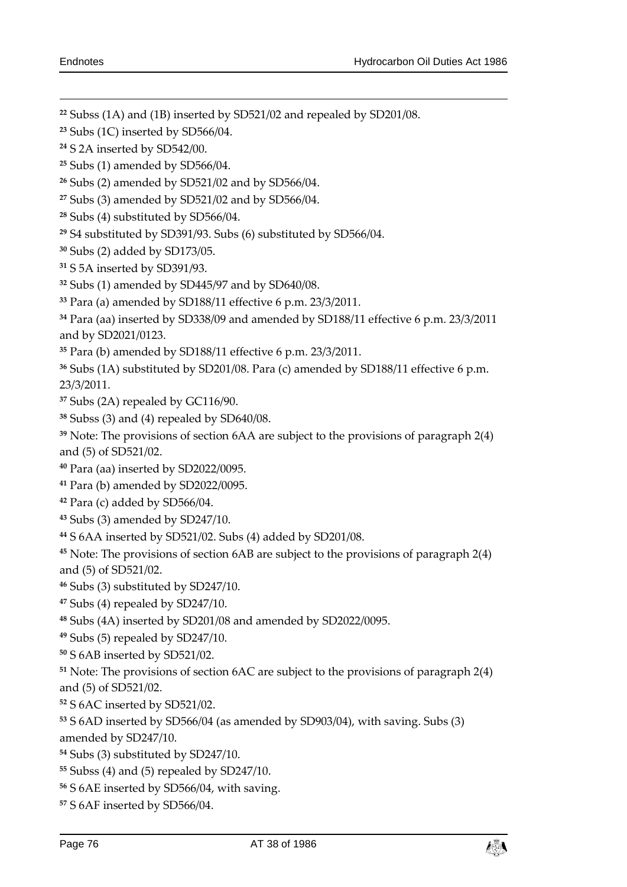[22] Subss (1A) and (1B) inserted by SD521/02 and repealed by SD201/08.

[23] Subs (1C) inserted by SD566/04.

[24] S 2A inserted by SD542/00.

[25] Subs (1) amended by SD566/04.

[26] Subs (2) amended by SD521/02 and by SD566/04.

[27] Subs (3) amended by SD521/02 and by SD566/04.

[28] Subs (4) substituted by SD566/04.

[29] S4 substituted by SD391/93. Subs (6) substituted by SD566/04.

[30] Subs (2) added by SD173/05.

[31] S 5A inserted by SD391/93.

[32] Subs (1) amended by SD445/97 and by SD640/08.

[33] Para (a) amended by SD188/11 effective 6 p.m. 23/3/2011.

[34] Para (aa) inserted by SD338/09 and amended by SD188/11 effective 6 p.m. 23/3/2011 and by SD2021/0123.

[35] Para (b) amended by SD188/11 effective 6 p.m. 23/3/2011.

[36] Subs (1A) substituted by SD201/08. Para (c) amended by SD188/11 effective 6 p.m. 23/3/2011.

[37] Subs (2A) repealed by GC116/90.

[38] Subss (3) and (4) repealed by SD640/08.

[39] Note: The provisions of section 6AA are subject to the provisions of paragraph 2(4) and (5) of SD521/02.

[40] Para (aa) inserted by SD2022/0095.

[41] Para (b) amended by SD2022/0095.

[42] Para (c) added by SD566/04.

[43] Subs (3) amended by SD247/10.

[44] S 6AA inserted by SD521/02. Subs (4) added by SD201/08.

[45] Note: The provisions of section 6AB are subject to the provisions of paragraph 2(4) and (5) of SD521/02.

[46] Subs (3) substituted by SD247/10.

[47] Subs (4) repealed by SD247/10.

[48] Subs (4A) inserted by SD201/08 and amended by SD2022/0095.

[49] Subs (5) repealed by SD247/10.

[50] S 6AB inserted by SD521/02.

[51] Note: The provisions of section 6AC are subject to the provisions of paragraph 2(4) and (5) of SD521/02.

[52] S 6AC inserted by SD521/02.

[53] S 6AD inserted by SD566/04 (as amended by SD903/04), with saving. Subs (3) amended by SD247/10.

[54] Subs (3) substituted by SD247/10.

[55] Subss (4) and (5) repealed by SD247/10.

[56] S 6AE inserted by SD566/04, with saving.

[57] S 6AF inserted by SD566/04.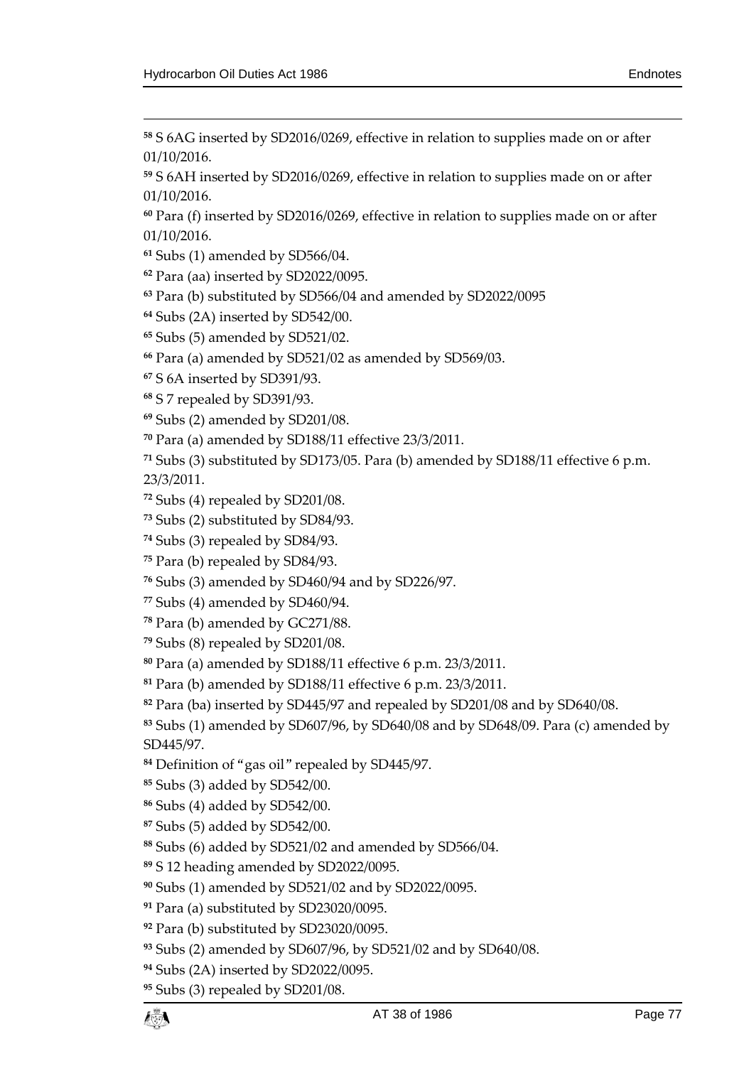[58] S 6AG inserted by SD2016/0269, effective in relation to supplies made on or after 01/10/2016.

[59] S 6AH inserted by SD2016/0269, effective in relation to supplies made on or after 01/10/2016.

[60] Para (f) inserted by SD2016/0269, effective in relation to supplies made on or after 01/10/2016.

[61] Subs (1) amended by SD566/04.

[62] Para (aa) inserted by SD2022/0095.

[63] Para (b) substituted by SD566/04 and amended by SD2022/0095

[64] Subs (2A) inserted by SD542/00.

[65] Subs (5) amended by SD521/02.

[66] Para (a) amended by SD521/02 as amended by SD569/03.

[67] S 6A inserted by SD391/93.

[68] S 7 repealed by SD391/93.

[69] Subs (2) amended by SD201/08.

[70] Para (a) amended by SD188/11 effective 23/3/2011.

[71] Subs (3) substituted by SD173/05. Para (b) amended by SD188/11 effective 6 p.m. 23/3/2011.

[72] Subs (4) repealed by SD201/08.

[73] Subs (2) substituted by SD84/93.

[74] Subs (3) repealed by SD84/93.

[75] Para (b) repealed by SD84/93.

[76] Subs (3) amended by SD460/94 and by SD226/97.

[77] Subs (4) amended by SD460/94.

[78] Para (b) amended by GC271/88.

[79] Subs (8) repealed by SD201/08.

[80] Para (a) amended by SD188/11 effective 6 p.m. 23/3/2011.

[81] Para (b) amended by SD188/11 effective 6 p.m. 23/3/2011.

[82] Para (ba) inserted by SD445/97 and repealed by SD201/08 and by SD640/08.

[83] Subs (1) amended by SD607/96, by SD640/08 and by SD648/09. Para (c) amended by SD445/97.

[84] Definition of "gas oil" repealed by SD445/97.

[85] Subs (3) added by SD542/00.

[86] Subs (4) added by SD542/00.

[87] Subs (5) added by SD542/00.

[88] Subs (6) added by SD521/02 and amended by SD566/04.

[89] S 12 heading amended by SD2022/0095.

[90] Subs (1) amended by SD521/02 and by SD2022/0095.

[91] Para (a) substituted by SD23020/0095.

[92] Para (b) substituted by SD23020/0095.

[93] Subs (2) amended by SD607/96, by SD521/02 and by SD640/08.

[94] Subs (2A) inserted by SD2022/0095.

[95] Subs (3) repealed by SD201/08.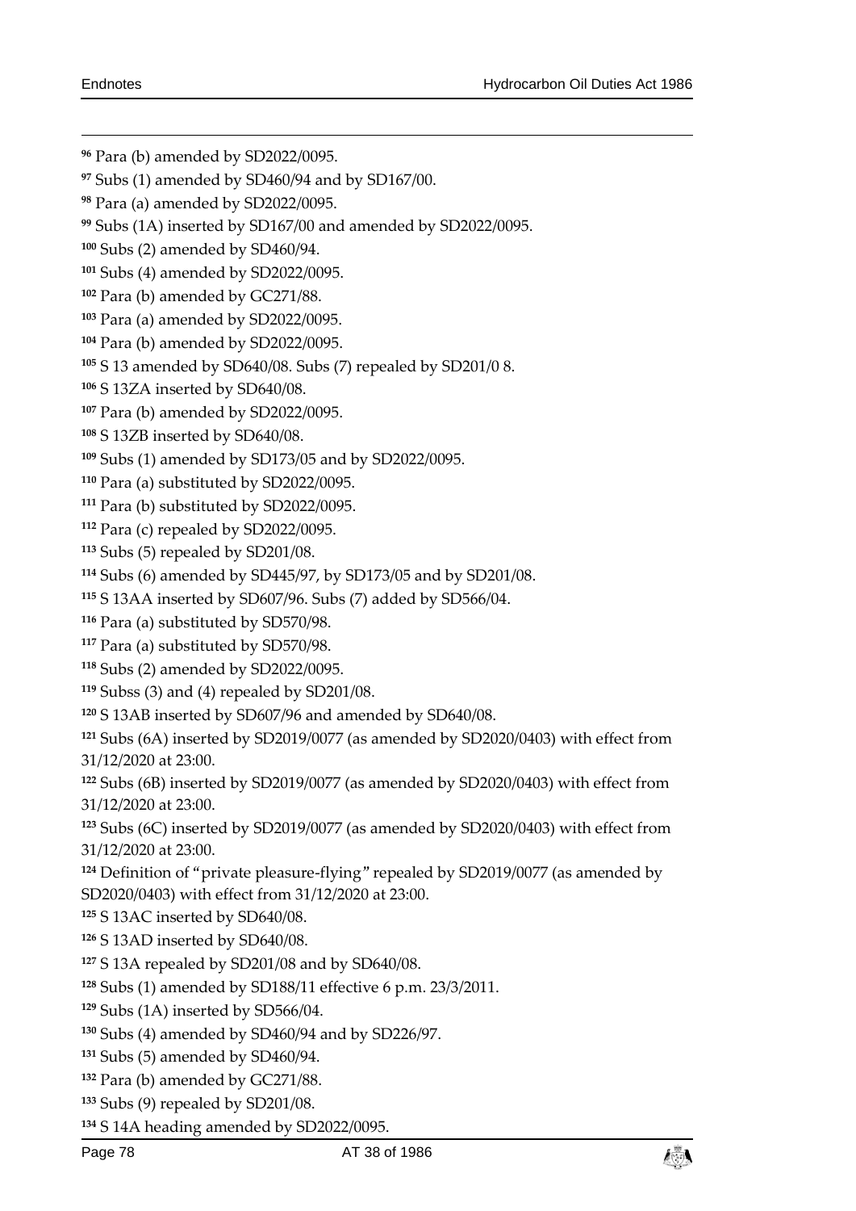[96] Para (b) amended by SD2022/0095.

[97] Subs (1) amended by SD460/94 and by SD167/00.

[98] Para (a) amended by SD2022/0095.

[99] Subs (1A) inserted by SD167/00 and amended by SD2022/0095.

[100] Subs (2) amended by SD460/94.

[101] Subs (4) amended by SD2022/0095.

[102] Para (b) amended by GC271/88.

[103] Para (a) amended by SD2022/0095.

[104] Para (b) amended by SD2022/0095.

[105] S 13 amended by SD640/08. Subs (7) repealed by SD201/0 8.

[106] S 13ZA inserted by SD640/08.

[107] Para (b) amended by SD2022/0095.

[108] S 13ZB inserted by SD640/08.

[109] Subs (1) amended by SD173/05 and by SD2022/0095.

[110] Para (a) substituted by SD2022/0095.

[111] Para (b) substituted by SD2022/0095.

[112] Para (c) repealed by SD2022/0095.

[113] Subs (5) repealed by SD201/08.

[114] Subs (6) amended by SD445/97, by SD173/05 and by SD201/08.

[115] S 13AA inserted by SD607/96. Subs (7) added by SD566/04.

[116] Para (a) substituted by SD570/98.

[117] Para (a) substituted by SD570/98.

[118] Subs (2) amended by SD2022/0095.

[119] Subss (3) and (4) repealed by SD201/08.

[120] S 13AB inserted by SD607/96 and amended by SD640/08.

[121] Subs (6A) inserted by SD2019/0077 (as amended by SD2020/0403) with effect from 31/12/2020 at 23:00.

[122] Subs (6B) inserted by SD2019/0077 (as amended by SD2020/0403) with effect from 31/12/2020 at 23:00.

[123] Subs (6C) inserted by SD2019/0077 (as amended by SD2020/0403) with effect from 31/12/2020 at 23:00.

[124] Definition of "private pleasure-flying" repealed by SD2019/0077 (as amended by SD2020/0403) with effect from 31/12/2020 at 23:00.

[125] S 13AC inserted by SD640/08.

[126] S 13AD inserted by SD640/08.

[127] S 13A repealed by SD201/08 and by SD640/08.

[128] Subs (1) amended by SD188/11 effective 6 p.m. 23/3/2011.

[129] Subs (1A) inserted by SD566/04.

[130] Subs (4) amended by SD460/94 and by SD226/97.

[131] Subs (5) amended by SD460/94.

[132] Para (b) amended by GC271/88.

[133] Subs (9) repealed by SD201/08.

[134] S 14A heading amended by SD2022/0095.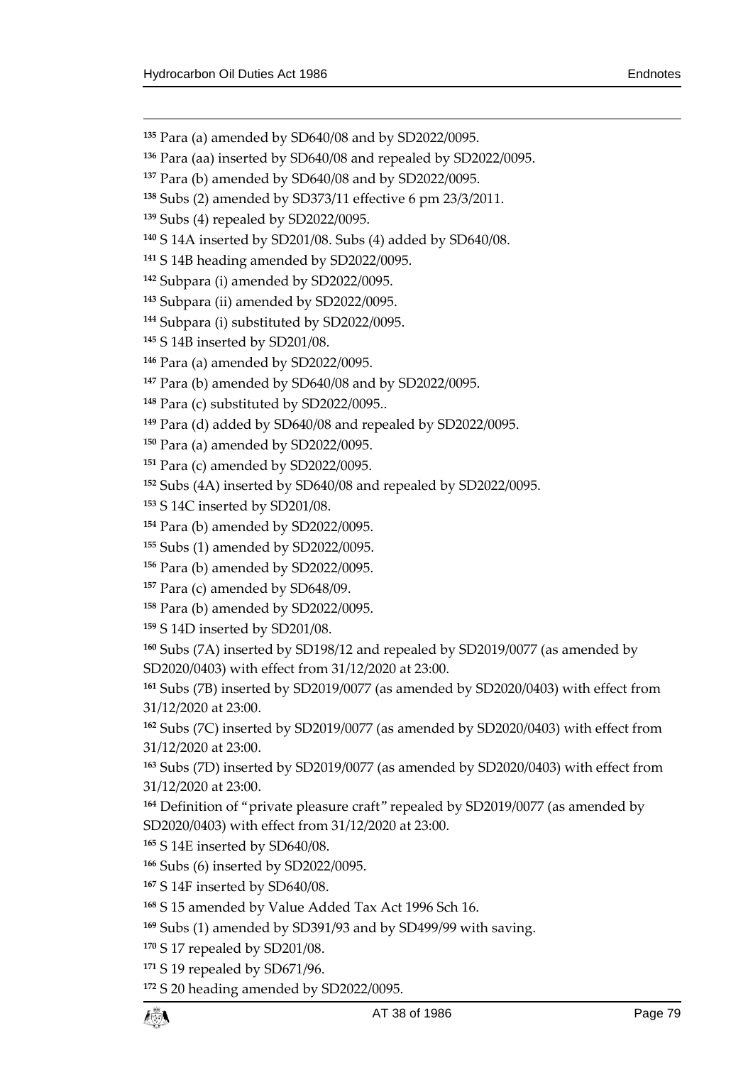[135] Para (a) amended by SD640/08 and by SD2022/0095.

[136] Para (aa) inserted by SD640/08 and repealed by SD2022/0095.

[137] Para (b) amended by SD640/08 and by SD2022/0095.

[138] Subs (2) amended by SD373/11 effective 6 pm 23/3/2011.

[139] Subs (4) repealed by SD2022/0095.

[140] S 14A inserted by SD201/08. Subs (4) added by SD640/08.

[141] S 14B heading amended by SD2022/0095.

[142] Subpara (i) amended by SD2022/0095.

[143] Subpara (ii) amended by SD2022/0095.

[144] Subpara (i) substituted by SD2022/0095.

[145] S 14B inserted by SD201/08.

[146] Para (a) amended by SD2022/0095.

[147] Para (b) amended by SD640/08 and by SD2022/0095.

[148] Para (c) substituted by SD2022/0095..

[149] Para (d) added by SD640/08 and repealed by SD2022/0095.

[150] Para (a) amended by SD2022/0095.

[151] Para (c) amended by SD2022/0095.

[152] Subs (4A) inserted by SD640/08 and repealed by SD2022/0095.

[153] S 14C inserted by SD201/08.

[154] Para (b) amended by SD2022/0095.

[155] Subs (1) amended by SD2022/0095.

[156] Para (b) amended by SD2022/0095.

[157] Para (c) amended by SD648/09.

[158] Para (b) amended by SD2022/0095.

[159] S 14D inserted by SD201/08.

[160] Subs (7A) inserted by SD198/12 and repealed by SD2019/0077 (as amended by SD2020/0403) with effect from 31/12/2020 at 23:00.

[161] Subs (7B) inserted by SD2019/0077 (as amended by SD2020/0403) with effect from 31/12/2020 at 23:00.

[162] Subs (7C) inserted by SD2019/0077 (as amended by SD2020/0403) with effect from 31/12/2020 at 23:00.

[163] Subs (7D) inserted by SD2019/0077 (as amended by SD2020/0403) with effect from 31/12/2020 at 23:00.

[164] Definition of "private pleasure craft" repealed by SD2019/0077 (as amended by SD2020/0403) with effect from 31/12/2020 at 23:00.

[165] S 14E inserted by SD640/08.

[166] Subs (6) inserted by SD2022/0095.

[167] S 14F inserted by SD640/08.

[168] S 15 amended by Value Added Tax Act 1996 Sch 16.

[169] Subs (1) amended by SD391/93 and by SD499/99 with saving.

[170] S 17 repealed by SD201/08.

[171] S 19 repealed by SD671/96.

[172] S 20 heading amended by SD2022/0095.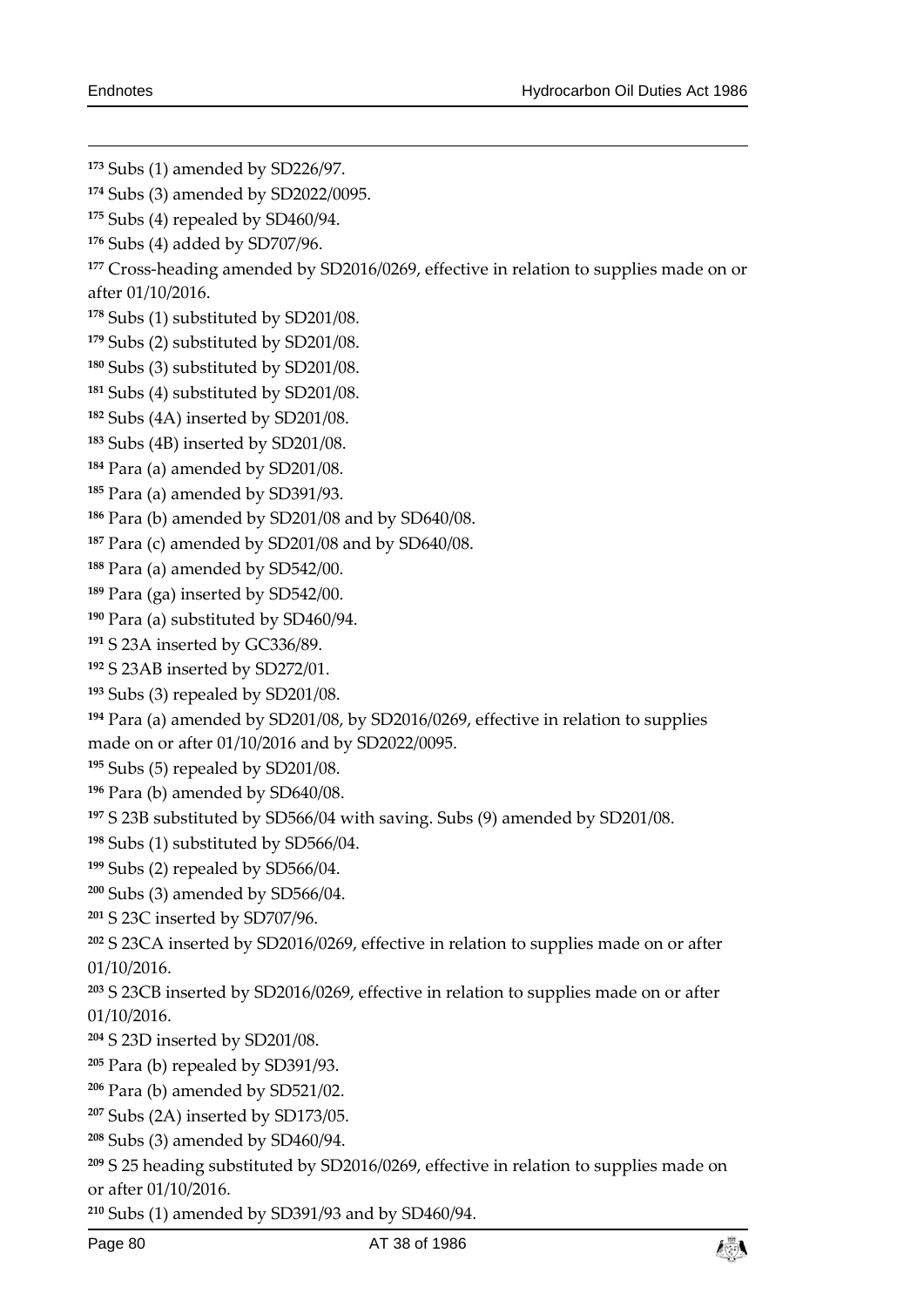[173] Subs (1) amended by SD226/97.

[174] Subs (3) amended by SD2022/0095.

[175] Subs (4) repealed by SD460/94.

[176] Subs (4) added by SD707/96.

[177] Cross-heading amended by SD2016/0269, effective in relation to supplies made on or after 01/10/2016.

[178] Subs (1) substituted by SD201/08.

[179] Subs (2) substituted by SD201/08.

[180] Subs (3) substituted by SD201/08.

[181] Subs (4) substituted by SD201/08.

[182] Subs (4A) inserted by SD201/08.

[183] Subs (4B) inserted by SD201/08.

[184] Para (a) amended by SD201/08.

[185] Para (a) amended by SD391/93.

[186] Para (b) amended by SD201/08 and by SD640/08.

[187] Para (c) amended by SD201/08 and by SD640/08.

[188] Para (a) amended by SD542/00.

[189] Para (ga) inserted by SD542/00.

[190] Para (a) substituted by SD460/94.

[191] S 23A inserted by GC336/89.

[192] S 23AB inserted by SD272/01.

[193] Subs (3) repealed by SD201/08.

[194] Para (a) amended by SD201/08, by SD2016/0269, effective in relation to supplies made on or after 01/10/2016 and by SD2022/0095.

[195] Subs (5) repealed by SD201/08.

[196] Para (b) amended by SD640/08.

[197] S 23B substituted by SD566/04 with saving. Subs (9) amended by SD201/08.

[198] Subs (1) substituted by SD566/04.

[199] Subs (2) repealed by SD566/04.

[200] Subs (3) amended by SD566/04.

[201] S 23C inserted by SD707/96.

[202] S 23CA inserted by SD2016/0269, effective in relation to supplies made on or after 01/10/2016.

[203] S 23CB inserted by SD2016/0269, effective in relation to supplies made on or after 01/10/2016.

[204] S 23D inserted by SD201/08.

[205] Para (b) repealed by SD391/93.

[206] Para (b) amended by SD521/02.

[207] Subs (2A) inserted by SD173/05.

[208] Subs (3) amended by SD460/94.

[209] S 25 heading substituted by SD2016/0269, effective in relation to supplies made on or after 01/10/2016.

[210] Subs (1) amended by SD391/93 and by SD460/94.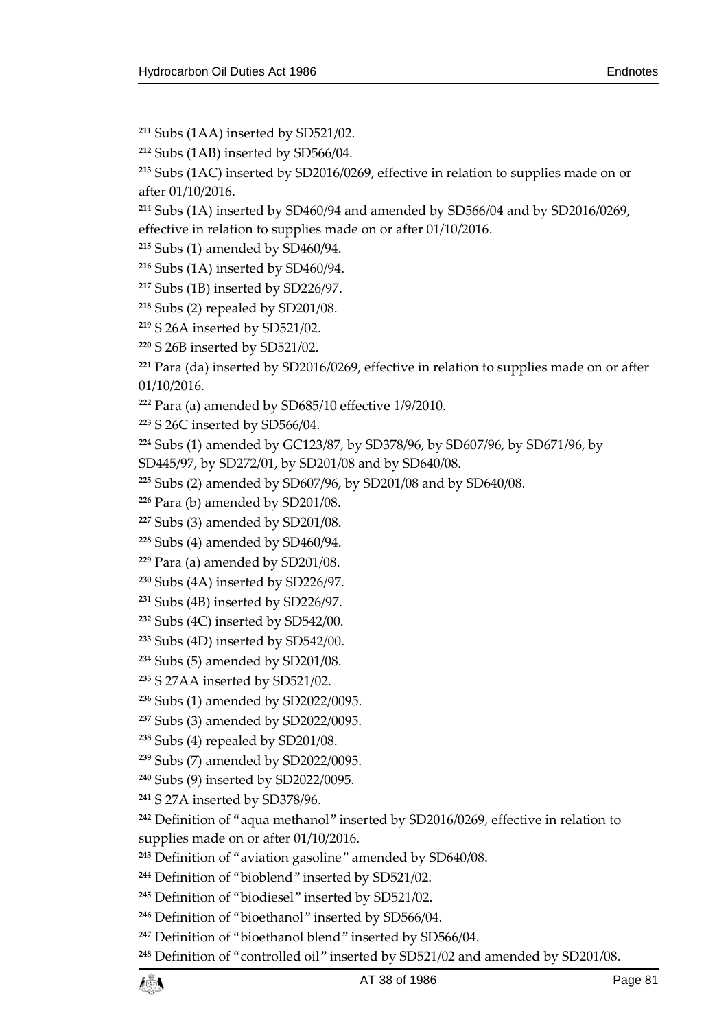[211] Subs (1AA) inserted by SD521/02.

[212] Subs (1AB) inserted by SD566/04.

[213] Subs (1AC) inserted by SD2016/0269, effective in relation to supplies made on or after 01/10/2016.

[214] Subs (1A) inserted by SD460/94 and amended by SD566/04 and by SD2016/0269, effective in relation to supplies made on or after 01/10/2016.

[215] Subs (1) amended by SD460/94.

[216] Subs (1A) inserted by SD460/94.

[217] Subs (1B) inserted by SD226/97.

[218] Subs (2) repealed by SD201/08.

[219] S 26A inserted by SD521/02.

[220] S 26B inserted by SD521/02.

[221] Para (da) inserted by SD2016/0269, effective in relation to supplies made on or after 01/10/2016.

[222] Para (a) amended by SD685/10 effective 1/9/2010.

[223] S 26C inserted by SD566/04.

[224] Subs (1) amended by GC123/87, by SD378/96, by SD607/96, by SD671/96, by SD445/97, by SD272/01, by SD201/08 and by SD640/08.

[225] Subs (2) amended by SD607/96, by SD201/08 and by SD640/08.

[226] Para (b) amended by SD201/08.

[227] Subs (3) amended by SD201/08.

[228] Subs (4) amended by SD460/94.

[229] Para (a) amended by SD201/08.

[230] Subs (4A) inserted by SD226/97.

[231] Subs (4B) inserted by SD226/97.

[232] Subs (4C) inserted by SD542/00.

[233] Subs (4D) inserted by SD542/00.

[234] Subs (5) amended by SD201/08.

[235] S 27AA inserted by SD521/02.

[236] Subs (1) amended by SD2022/0095.

[237] Subs (3) amended by SD2022/0095.

[238] Subs (4) repealed by SD201/08.

[239] Subs (7) amended by SD2022/0095.

[240] Subs (9) inserted by SD2022/0095.

[241] S 27A inserted by SD378/96.

[242] Definition of "aqua methanol" inserted by SD2016/0269, effective in relation to supplies made on or after 01/10/2016.

[243] Definition of "aviation gasoline" amended by SD640/08.

[244] Definition of "bioblend" inserted by SD521/02.

[245] Definition of "biodiesel" inserted by SD521/02.

[246] Definition of "bioethanol" inserted by SD566/04.

[247] Definition of "bioethanol blend" inserted by SD566/04.

[248] Definition of "controlled oil" inserted by SD521/02 and amended by SD201/08.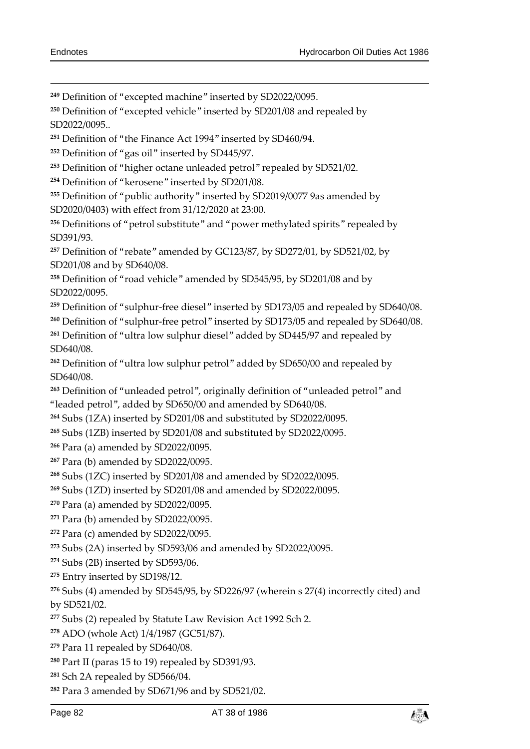[249] Definition of "excepted machine" inserted by SD2022/0095.

[250] Definition of "excepted vehicle" inserted by SD201/08 and repealed by SD2022/0095..

[251] Definition of "the Finance Act 1994" inserted by SD460/94.

[252] Definition of "gas oil" inserted by SD445/97.

[253] Definition of "higher octane unleaded petrol" repealed by SD521/02.

[254] Definition of "kerosene" inserted by SD201/08.

[255] Definition of "public authority" inserted by SD2019/0077 9as amended by SD2020/0403) with effect from 31/12/2020 at 23:00.

[256] Definitions of "petrol substitute" and "power methylated spirits" repealed by SD391/93.

[257] Definition of "rebate" amended by GC123/87, by SD272/01, by SD521/02, by SD201/08 and by SD640/08.

[258] Definition of "road vehicle" amended by SD545/95, by SD201/08 and by SD2022/0095.

[259] Definition of "sulphur-free diesel" inserted by SD173/05 and repealed by SD640/08.

[260] Definition of "sulphur-free petrol" inserted by SD173/05 and repealed by SD640/08.

[261] Definition of "ultra low sulphur diesel" added by SD445/97 and repealed by SD640/08.

[262] Definition of "ultra low sulphur petrol" added by SD650/00 and repealed by SD640/08.

[263] Definition of "unleaded petrol", originally definition of "unleaded petrol" and "leaded petrol", added by SD650/00 and amended by SD640/08.

[264] Subs (1ZA) inserted by SD201/08 and substituted by SD2022/0095.

[265] Subs (1ZB) inserted by SD201/08 and substituted by SD2022/0095.

[266] Para (a) amended by SD2022/0095.

[267] Para (b) amended by SD2022/0095.

[268] Subs (1ZC) inserted by SD201/08 and amended by SD2022/0095.

[269] Subs (1ZD) inserted by SD201/08 and amended by SD2022/0095.

[270] Para (a) amended by SD2022/0095.

[271] Para (b) amended by SD2022/0095.

[272] Para (c) amended by SD2022/0095.

[273] Subs (2A) inserted by SD593/06 and amended by SD2022/0095.

[274] Subs (2B) inserted by SD593/06.

[275] Entry inserted by SD198/12.

[276] Subs (4) amended by SD545/95, by SD226/97 (wherein s 27(4) incorrectly cited) and by SD521/02.

[277] Subs (2) repealed by Statute Law Revision Act 1992 Sch 2.

[278] ADO (whole Act) 1/4/1987 (GC51/87).

[279] Para 11 repealed by SD640/08.

[280] Part II (paras 15 to 19) repealed by SD391/93.

[281] Sch 2A repealed by SD566/04.

[282] Para 3 amended by SD671/96 and by SD521/02.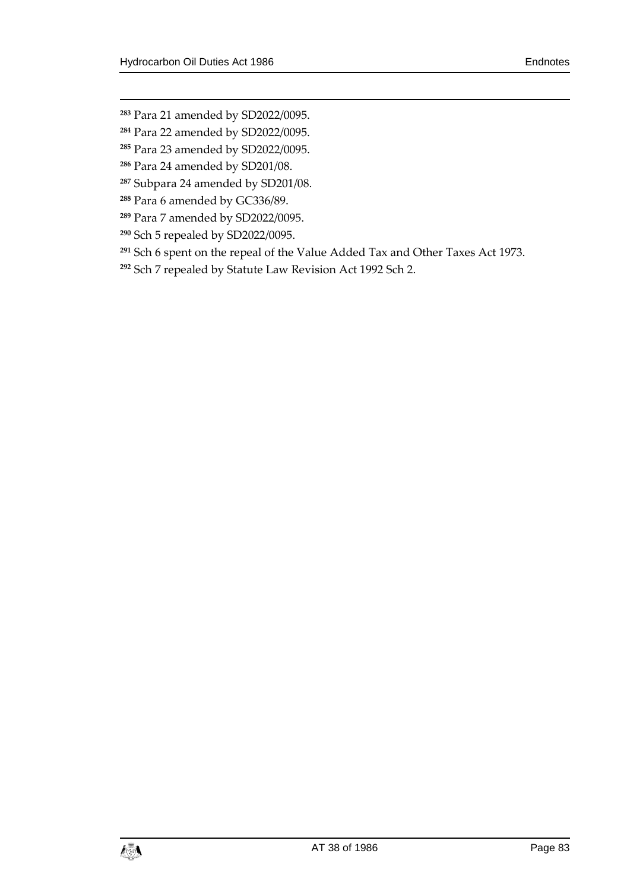[283] Para 21 amended by SD2022/0095.

[284] Para 22 amended by SD2022/0095.

[285] Para 23 amended by SD2022/0095.

[286] Para 24 amended by SD201/08.

[287] Subpara 24 amended by SD201/08.

[288] Para 6 amended by GC336/89.

[289] Para 7 amended by SD2022/0095.

[290] Sch 5 repealed by SD2022/0095.

[291] Sch 6 spent on the repeal of the Value Added Tax and Other Taxes Act 1973.

[292] Sch 7 repealed by Statute Law Revision Act 1992 Sch 2.